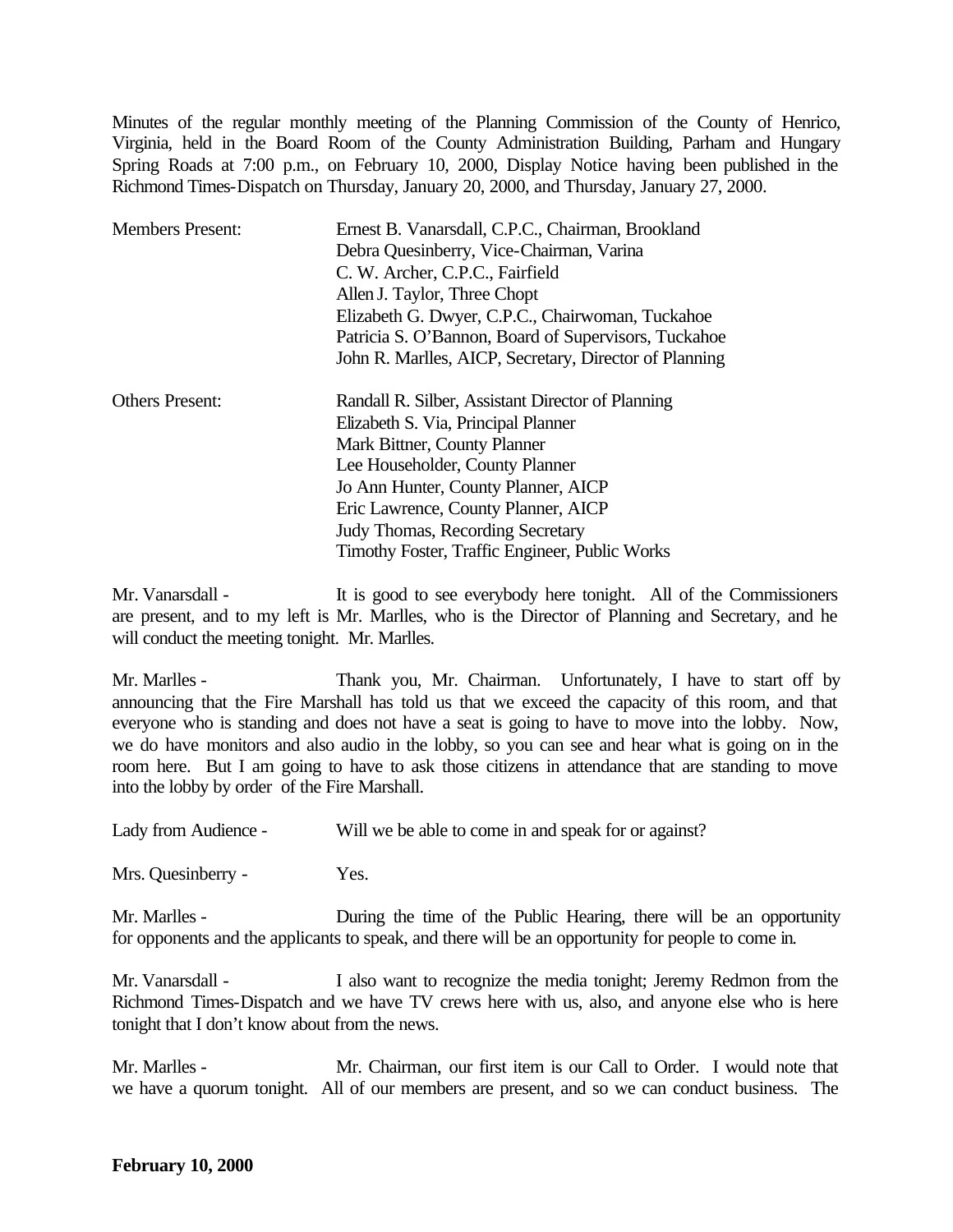Minutes of the regular monthly meeting of the Planning Commission of the County of Henrico, Virginia, held in the Board Room of the County Administration Building, Parham and Hungary Spring Roads at 7:00 p.m., on February 10, 2000, Display Notice having been published in the Richmond Times-Dispatch on Thursday, January 20, 2000, and Thursday, January 27, 2000.

| | |
|---|---|
| Members Present: | Ernest B. Vanarsdall, C.P.C., Chairman, Brookland<br>Debra Quesinberry, Vice-Chairman, Varina<br>C. W. Archer, C.P.C., Fairfield<br>Allen J. Taylor, Three Chopt<br>Elizabeth G. Dwyer, C.P.C., Chairwoman, Tuckahoe<br>Patricia S. O'Bannon, Board of Supervisors, Tuckahoe<br>John R. Marlles, AICP, Secretary, Director of Planning |
| Others Present: | Randall R. Silber, Assistant Director of Planning<br>Elizabeth S. Via, Principal Planner<br>Mark Bittner, County Planner<br>Lee Householder, County Planner<br>Jo Ann Hunter, County Planner, AICP<br>Eric Lawrence, County Planner, AICP<br>Judy Thomas, Recording Secretary<br>Timothy Foster, Traffic Engineer, Public Works |

Mr. Vanarsdall - It is good to see everybody here tonight. All of the Commissioners are present, and to my left is Mr. Marlles, who is the Director of Planning and Secretary, and he will conduct the meeting tonight. Mr. Marlles.

Mr. Marlles - Thank you, Mr. Chairman. Unfortunately, I have to start off by announcing that the Fire Marshall has told us that we exceed the capacity of this room, and that everyone who is standing and does not have a seat is going to have to move into the lobby. Now, we do have monitors and also audio in the lobby, so you can see and hear what is going on in the room here. But I am going to have to ask those citizens in attendance that are standing to move into the lobby by order of the Fire Marshall.

Lady from Audience - Will we be able to come in and speak for or against?

Mrs. Quesinberry - Yes.

Mr. Marlles - During the time of the Public Hearing, there will be an opportunity for opponents and the applicants to speak, and there will be an opportunity for people to come in.

Mr. Vanarsdall - I also want to recognize the media tonight; Jeremy Redmon from the Richmond Times-Dispatch and we have TV crews here with us, also, and anyone else who is here tonight that I don't know about from the news.

Mr. Marlles - Mr. Chairman, our first item is our Call to Order. I would note that we have a quorum tonight. All of our members are present, and so we can conduct business. The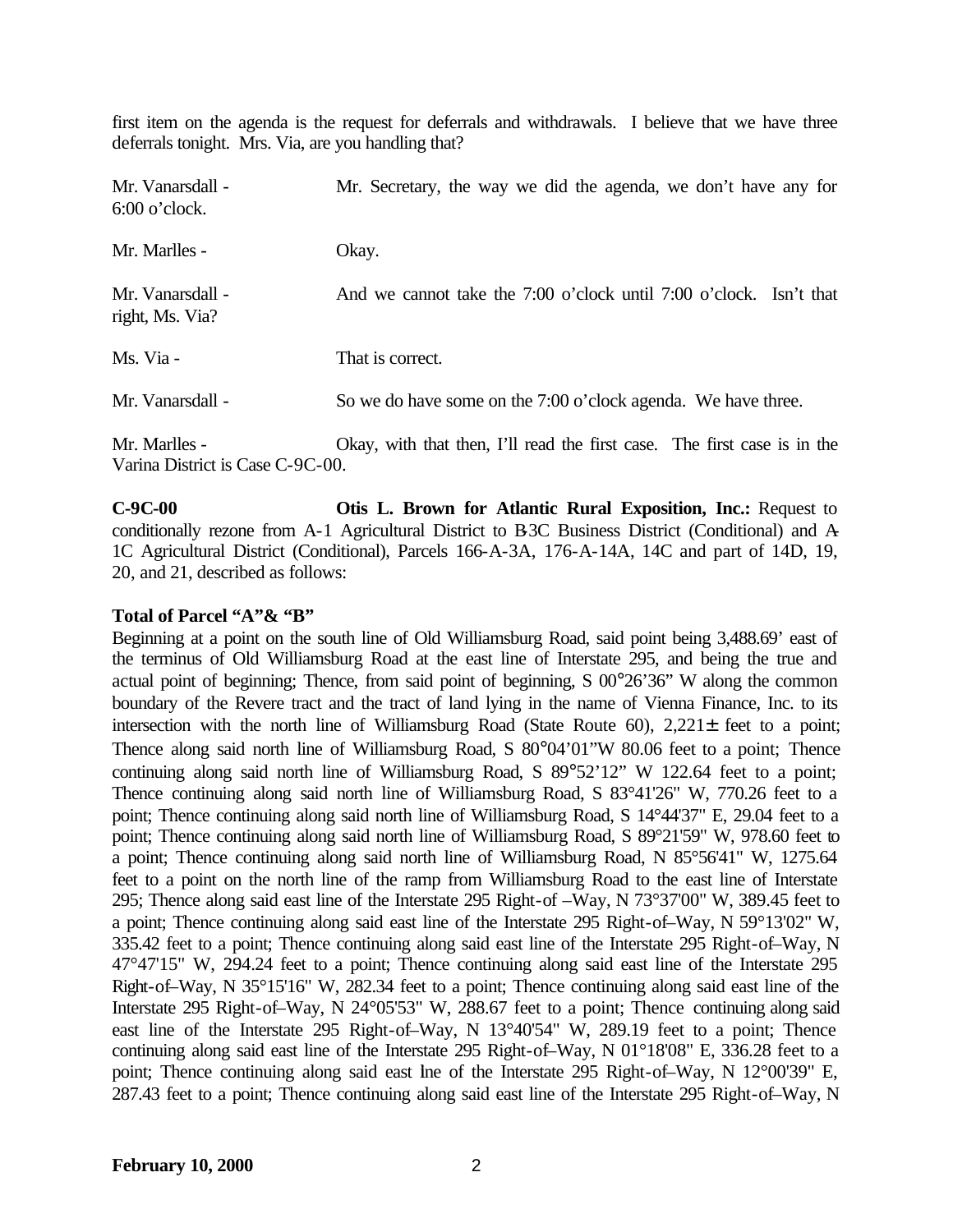first item on the agenda is the request for deferrals and withdrawals. I believe that we have three deferrals tonight. Mrs. Via, are you handling that?

Mr. Vanarsdall - Mr. Secretary, the way we did the agenda, we don't have any for 6:00 o'clock.

Mr. Marlles - Okay.

Mr. Vanarsdall - And we cannot take the 7:00 o'clock until 7:00 o'clock. Isn't that right, Ms. Via?

Ms. Via - That is correct.

Mr. Vanarsdall - So we do have some on the 7:00 o'clock agenda. We have three.

Mr. Marlles - Okay, with that then, I'll read the first case. The first case is in the Varina District is Case C-9C-00.

**C-9C-00 Otis L. Brown for Atlantic Rural Exposition, Inc.:** Request to conditionally rezone from A-1 Agricultural District to B-3C Business District (Conditional) and A-1C Agricultural District (Conditional), Parcels 166-A-3A, 176-A-14A, 14C and part of 14D, 19, 20, and 21, described as follows:

**Total of Parcel "A"& "B"**

Beginning at a point on the south line of Old Williamsburg Road, said point being 3,488.69' east of the terminus of Old Williamsburg Road at the east line of Interstate 295, and being the true and actual point of beginning; Thence, from said point of beginning, S 00°26'36" W along the common boundary of the Revere tract and the tract of land lying in the name of Vienna Finance, Inc. to its intersection with the north line of Williamsburg Road (State Route 60), 2,221± feet to a point; Thence along said north line of Williamsburg Road, S 80°04'01"W 80.06 feet to a point; Thence continuing along said north line of Williamsburg Road, S 89°52'12" W 122.64 feet to a point; Thence continuing along said north line of Williamsburg Road, S 83°41'26" W, 770.26 feet to a point; Thence continuing along said north line of Williamsburg Road, S 14°44'37" E, 29.04 feet to a point; Thence continuing along said north line of Williamsburg Road, S 89°21'59" W, 978.60 feet to a point; Thence continuing along said north line of Williamsburg Road, N 85°56'41" W, 1275.64 feet to a point on the north line of the ramp from Williamsburg Road to the east line of Interstate 295; Thence along said east line of the Interstate 295 Right-of –Way, N 73°37'00" W, 389.45 feet to a point; Thence continuing along said east line of the Interstate 295 Right-of–Way, N 59°13'02" W, 335.42 feet to a point; Thence continuing along said east line of the Interstate 295 Right-of–Way, N 47°47'15" W, 294.24 feet to a point; Thence continuing along said east line of the Interstate 295 Right-of–Way, N 35°15'16" W, 282.34 feet to a point; Thence continuing along said east line of the Interstate 295 Right-of–Way, N 24°05'53" W, 288.67 feet to a point; Thence continuing along said east line of the Interstate 295 Right-of–Way, N 13°40'54" W, 289.19 feet to a point; Thence continuing along said east line of the Interstate 295 Right-of–Way, N 01°18'08" E, 336.28 feet to a point; Thence continuing along said east line of the Interstate 295 Right-of–Way, N 12°00'39" E, 287.43 feet to a point; Thence continuing along said east line of the Interstate 295 Right-of–Way, N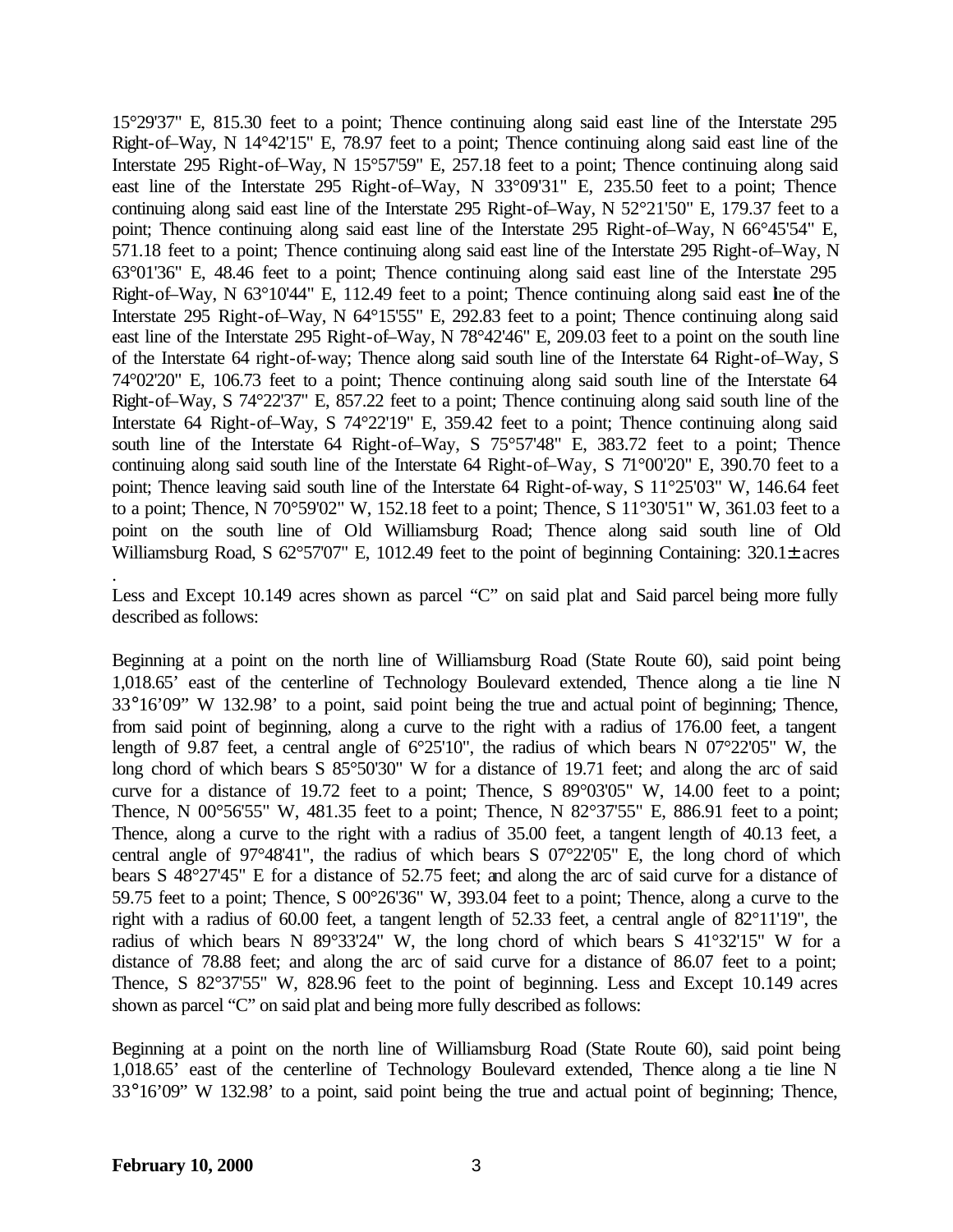15°29'37" E, 815.30 feet to a point; Thence continuing along said east line of the Interstate 295 Right-of–Way, N 14°42'15" E, 78.97 feet to a point; Thence continuing along said east line of the Interstate 295 Right-of–Way, N 15°57'59" E, 257.18 feet to a point; Thence continuing along said east line of the Interstate 295 Right-of–Way, N 33°09'31" E, 235.50 feet to a point; Thence continuing along said east line of the Interstate 295 Right-of–Way, N 52°21'50" E, 179.37 feet to a point; Thence continuing along said east line of the Interstate 295 Right-of–Way, N 66°45'54" E, 571.18 feet to a point; Thence continuing along said east line of the Interstate 295 Right-of–Way, N 63°01'36" E, 48.46 feet to a point; Thence continuing along said east line of the Interstate 295 Right-of–Way, N 63°10'44" E, 112.49 feet to a point; Thence continuing along said east line of the Interstate 295 Right-of–Way, N 64°15'55" E, 292.83 feet to a point; Thence continuing along said east line of the Interstate 295 Right-of–Way, N 78°42'46" E, 209.03 feet to a point on the south line of the Interstate 64 right-of-way; Thence along said south line of the Interstate 64 Right-of–Way, S 74°02'20" E, 106.73 feet to a point; Thence continuing along said south line of the Interstate 64 Right-of–Way, S 74°22'37" E, 857.22 feet to a point; Thence continuing along said south line of the Interstate 64 Right-of–Way, S 74°22'19" E, 359.42 feet to a point; Thence continuing along said south line of the Interstate 64 Right-of–Way, S 75°57'48" E, 383.72 feet to a point; Thence continuing along said south line of the Interstate 64 Right-of-way, S 71°00'20" E, 390.70 feet to a point; Thence leaving said south line of the Interstate 64 Right-of-way, S 11°25'03" W, 146.64 feet to a point; Thence, N 70°59'02" W, 152.18 feet to a point; Thence, S 11°30'51" W, 361.03 feet to a point on the south line of Old Williamsburg Road; Thence along said south line of Old Williamsburg Road, S 62°57'07" E, 1012.49 feet to the point of beginning Containing: 320.1± acres .

Less and Except 10.149 acres shown as parcel "C" on said plat and Said parcel being more fully described as follows:

Beginning at a point on the north line of Williamsburg Road (State Route 60), said point being 1,018.65' east of the centerline of Technology Boulevard extended, Thence along a tie line N 33°16'09" W 132.98' to a point, said point being the true and actual point of beginning; Thence, from said point of beginning, along a curve to the right with a radius of 176.00 feet, a tangent length of 9.87 feet, a central angle of 6°25'10", the radius of which bears N 07°22'05" W, the long chord of which bears S 85°50'30" W for a distance of 19.71 feet; and along the arc of said curve for a distance of 19.72 feet to a point; Thence, S 89°03'05" W, 14.00 feet to a point; Thence, N 00°56'55" W, 481.35 feet to a point; Thence, N 82°37'55" E, 886.91 feet to a point; Thence, along a curve to the right with a radius of 35.00 feet, a tangent length of 40.13 feet, a central angle of 97°48'41", the radius of which bears S 07°22'05" E, the long chord of which bears S 48°27'45" E for a distance of 52.75 feet; and along the arc of said curve for a distance of 59.75 feet to a point; Thence, S 00°26'36" W, 393.04 feet to a point; Thence, along a curve to the right with a radius of 60.00 feet, a tangent length of 52.33 feet, a central angle of 82°11'19", the radius of which bears N 89°33'24" W, the long chord of which bears S 41°32'15" W for a distance of 78.88 feet; and along the arc of said curve for a distance of 86.07 feet to a point; Thence, S 82°37'55" W, 828.96 feet to the point of beginning. Less and Except 10.149 acres shown as parcel "C" on said plat and being more fully described as follows:

Beginning at a point on the north line of Williamsburg Road (State Route 60), said point being 1,018.65' east of the centerline of Technology Boulevard extended, Thence along a tie line N 33°16'09" W 132.98' to a point, said point being the true and actual point of beginning; Thence,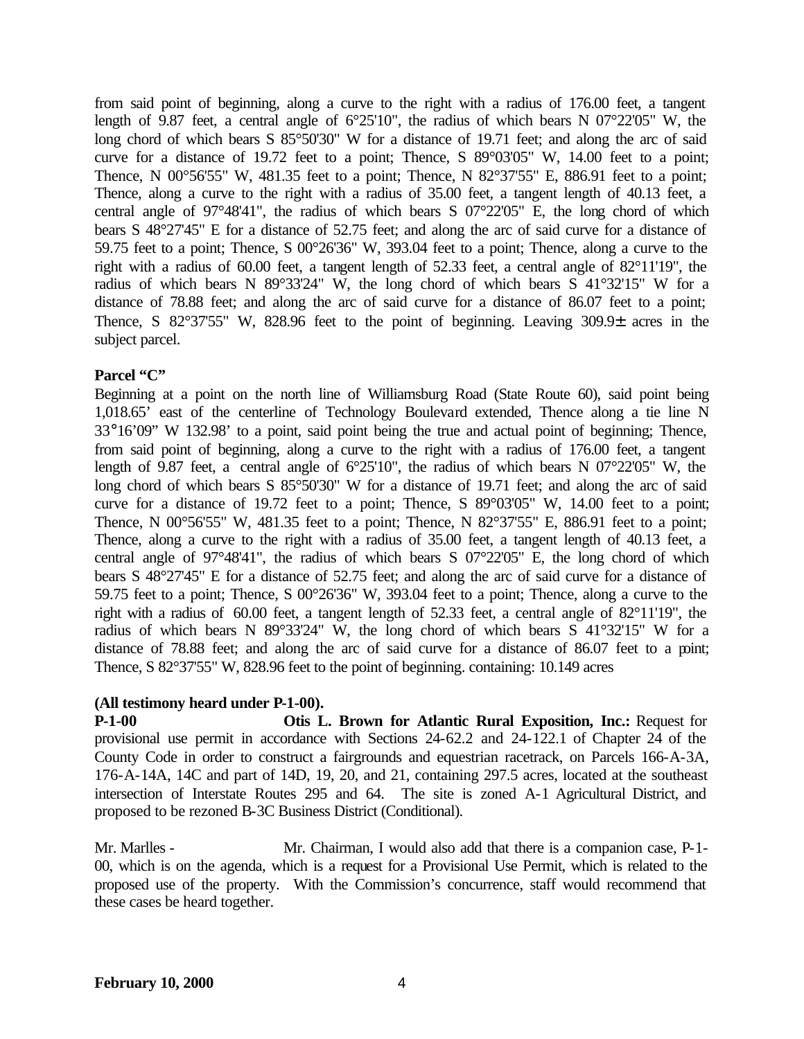from said point of beginning, along a curve to the right with a radius of 176.00 feet, a tangent length of 9.87 feet, a central angle of 6°25'10", the radius of which bears N 07°22'05" W, the long chord of which bears S 85°50'30" W for a distance of 19.71 feet; and along the arc of said curve for a distance of 19.72 feet to a point; Thence, S 89°03'05" W, 14.00 feet to a point; Thence, N 00°56'55" W, 481.35 feet to a point; Thence, N 82°37'55" E, 886.91 feet to a point; Thence, along a curve to the right with a radius of 35.00 feet, a tangent length of 40.13 feet, a central angle of 97°48'41", the radius of which bears S 07°22'05" E, the long chord of which bears S 48°27'45" E for a distance of 52.75 feet; and along the arc of said curve for a distance of 59.75 feet to a point; Thence, S 00°26'36" W, 393.04 feet to a point; Thence, along a curve to the right with a radius of 60.00 feet, a tangent length of 52.33 feet, a central angle of 82°11'19", the radius of which bears N 89°33'24" W, the long chord of which bears S 41°32'15" W for a distance of 78.88 feet; and along the arc of said curve for a distance of 86.07 feet to a point; Thence, S 82°37'55" W, 828.96 feet to the point of beginning. Leaving 309.9± acres in the subject parcel.

**Parcel "C"**

Beginning at a point on the north line of Williamsburg Road (State Route 60), said point being 1,018.65' east of the centerline of Technology Boulevard extended, Thence along a tie line N 33°16'09" W 132.98' to a point, said point being the true and actual point of beginning; Thence, from said point of beginning, along a curve to the right with a radius of 176.00 feet, a tangent length of 9.87 feet, a central angle of 6°25'10", the radius of which bears N 07°22'05" W, the long chord of which bears S 85°50'30" W for a distance of 19.71 feet; and along the arc of said curve for a distance of 19.72 feet to a point; Thence, S 89°03'05" W, 14.00 feet to a point; Thence, N 00°56'55" W, 481.35 feet to a point; Thence, N 82°37'55" E, 886.91 feet to a point; Thence, along a curve to the right with a radius of 35.00 feet, a tangent length of 40.13 feet, a central angle of 97°48'41", the radius of which bears S 07°22'05" E, the long chord of which bears S 48°27'45" E for a distance of 52.75 feet; and along the arc of said curve for a distance of 59.75 feet to a point; Thence, S 00°26'36" W, 393.04 feet to a point; Thence, along a curve to the right with a radius of 60.00 feet, a tangent length of 52.33 feet, a central angle of 82°11'19", the radius of which bears N 89°33'24" W, the long chord of which bears S 41°32'15" W for a distance of 78.88 feet; and along the arc of said curve for a distance of 86.07 feet to a point; Thence, S 82°37'55" W, 828.96 feet to the point of beginning. containing: 10.149 acres

**(All testimony heard under P-1-00).**

**P-1-00** **Otis L. Brown for Atlantic Rural Exposition, Inc.:** Request for provisional use permit in accordance with Sections 24-62.2 and 24-122.1 of Chapter 24 of the County Code in order to construct a fairgrounds and equestrian racetrack, on Parcels 166-A-3A, 176-A-14A, 14C and part of 14D, 19, 20, and 21, containing 297.5 acres, located at the southeast intersection of Interstate Routes 295 and 64. The site is zoned A-1 Agricultural District, and proposed to be rezoned B-3C Business District (Conditional).

Mr. Marlles - Mr. Chairman, I would also add that there is a companion case, P-1-00, which is on the agenda, which is a request for a Provisional Use Permit, which is related to the proposed use of the property. With the Commission's concurrence, staff would recommend that these cases be heard together.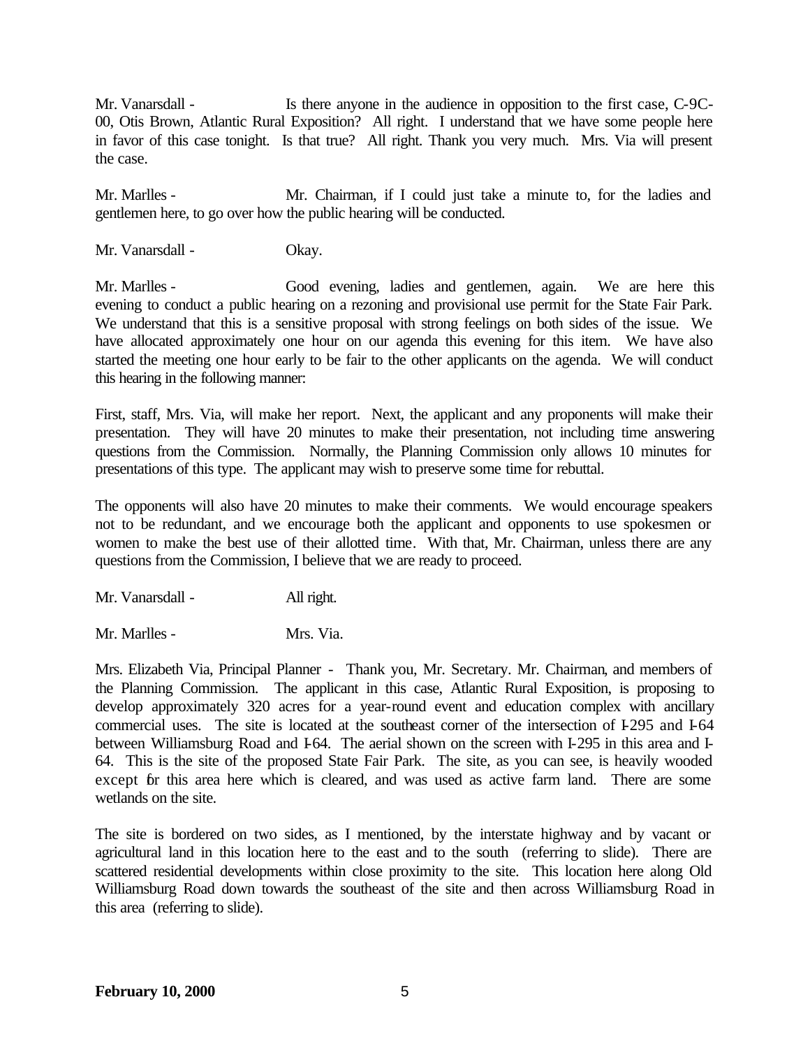Mr. Vanarsdall - Is there anyone in the audience in opposition to the first case, C-9C-00, Otis Brown, Atlantic Rural Exposition? All right. I understand that we have some people here in favor of this case tonight. Is that true? All right. Thank you very much. Mrs. Via will present the case.

Mr. Marlles - Mr. Chairman, if I could just take a minute to, for the ladies and gentlemen here, to go over how the public hearing will be conducted.

Mr. Vanarsdall - Okay.

Mr. Marlles - Good evening, ladies and gentlemen, again. We are here this evening to conduct a public hearing on a rezoning and provisional use permit for the State Fair Park. We understand that this is a sensitive proposal with strong feelings on both sides of the issue. We have allocated approximately one hour on our agenda this evening for this item. We have also started the meeting one hour early to be fair to the other applicants on the agenda. We will conduct this hearing in the following manner:

First, staff, Mrs. Via, will make her report. Next, the applicant and any proponents will make their presentation. They will have 20 minutes to make their presentation, not including time answering questions from the Commission. Normally, the Planning Commission only allows 10 minutes for presentations of this type. The applicant may wish to preserve some time for rebuttal.

The opponents will also have 20 minutes to make their comments. We would encourage speakers not to be redundant, and we encourage both the applicant and opponents to use spokesmen or women to make the best use of their allotted time. With that, Mr. Chairman, unless there are any questions from the Commission, I believe that we are ready to proceed.

Mr. Vanarsdall - All right.

Mr. Marlles - Mrs. Via.

Mrs. Elizabeth Via, Principal Planner - Thank you, Mr. Secretary. Mr. Chairman, and members of the Planning Commission. The applicant in this case, Atlantic Rural Exposition, is proposing to develop approximately 320 acres for a year-round event and education complex with ancillary commercial uses. The site is located at the southeast corner of the intersection of I-295 and I-64 between Williamsburg Road and I-64. The aerial shown on the screen with I-295 in this area and I-64. This is the site of the proposed State Fair Park. The site, as you can see, is heavily wooded except for this area here which is cleared, and was used as active farm land. There are some wetlands on the site.

The site is bordered on two sides, as I mentioned, by the interstate highway and by vacant or agricultural land in this location here to the east and to the south (referring to slide). There are scattered residential developments within close proximity to the site. This location here along Old Williamsburg Road down towards the southeast of the site and then across Williamsburg Road in this area (referring to slide).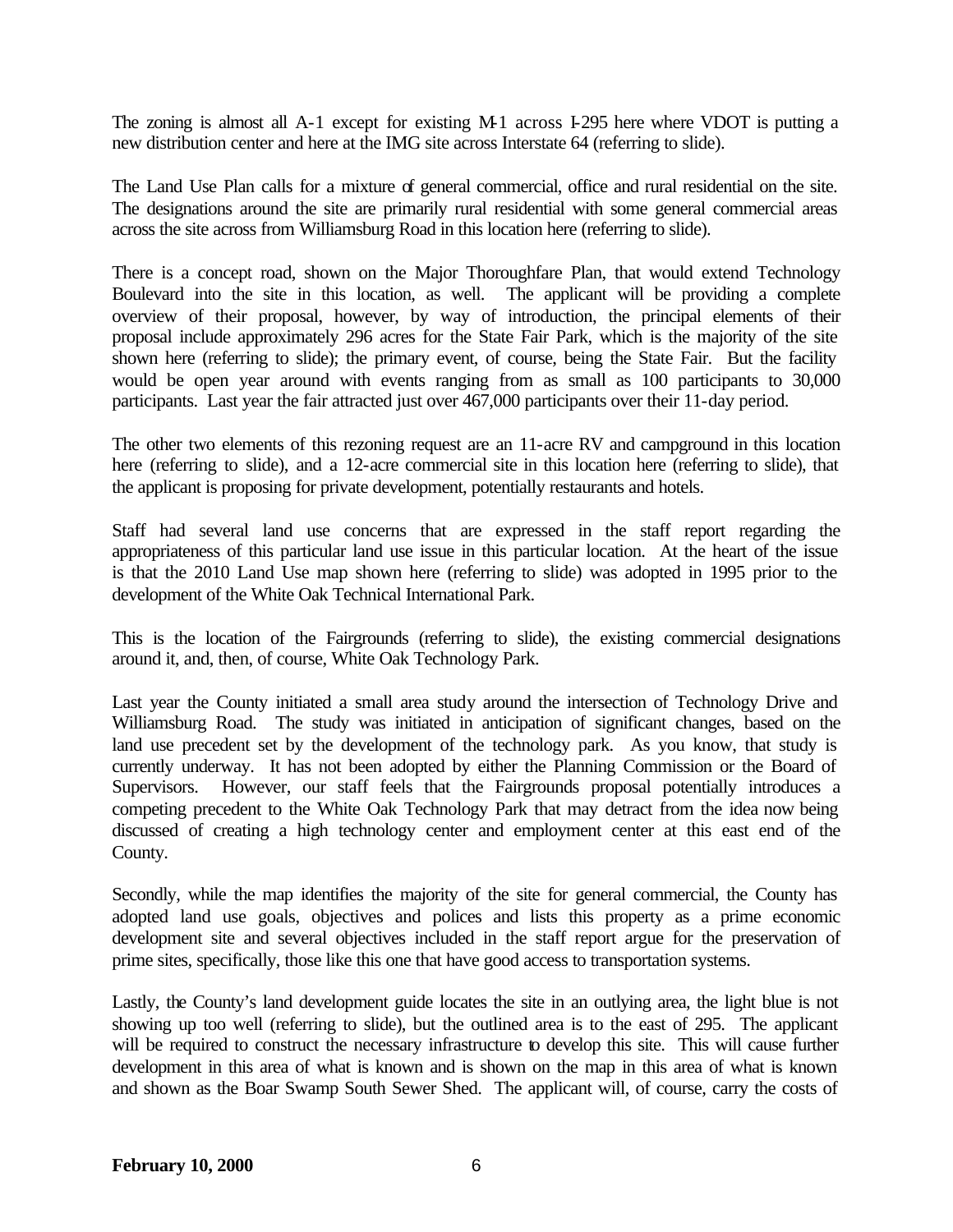The zoning is almost all A-1 except for existing M-1 across I-295 here where VDOT is putting a new distribution center and here at the IMG site across Interstate 64 (referring to slide).

The Land Use Plan calls for a mixture of general commercial, office and rural residential on the site. The designations around the site are primarily rural residential with some general commercial areas across the site across from Williamsburg Road in this location here (referring to slide).

There is a concept road, shown on the Major Thoroughfare Plan, that would extend Technology Boulevard into the site in this location, as well. The applicant will be providing a complete overview of their proposal, however, by way of introduction, the principal elements of their proposal include approximately 296 acres for the State Fair Park, which is the majority of the site shown here (referring to slide); the primary event, of course, being the State Fair. But the facility would be open year around with events ranging from as small as 100 participants to 30,000 participants. Last year the fair attracted just over 467,000 participants over their 11-day period.

The other two elements of this rezoning request are an 11-acre RV and campground in this location here (referring to slide), and a 12-acre commercial site in this location here (referring to slide), that the applicant is proposing for private development, potentially restaurants and hotels.

Staff had several land use concerns that are expressed in the staff report regarding the appropriateness of this particular land use issue in this particular location. At the heart of the issue is that the 2010 Land Use map shown here (referring to slide) was adopted in 1995 prior to the development of the White Oak Technical International Park.

This is the location of the Fairgrounds (referring to slide), the existing commercial designations around it, and, then, of course, White Oak Technology Park.

Last year the County initiated a small area study around the intersection of Technology Drive and Williamsburg Road. The study was initiated in anticipation of significant changes, based on the land use precedent set by the development of the technology park. As you know, that study is currently underway. It has not been adopted by either the Planning Commission or the Board of Supervisors. However, our staff feels that the Fairgrounds proposal potentially introduces a competing precedent to the White Oak Technology Park that may detract from the idea now being discussed of creating a high technology center and employment center at this east end of the County.

Secondly, while the map identifies the majority of the site for general commercial, the County has adopted land use goals, objectives and polices and lists this property as a prime economic development site and several objectives included in the staff report argue for the preservation of prime sites, specifically, those like this one that have good access to transportation systems.

Lastly, the County's land development guide locates the site in an outlying area, the light blue is not showing up too well (referring to slide), but the outlined area is to the east of 295. The applicant will be required to construct the necessary infrastructure to develop this site. This will cause further development in this area of what is known and is shown on the map in this area of what is known and shown as the Boar Swamp South Sewer Shed. The applicant will, of course, carry the costs of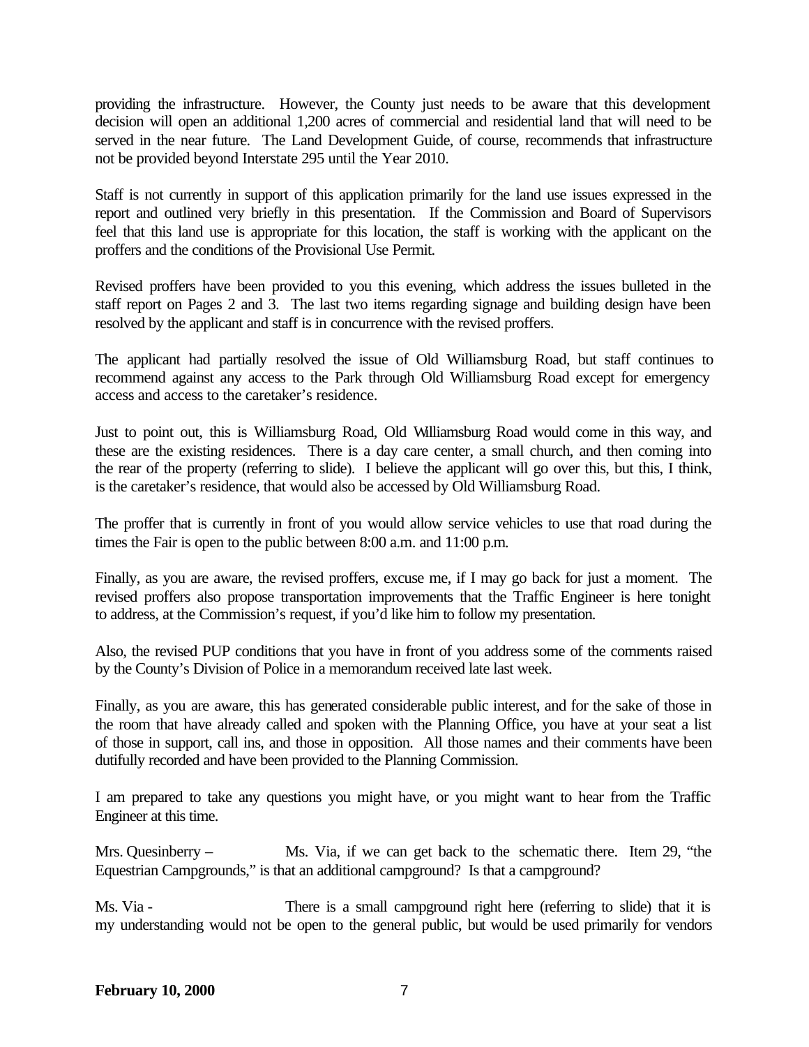providing the infrastructure. However, the County just needs to be aware that this development decision will open an additional 1,200 acres of commercial and residential land that will need to be served in the near future. The Land Development Guide, of course, recommends that infrastructure not be provided beyond Interstate 295 until the Year 2010.

Staff is not currently in support of this application primarily for the land use issues expressed in the report and outlined very briefly in this presentation. If the Commission and Board of Supervisors feel that this land use is appropriate for this location, the staff is working with the applicant on the proffers and the conditions of the Provisional Use Permit.

Revised proffers have been provided to you this evening, which address the issues bulleted in the staff report on Pages 2 and 3. The last two items regarding signage and building design have been resolved by the applicant and staff is in concurrence with the revised proffers.

The applicant had partially resolved the issue of Old Williamsburg Road, but staff continues to recommend against any access to the Park through Old Williamsburg Road except for emergency access and access to the caretaker's residence.

Just to point out, this is Williamsburg Road, Old Williamsburg Road would come in this way, and these are the existing residences. There is a day care center, a small church, and then coming into the rear of the property (referring to slide). I believe the applicant will go over this, but this, I think, is the caretaker's residence, that would also be accessed by Old Williamsburg Road.

The proffer that is currently in front of you would allow service vehicles to use that road during the times the Fair is open to the public between 8:00 a.m. and 11:00 p.m.

Finally, as you are aware, the revised proffers, excuse me, if I may go back for just a moment. The revised proffers also propose transportation improvements that the Traffic Engineer is here tonight to address, at the Commission's request, if you'd like him to follow my presentation.

Also, the revised PUP conditions that you have in front of you address some of the comments raised by the County's Division of Police in a memorandum received late last week.

Finally, as you are aware, this has generated considerable public interest, and for the sake of those in the room that have already called and spoken with the Planning Office, you have at your seat a list of those in support, call ins, and those in opposition. All those names and their comments have been dutifully recorded and have been provided to the Planning Commission.

I am prepared to take any questions you might have, or you might want to hear from the Traffic Engineer at this time.

Mrs. Quesinberry – Ms. Via, if we can get back to the schematic there. Item 29, "the Equestrian Campgrounds," is that an additional campground? Is that a campground?

Ms. Via - There is a small campground right here (referring to slide) that it is my understanding would not be open to the general public, but would be used primarily for vendors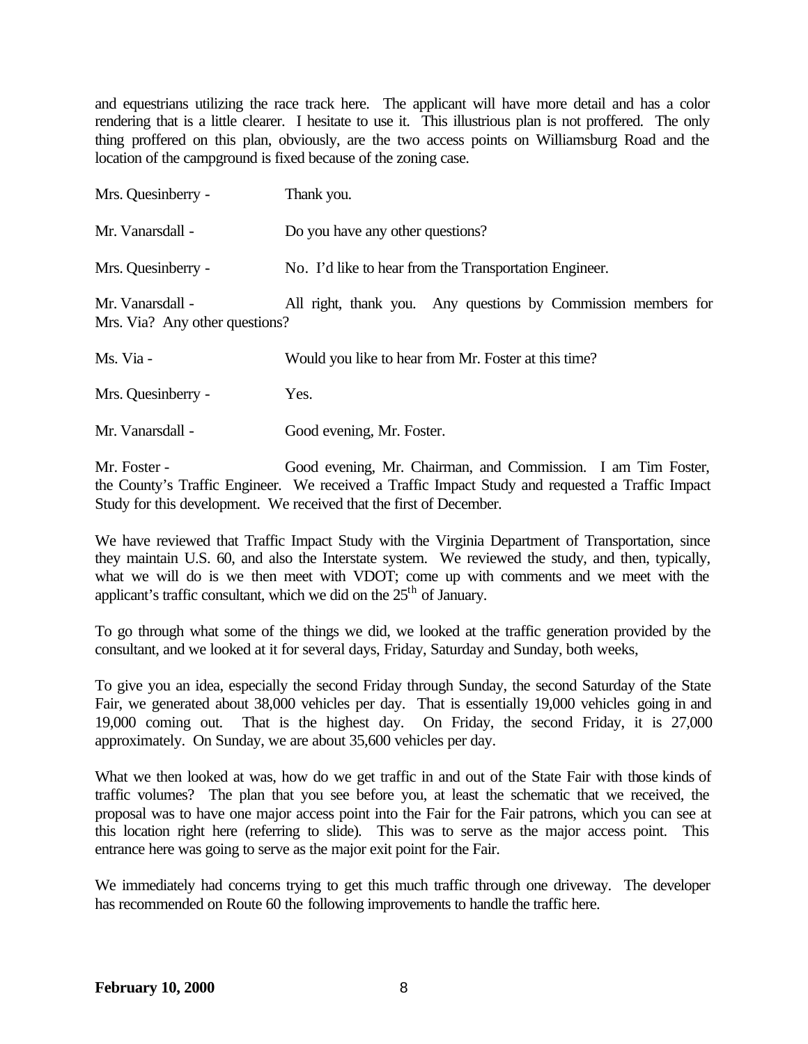and equestrians utilizing the race track here. The applicant will have more detail and has a color rendering that is a little clearer. I hesitate to use it. This illustrious plan is not proffered. The only thing proffered on this plan, obviously, are the two access points on Williamsburg Road and the location of the campground is fixed because of the zoning case.

Mrs. Quesinberry - Thank you.

Mr. Vanarsdall - Do you have any other questions?

Mrs. Quesinberry - No. I'd like to hear from the Transportation Engineer.

Mr. Vanarsdall - All right, thank you. Any questions by Commission members for Mrs. Via? Any other questions?

Ms. Via - Would you like to hear from Mr. Foster at this time?

Mrs. Quesinberry - Yes.

Mr. Vanarsdall - Good evening, Mr. Foster.

Mr. Foster - Good evening, Mr. Chairman, and Commission. I am Tim Foster, the County's Traffic Engineer. We received a Traffic Impact Study and requested a Traffic Impact Study for this development. We received that the first of December.

We have reviewed that Traffic Impact Study with the Virginia Department of Transportation, since they maintain U.S. 60, and also the Interstate system. We reviewed the study, and then, typically, what we will do is we then meet with VDOT; come up with comments and we meet with the applicant's traffic consultant, which we did on the 25th of January.

To go through what some of the things we did, we looked at the traffic generation provided by the consultant, and we looked at it for several days, Friday, Saturday and Sunday, both weeks,

To give you an idea, especially the second Friday through Sunday, the second Saturday of the State Fair, we generated about 38,000 vehicles per day. That is essentially 19,000 vehicles going in and 19,000 coming out. That is the highest day. On Friday, the second Friday, it is 27,000 approximately. On Sunday, we are about 35,600 vehicles per day.

What we then looked at was, how do we get traffic in and out of the State Fair with those kinds of traffic volumes? The plan that you see before you, at least the schematic that we received, the proposal was to have one major access point into the Fair for the Fair patrons, which you can see at this location right here (referring to slide). This was to serve as the major access point. This entrance here was going to serve as the major exit point for the Fair.

We immediately had concerns trying to get this much traffic through one driveway. The developer has recommended on Route 60 the following improvements to handle the traffic here.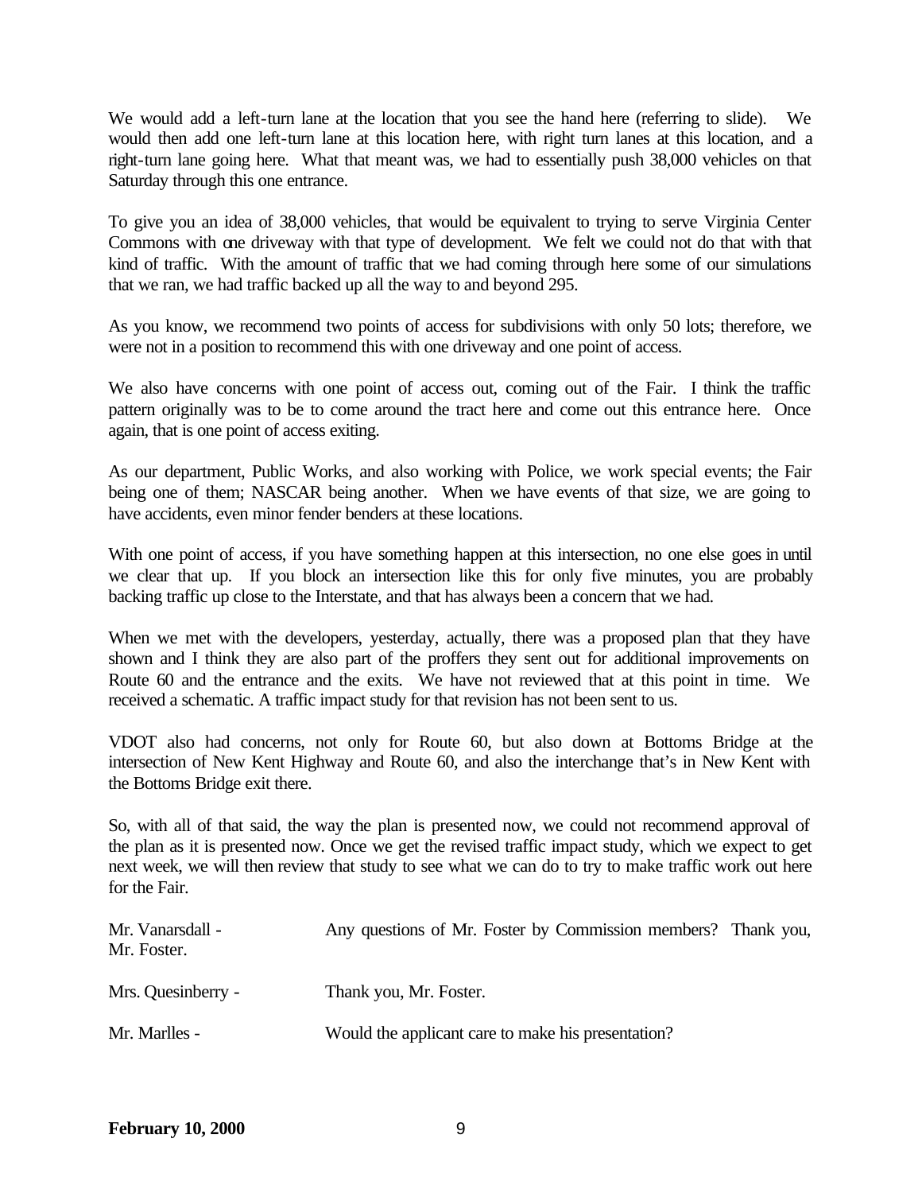We would add a left-turn lane at the location that you see the hand here (referring to slide). We would then add one left-turn lane at this location here, with right turn lanes at this location, and a right-turn lane going here. What that meant was, we had to essentially push 38,000 vehicles on that Saturday through this one entrance.

To give you an idea of 38,000 vehicles, that would be equivalent to trying to serve Virginia Center Commons with one driveway with that type of development. We felt we could not do that with that kind of traffic. With the amount of traffic that we had coming through here some of our simulations that we ran, we had traffic backed up all the way to and beyond 295.

As you know, we recommend two points of access for subdivisions with only 50 lots; therefore, we were not in a position to recommend this with one driveway and one point of access.

We also have concerns with one point of access out, coming out of the Fair. I think the traffic pattern originally was to be to come around the tract here and come out this entrance here. Once again, that is one point of access exiting.

As our department, Public Works, and also working with Police, we work special events; the Fair being one of them; NASCAR being another. When we have events of that size, we are going to have accidents, even minor fender benders at these locations.

With one point of access, if you have something happen at this intersection, no one else goes in until we clear that up. If you block an intersection like this for only five minutes, you are probably backing traffic up close to the Interstate, and that has always been a concern that we had.

When we met with the developers, yesterday, actually, there was a proposed plan that they have shown and I think they are also part of the proffers they sent out for additional improvements on Route 60 and the entrance and the exits. We have not reviewed that at this point in time. We received a schematic. A traffic impact study for that revision has not been sent to us.

VDOT also had concerns, not only for Route 60, but also down at Bottoms Bridge at the intersection of New Kent Highway and Route 60, and also the interchange that's in New Kent with the Bottoms Bridge exit there.

So, with all of that said, the way the plan is presented now, we could not recommend approval of the plan as it is presented now. Once we get the revised traffic impact study, which we expect to get next week, we will then review that study to see what we can do to try to make traffic work out here for the Fair.

Mr. Vanarsdall - Any questions of Mr. Foster by Commission members? Thank you, Mr. Foster.

Mrs. Quesinberry - Thank you, Mr. Foster.

Mr. Marlles - Would the applicant care to make his presentation?

**February 10, 2000**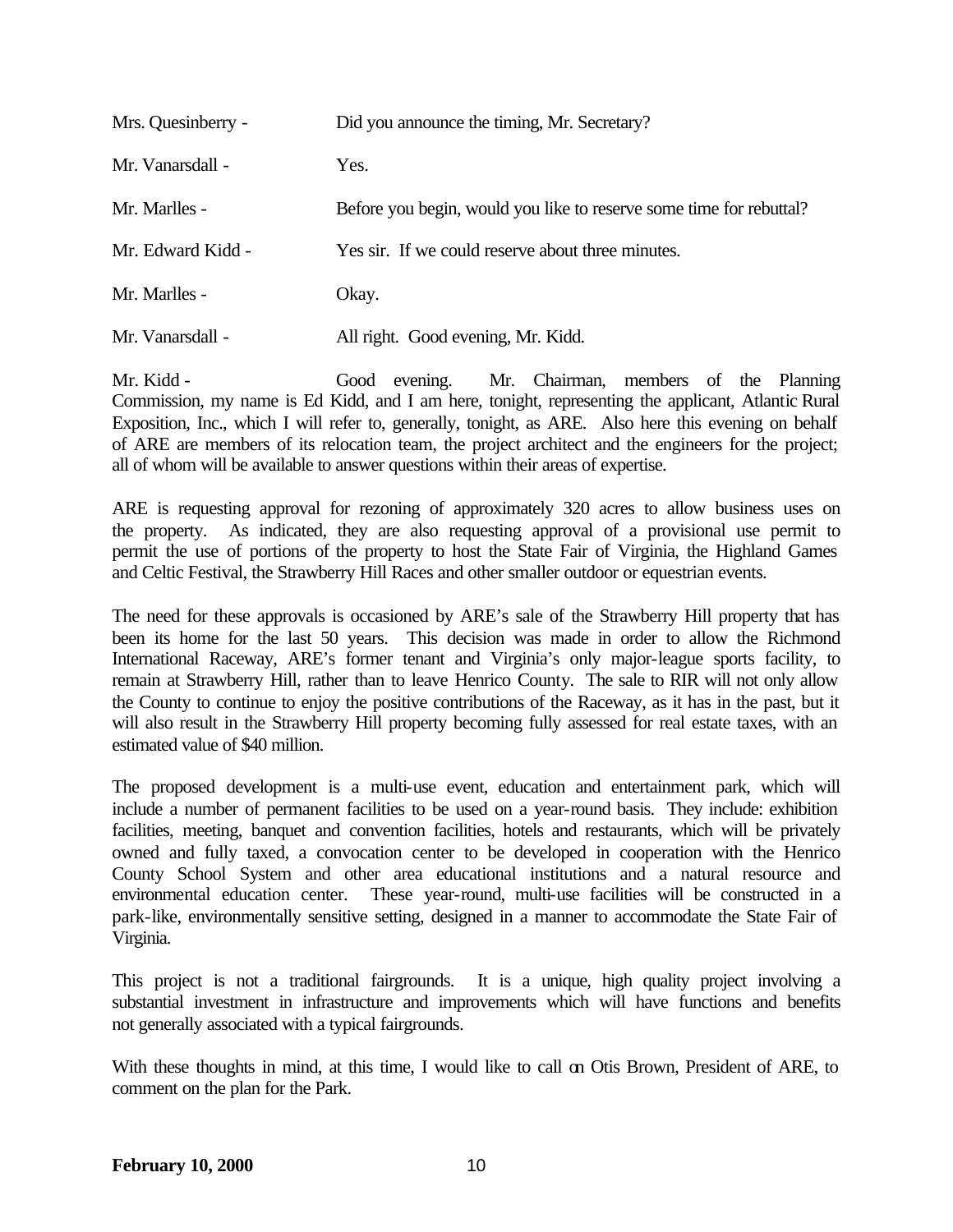Mrs. Quesinberry - Did you announce the timing, Mr. Secretary?

Mr. Vanarsdall - Yes.

Mr. Marlles - Before you begin, would you like to reserve some time for rebuttal?

Mr. Edward Kidd - Yes sir. If we could reserve about three minutes.

Mr. Marlles - Okay.

Mr. Vanarsdall - All right. Good evening, Mr. Kidd.

Mr. Kidd - Good evening. Mr. Chairman, members of the Planning Commission, my name is Ed Kidd, and I am here, tonight, representing the applicant, Atlantic Rural Exposition, Inc., which I will refer to, generally, tonight, as ARE. Also here this evening on behalf of ARE are members of its relocation team, the project architect and the engineers for the project; all of whom will be available to answer questions within their areas of expertise.

ARE is requesting approval for rezoning of approximately 320 acres to allow business uses on the property. As indicated, they are also requesting approval of a provisional use permit to permit the use of portions of the property to host the State Fair of Virginia, the Highland Games and Celtic Festival, the Strawberry Hill Races and other smaller outdoor or equestrian events.

The need for these approvals is occasioned by ARE's sale of the Strawberry Hill property that has been its home for the last 50 years. This decision was made in order to allow the Richmond International Raceway, ARE's former tenant and Virginia's only major-league sports facility, to remain at Strawberry Hill, rather than to leave Henrico County. The sale to RIR will not only allow the County to continue to enjoy the positive contributions of the Raceway, as it has in the past, but it will also result in the Strawberry Hill property becoming fully assessed for real estate taxes, with an estimated value of $40 million.

The proposed development is a multi-use event, education and entertainment park, which will include a number of permanent facilities to be used on a year-round basis. They include: exhibition facilities, meeting, banquet and convention facilities, hotels and restaurants, which will be privately owned and fully taxed, a convocation center to be developed in cooperation with the Henrico County School System and other area educational institutions and a natural resource and environmental education center. These year-round, multi-use facilities will be constructed in a park-like, environmentally sensitive setting, designed in a manner to accommodate the State Fair of Virginia.

This project is not a traditional fairgrounds. It is a unique, high quality project involving a substantial investment in infrastructure and improvements which will have functions and benefits not generally associated with a typical fairgrounds.

With these thoughts in mind, at this time, I would like to call on Otis Brown, President of ARE, to comment on the plan for the Park.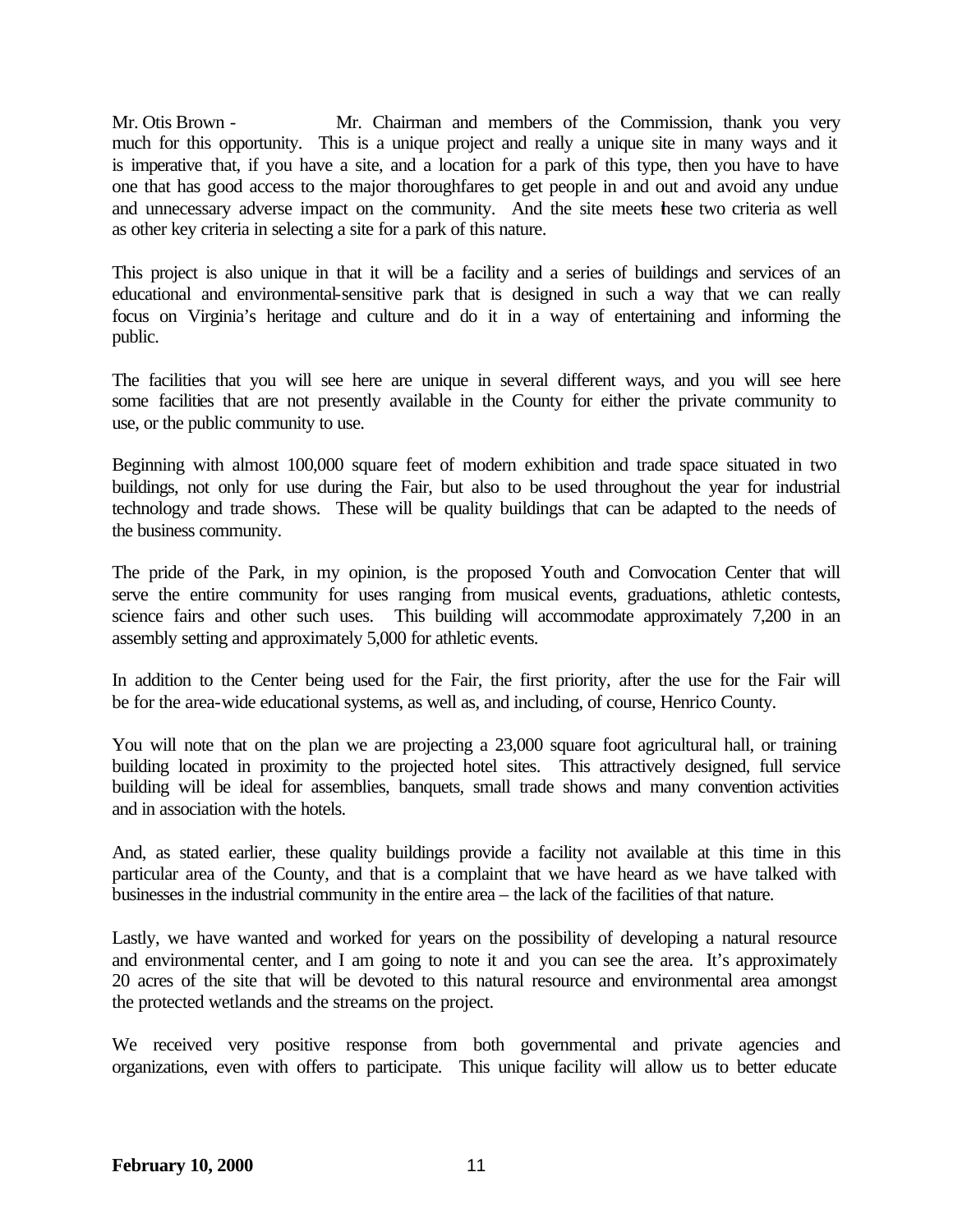Mr. Otis Brown - Mr. Chairman and members of the Commission, thank you very much for this opportunity. This is a unique project and really a unique site in many ways and it is imperative that, if you have a site, and a location for a park of this type, then you have to have one that has good access to the major thoroughfares to get people in and out and avoid any undue and unnecessary adverse impact on the community. And the site meets these two criteria as well as other key criteria in selecting a site for a park of this nature.

This project is also unique in that it will be a facility and a series of buildings and services of an educational and environmental-sensitive park that is designed in such a way that we can really focus on Virginia's heritage and culture and do it in a way of entertaining and informing the public.

The facilities that you will see here are unique in several different ways, and you will see here some facilities that are not presently available in the County for either the private community to use, or the public community to use.

Beginning with almost 100,000 square feet of modern exhibition and trade space situated in two buildings, not only for use during the Fair, but also to be used throughout the year for industrial technology and trade shows. These will be quality buildings that can be adapted to the needs of the business community.

The pride of the Park, in my opinion, is the proposed Youth and Convocation Center that will serve the entire community for uses ranging from musical events, graduations, athletic contests, science fairs and other such uses. This building will accommodate approximately 7,200 in an assembly setting and approximately 5,000 for athletic events.

In addition to the Center being used for the Fair, the first priority, after the use for the Fair will be for the area-wide educational systems, as well as, and including, of course, Henrico County.

You will note that on the plan we are projecting a 23,000 square foot agricultural hall, or training building located in proximity to the projected hotel sites. This attractively designed, full service building will be ideal for assemblies, banquets, small trade shows and many convention activities and in association with the hotels.

And, as stated earlier, these quality buildings provide a facility not available at this time in this particular area of the County, and that is a complaint that we have heard as we have talked with businesses in the industrial community in the entire area – the lack of the facilities of that nature.

Lastly, we have wanted and worked for years on the possibility of developing a natural resource and environmental center, and I am going to note it and you can see the area. It's approximately 20 acres of the site that will be devoted to this natural resource and environmental area amongst the protected wetlands and the streams on the project.

We received very positive response from both governmental and private agencies and organizations, even with offers to participate. This unique facility will allow us to better educate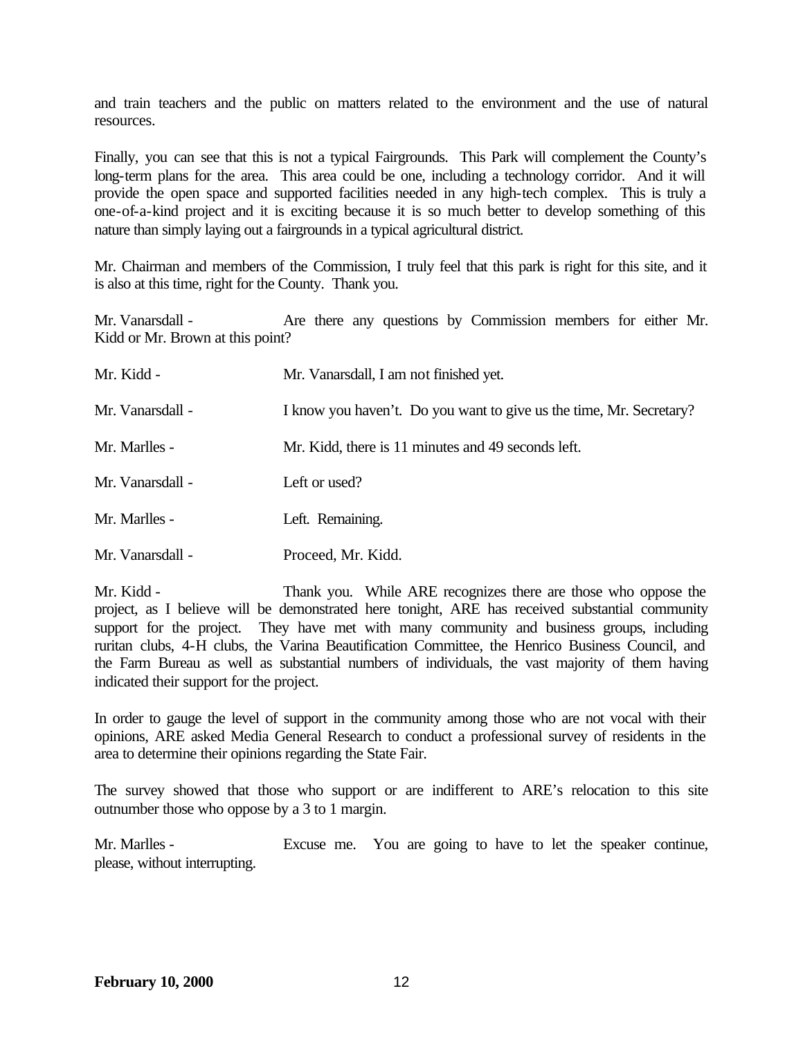and train teachers and the public on matters related to the environment and the use of natural resources.

Finally, you can see that this is not a typical Fairgrounds. This Park will complement the County's long-term plans for the area. This area could be one, including a technology corridor. And it will provide the open space and supported facilities needed in any high-tech complex. This is truly a one-of-a-kind project and it is exciting because it is so much better to develop something of this nature than simply laying out a fairgrounds in a typical agricultural district.

Mr. Chairman and members of the Commission, I truly feel that this park is right for this site, and it is also at this time, right for the County. Thank you.

Mr. Vanarsdall - Are there any questions by Commission members for either Mr. Kidd or Mr. Brown at this point?

Mr. Kidd - Mr. Vanarsdall, I am not finished yet.

Mr. Vanarsdall - I know you haven't. Do you want to give us the time, Mr. Secretary?

Mr. Marlles - Mr. Kidd, there is 11 minutes and 49 seconds left.

Mr. Vanarsdall - Left or used?

Mr. Marlles - Left. Remaining.

Mr. Vanarsdall - Proceed, Mr. Kidd.

Mr. Kidd - Thank you. While ARE recognizes there are those who oppose the project, as I believe will be demonstrated here tonight, ARE has received substantial community support for the project. They have met with many community and business groups, including ruritan clubs, 4-H clubs, the Varina Beautification Committee, the Henrico Business Council, and the Farm Bureau as well as substantial numbers of individuals, the vast majority of them having indicated their support for the project.

In order to gauge the level of support in the community among those who are not vocal with their opinions, ARE asked Media General Research to conduct a professional survey of residents in the area to determine their opinions regarding the State Fair.

The survey showed that those who support or are indifferent to ARE's relocation to this site outnumber those who oppose by a 3 to 1 margin.

Mr. Marlles - Excuse me. You are going to have to let the speaker continue, please, without interrupting.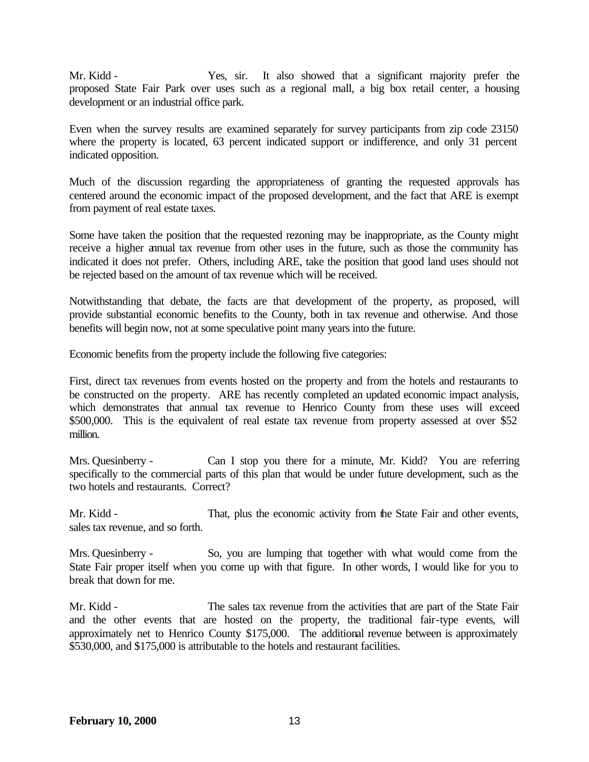Mr. Kidd - Yes, sir. It also showed that a significant majority prefer the proposed State Fair Park over uses such as a regional mall, a big box retail center, a housing development or an industrial office park.

Even when the survey results are examined separately for survey participants from zip code 23150 where the property is located, 63 percent indicated support or indifference, and only 31 percent indicated opposition.

Much of the discussion regarding the appropriateness of granting the requested approvals has centered around the economic impact of the proposed development, and the fact that ARE is exempt from payment of real estate taxes.

Some have taken the position that the requested rezoning may be inappropriate, as the County might receive a higher annual tax revenue from other uses in the future, such as those the community has indicated it does not prefer. Others, including ARE, take the position that good land uses should not be rejected based on the amount of tax revenue which will be received.

Notwithstanding that debate, the facts are that development of the property, as proposed, will provide substantial economic benefits to the County, both in tax revenue and otherwise. And those benefits will begin now, not at some speculative point many years into the future.

Economic benefits from the property include the following five categories:

First, direct tax revenues from events hosted on the property and from the hotels and restaurants to be constructed on the property. ARE has recently completed an updated economic impact analysis, which demonstrates that annual tax revenue to Henrico County from these uses will exceed $500,000. This is the equivalent of real estate tax revenue from property assessed at over $52 million.

Mrs. Quesinberry - Can I stop you there for a minute, Mr. Kidd? You are referring specifically to the commercial parts of this plan that would be under future development, such as the two hotels and restaurants. Correct?

Mr. Kidd - That, plus the economic activity from the State Fair and other events, sales tax revenue, and so forth.

Mrs. Quesinberry - So, you are lumping that together with what would come from the State Fair proper itself when you come up with that figure. In other words, I would like for you to break that down for me.

Mr. Kidd - The sales tax revenue from the activities that are part of the State Fair and the other events that are hosted on the property, the traditional fair-type events, will approximately net to Henrico County $175,000. The additional revenue between is approximately $530,000, and $175,000 is attributable to the hotels and restaurant facilities.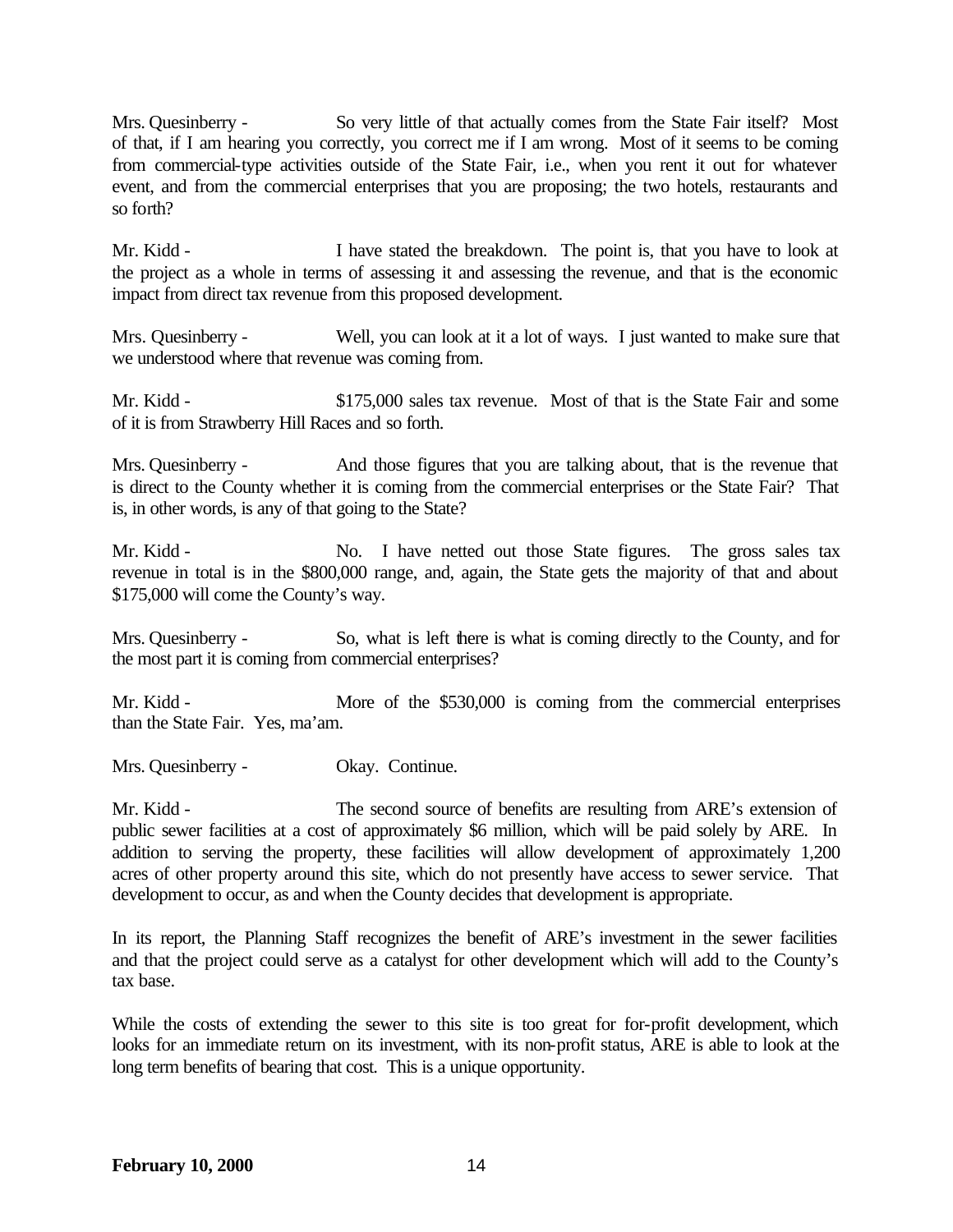Mrs. Quesinberry - So very little of that actually comes from the State Fair itself? Most of that, if I am hearing you correctly, you correct me if I am wrong. Most of it seems to be coming from commercial-type activities outside of the State Fair, i.e., when you rent it out for whatever event, and from the commercial enterprises that you are proposing; the two hotels, restaurants and so forth?

Mr. Kidd - I have stated the breakdown. The point is, that you have to look at the project as a whole in terms of assessing it and assessing the revenue, and that is the economic impact from direct tax revenue from this proposed development.

Mrs. Quesinberry - Well, you can look at it a lot of ways. I just wanted to make sure that we understood where that revenue was coming from.

Mr. Kidd - $175,000 sales tax revenue. Most of that is the State Fair and some of it is from Strawberry Hill Races and so forth.

Mrs. Quesinberry - And those figures that you are talking about, that is the revenue that is direct to the County whether it is coming from the commercial enterprises or the State Fair? That is, in other words, is any of that going to the State?

Mr. Kidd - No. I have netted out those State figures. The gross sales tax revenue in total is in the $800,000 range, and, again, the State gets the majority of that and about $175,000 will come the County's way.

Mrs. Quesinberry - So, what is left there is what is coming directly to the County, and for the most part it is coming from commercial enterprises?

Mr. Kidd - More of the $530,000 is coming from the commercial enterprises than the State Fair. Yes, ma'am.

Mrs. Quesinberry - Okay. Continue.

Mr. Kidd - The second source of benefits are resulting from ARE's extension of public sewer facilities at a cost of approximately $6 million, which will be paid solely by ARE. In addition to serving the property, these facilities will allow development of approximately 1,200 acres of other property around this site, which do not presently have access to sewer service. That development to occur, as and when the County decides that development is appropriate.

In its report, the Planning Staff recognizes the benefit of ARE's investment in the sewer facilities and that the project could serve as a catalyst for other development which will add to the County's tax base.

While the costs of extending the sewer to this site is too great for for-profit development, which looks for an immediate return on its investment, with its non-profit status, ARE is able to look at the long term benefits of bearing that cost. This is a unique opportunity.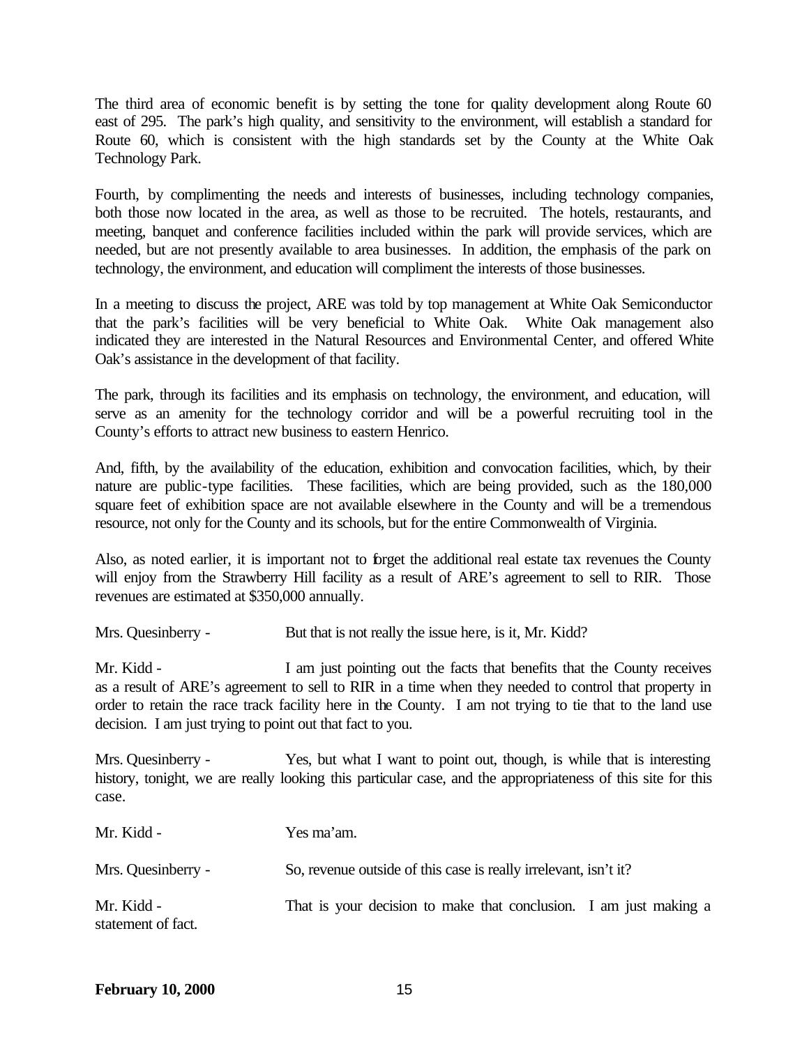The third area of economic benefit is by setting the tone for quality development along Route 60 east of 295. The park's high quality, and sensitivity to the environment, will establish a standard for Route 60, which is consistent with the high standards set by the County at the White Oak Technology Park.

Fourth, by complimenting the needs and interests of businesses, including technology companies, both those now located in the area, as well as those to be recruited. The hotels, restaurants, and meeting, banquet and conference facilities included within the park will provide services, which are needed, but are not presently available to area businesses. In addition, the emphasis of the park on technology, the environment, and education will compliment the interests of those businesses.

In a meeting to discuss the project, ARE was told by top management at White Oak Semiconductor that the park's facilities will be very beneficial to White Oak. White Oak management also indicated they are interested in the Natural Resources and Environmental Center, and offered White Oak's assistance in the development of that facility.

The park, through its facilities and its emphasis on technology, the environment, and education, will serve as an amenity for the technology corridor and will be a powerful recruiting tool in the County's efforts to attract new business to eastern Henrico.

And, fifth, by the availability of the education, exhibition and convocation facilities, which, by their nature are public-type facilities. These facilities, which are being provided, such as the 180,000 square feet of exhibition space are not available elsewhere in the County and will be a tremendous resource, not only for the County and its schools, but for the entire Commonwealth of Virginia.

Also, as noted earlier, it is important not to forget the additional real estate tax revenues the County will enjoy from the Strawberry Hill facility as a result of ARE's agreement to sell to RIR. Those revenues are estimated at $350,000 annually.

Mrs. Quesinberry - But that is not really the issue here, is it, Mr. Kidd?

Mr. Kidd - I am just pointing out the facts that benefits that the County receives as a result of ARE's agreement to sell to RIR in a time when they needed to control that property in order to retain the race track facility here in the County. I am not trying to tie that to the land use decision. I am just trying to point out that fact to you.

Mrs. Quesinberry - Yes, but what I want to point out, though, is while that is interesting history, tonight, we are really looking this particular case, and the appropriateness of this site for this case.

Mr. Kidd - Yes ma'am.

Mrs. Quesinberry - So, revenue outside of this case is really irrelevant, isn't it?

Mr. Kidd - That is your decision to make that conclusion. I am just making a statement of fact.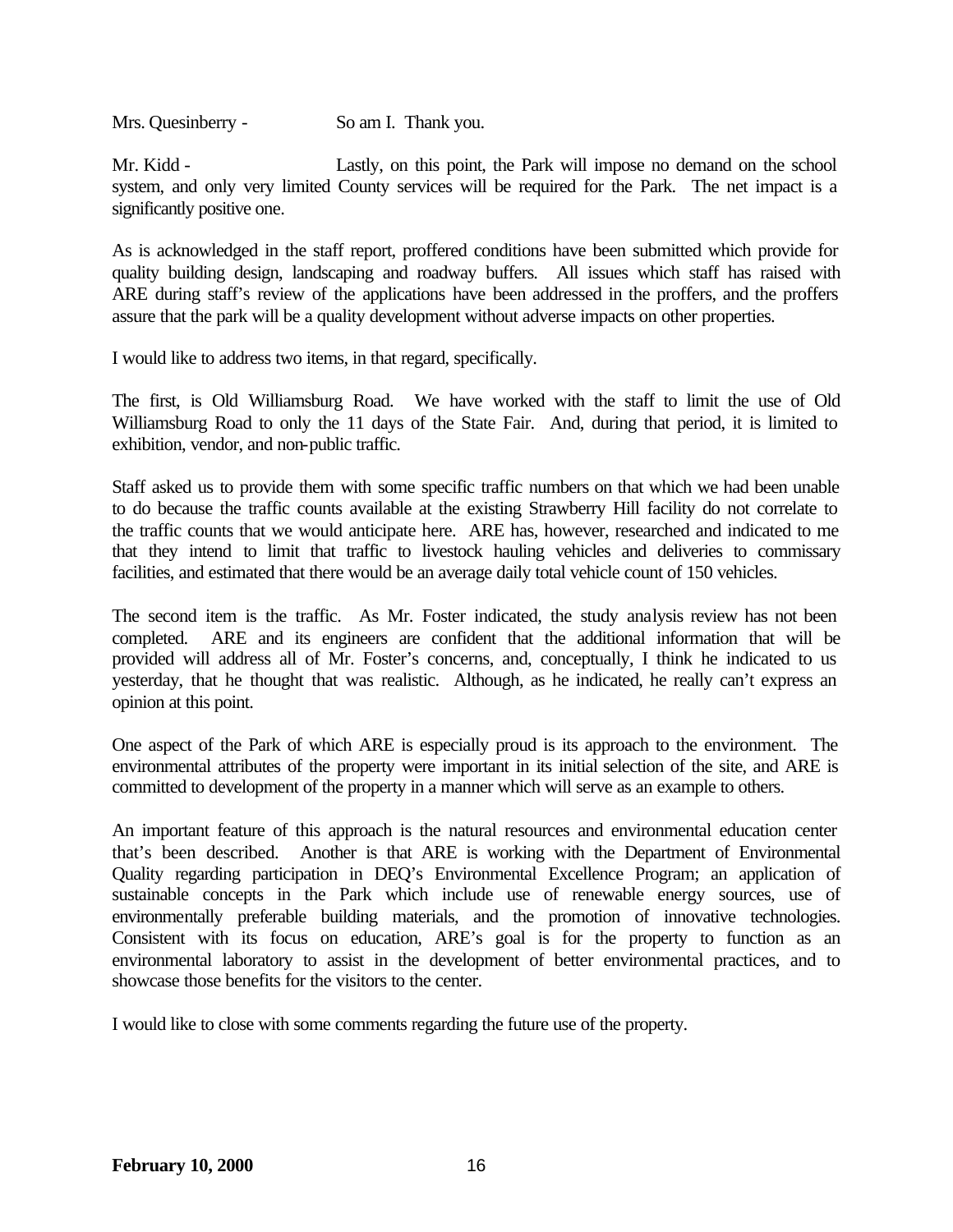Mrs. Quesinberry - So am I. Thank you.

Mr. Kidd - Lastly, on this point, the Park will impose no demand on the school system, and only very limited County services will be required for the Park. The net impact is a significantly positive one.

As is acknowledged in the staff report, proffered conditions have been submitted which provide for quality building design, landscaping and roadway buffers. All issues which staff has raised with ARE during staff's review of the applications have been addressed in the proffers, and the proffers assure that the park will be a quality development without adverse impacts on other properties.

I would like to address two items, in that regard, specifically.

The first, is Old Williamsburg Road. We have worked with the staff to limit the use of Old Williamsburg Road to only the 11 days of the State Fair. And, during that period, it is limited to exhibition, vendor, and non-public traffic.

Staff asked us to provide them with some specific traffic numbers on that which we had been unable to do because the traffic counts available at the existing Strawberry Hill facility do not correlate to the traffic counts that we would anticipate here. ARE has, however, researched and indicated to me that they intend to limit that traffic to livestock hauling vehicles and deliveries to commissary facilities, and estimated that there would be an average daily total vehicle count of 150 vehicles.

The second item is the traffic. As Mr. Foster indicated, the study analysis review has not been completed. ARE and its engineers are confident that the additional information that will be provided will address all of Mr. Foster's concerns, and, conceptually, I think he indicated to us yesterday, that he thought that was realistic. Although, as he indicated, he really can't express an opinion at this point.

One aspect of the Park of which ARE is especially proud is its approach to the environment. The environmental attributes of the property were important in its initial selection of the site, and ARE is committed to development of the property in a manner which will serve as an example to others.

An important feature of this approach is the natural resources and environmental education center that's been described. Another is that ARE is working with the Department of Environmental Quality regarding participation in DEQ's Environmental Excellence Program; an application of sustainable concepts in the Park which include use of renewable energy sources, use of environmentally preferable building materials, and the promotion of innovative technologies. Consistent with its focus on education, ARE's goal is for the property to function as an environmental laboratory to assist in the development of better environmental practices, and to showcase those benefits for the visitors to the center.

I would like to close with some comments regarding the future use of the property.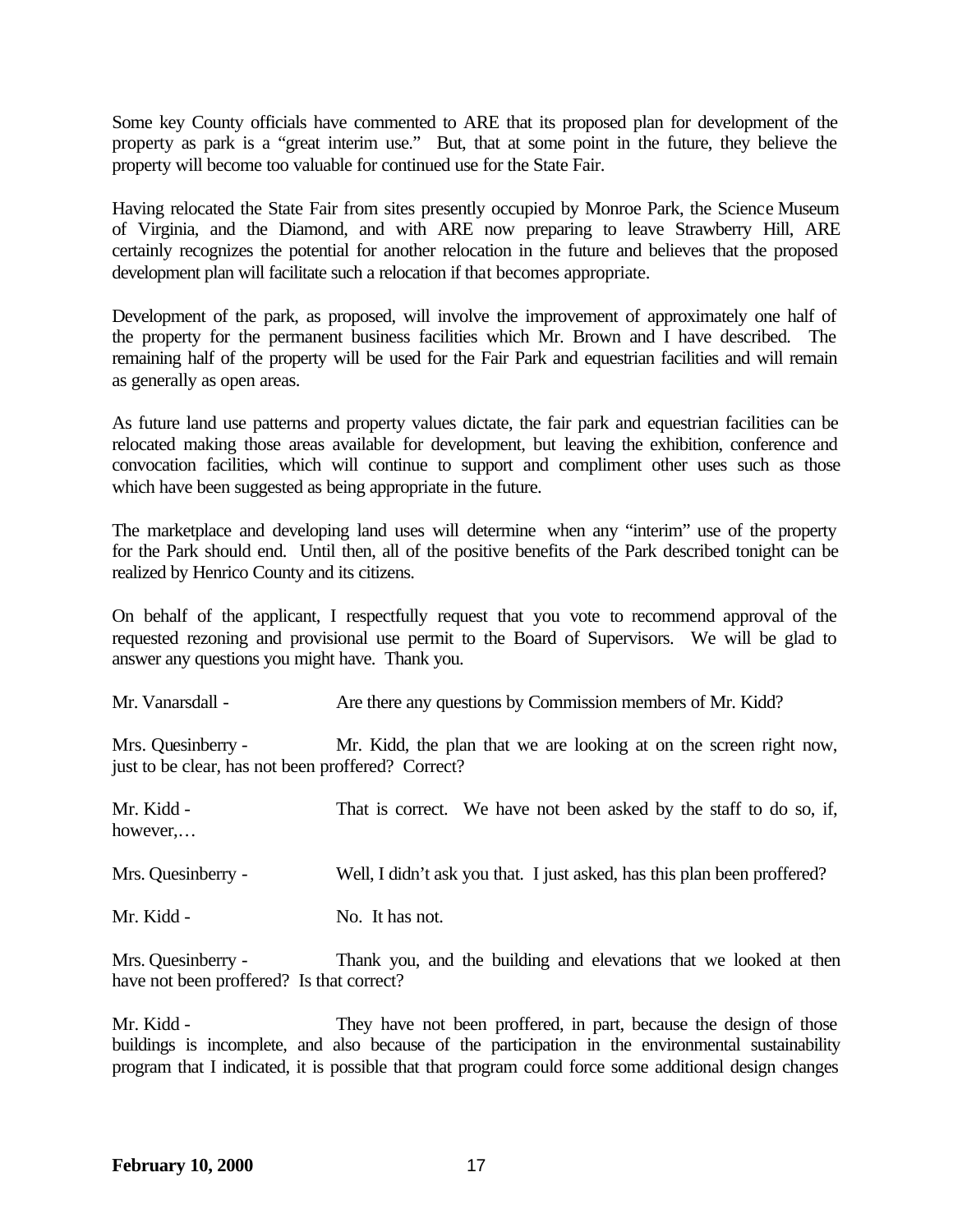Some key County officials have commented to ARE that its proposed plan for development of the property as park is a "great interim use." But, that at some point in the future, they believe the property will become too valuable for continued use for the State Fair.

Having relocated the State Fair from sites presently occupied by Monroe Park, the Science Museum of Virginia, and the Diamond, and with ARE now preparing to leave Strawberry Hill, ARE certainly recognizes the potential for another relocation in the future and believes that the proposed development plan will facilitate such a relocation if that becomes appropriate.

Development of the park, as proposed, will involve the improvement of approximately one half of the property for the permanent business facilities which Mr. Brown and I have described. The remaining half of the property will be used for the Fair Park and equestrian facilities and will remain as generally as open areas.

As future land use patterns and property values dictate, the fair park and equestrian facilities can be relocated making those areas available for development, but leaving the exhibition, conference and convocation facilities, which will continue to support and compliment other uses such as those which have been suggested as being appropriate in the future.

The marketplace and developing land uses will determine when any "interim" use of the property for the Park should end. Until then, all of the positive benefits of the Park described tonight can be realized by Henrico County and its citizens.

On behalf of the applicant, I respectfully request that you vote to recommend approval of the requested rezoning and provisional use permit to the Board of Supervisors. We will be glad to answer any questions you might have. Thank you.

Mr. Vanarsdall - Are there any questions by Commission members of Mr. Kidd?

Mrs. Quesinberry - Mr. Kidd, the plan that we are looking at on the screen right now, just to be clear, has not been proffered? Correct?

Mr. Kidd - That is correct. We have not been asked by the staff to do so, if, however,…

Mrs. Quesinberry - Well, I didn't ask you that. I just asked, has this plan been proffered?

Mr. Kidd - No. It has not.

Mrs. Quesinberry - Thank you, and the building and elevations that we looked at then have not been proffered? Is that correct?

Mr. Kidd - They have not been proffered, in part, because the design of those buildings is incomplete, and also because of the participation in the environmental sustainability program that I indicated, it is possible that that program could force some additional design changes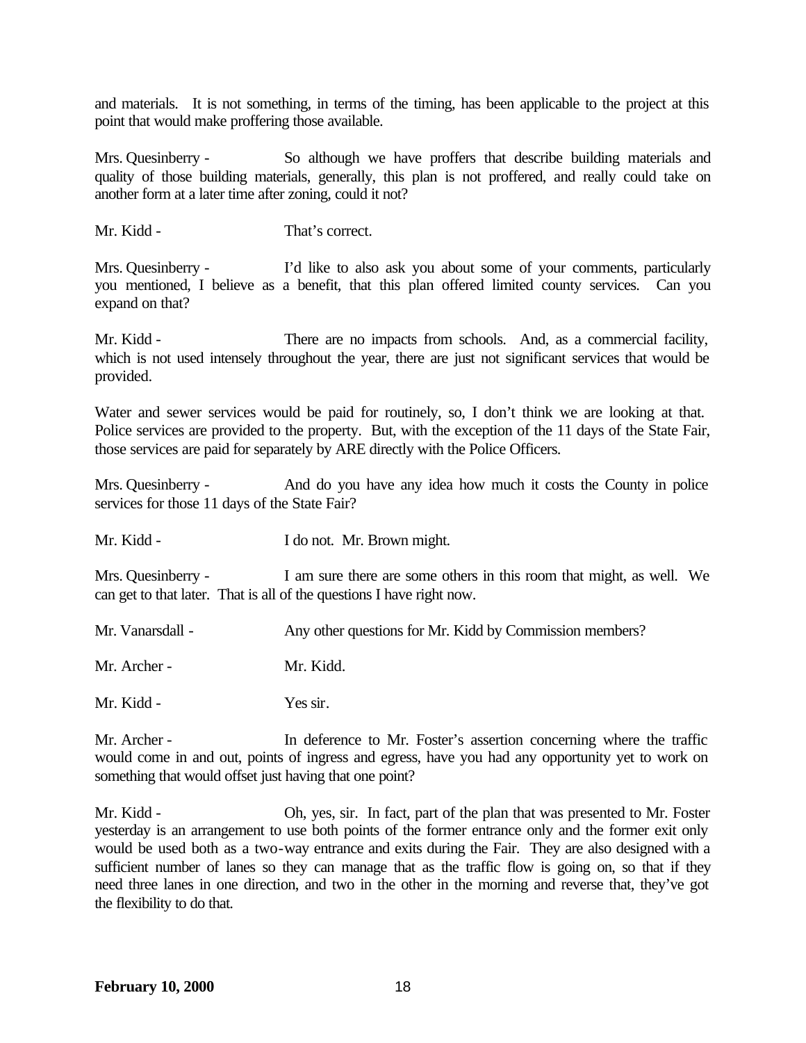and materials. It is not something, in terms of the timing, has been applicable to the project at this point that would make proffering those available.

Mrs. Quesinberry - So although we have proffers that describe building materials and quality of those building materials, generally, this plan is not proffered, and really could take on another form at a later time after zoning, could it not?

Mr. Kidd - That's correct.

Mrs. Quesinberry - I'd like to also ask you about some of your comments, particularly you mentioned, I believe as a benefit, that this plan offered limited county services. Can you expand on that?

Mr. Kidd - There are no impacts from schools. And, as a commercial facility, which is not used intensely throughout the year, there are just not significant services that would be provided.

Water and sewer services would be paid for routinely, so, I don't think we are looking at that. Police services are provided to the property. But, with the exception of the 11 days of the State Fair, those services are paid for separately by ARE directly with the Police Officers.

Mrs. Quesinberry - And do you have any idea how much it costs the County in police services for those 11 days of the State Fair?

Mr. Kidd - I do not. Mr. Brown might.

Mrs. Quesinberry - I am sure there are some others in this room that might, as well. We can get to that later. That is all of the questions I have right now.

Mr. Vanarsdall - Any other questions for Mr. Kidd by Commission members?

Mr. Archer - Mr. Kidd.

Mr. Kidd - Yes sir.

Mr. Archer - In deference to Mr. Foster's assertion concerning where the traffic would come in and out, points of ingress and egress, have you had any opportunity yet to work on something that would offset just having that one point?

Mr. Kidd - Oh, yes, sir. In fact, part of the plan that was presented to Mr. Foster yesterday is an arrangement to use both points of the former entrance only and the former exit only would be used both as a two-way entrance and exits during the Fair. They are also designed with a sufficient number of lanes so they can manage that as the traffic flow is going on, so that if they need three lanes in one direction, and two in the other in the morning and reverse that, they've got the flexibility to do that.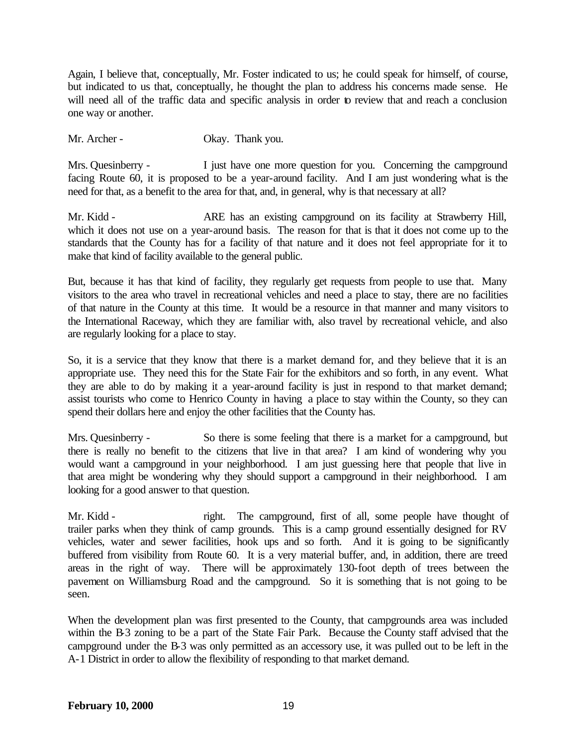Again, I believe that, conceptually, Mr. Foster indicated to us; he could speak for himself, of course, but indicated to us that, conceptually, he thought the plan to address his concerns made sense. He will need all of the traffic data and specific analysis in order to review that and reach a conclusion one way or another.

Mr. Archer - Okay. Thank you.

Mrs. Quesinberry - I just have one more question for you. Concerning the campground facing Route 60, it is proposed to be a year-around facility. And I am just wondering what is the need for that, as a benefit to the area for that, and, in general, why is that necessary at all?

Mr. Kidd - ARE has an existing campground on its facility at Strawberry Hill, which it does not use on a year-around basis. The reason for that is that it does not come up to the standards that the County has for a facility of that nature and it does not feel appropriate for it to make that kind of facility available to the general public.

But, because it has that kind of facility, they regularly get requests from people to use that. Many visitors to the area who travel in recreational vehicles and need a place to stay, there are no facilities of that nature in the County at this time. It would be a resource in that manner and many visitors to the International Raceway, which they are familiar with, also travel by recreational vehicle, and also are regularly looking for a place to stay.

So, it is a service that they know that there is a market demand for, and they believe that it is an appropriate use. They need this for the State Fair for the exhibitors and so forth, in any event. What they are able to do by making it a year-around facility is just in respond to that market demand; assist tourists who come to Henrico County in having a place to stay within the County, so they can spend their dollars here and enjoy the other facilities that the County has.

Mrs. Quesinberry - So there is some feeling that there is a market for a campground, but there is really no benefit to the citizens that live in that area? I am kind of wondering why you would want a campground in your neighborhood. I am just guessing here that people that live in that area might be wondering why they should support a campground in their neighborhood. I am looking for a good answer to that question.

Mr. Kidd - right. The campground, first of all, some people have thought of trailer parks when they think of camp grounds. This is a camp ground essentially designed for RV vehicles, water and sewer facilities, hook ups and so forth. And it is going to be significantly buffered from visibility from Route 60. It is a very material buffer, and, in addition, there are treed areas in the right of way. There will be approximately 130-foot depth of trees between the pavement on Williamsburg Road and the campground. So it is something that is not going to be seen.

When the development plan was first presented to the County, that campgrounds area was included within the B-3 zoning to be a part of the State Fair Park. Because the County staff advised that the campground under the B-3 was only permitted as an accessory use, it was pulled out to be left in the A-1 District in order to allow the flexibility of responding to that market demand.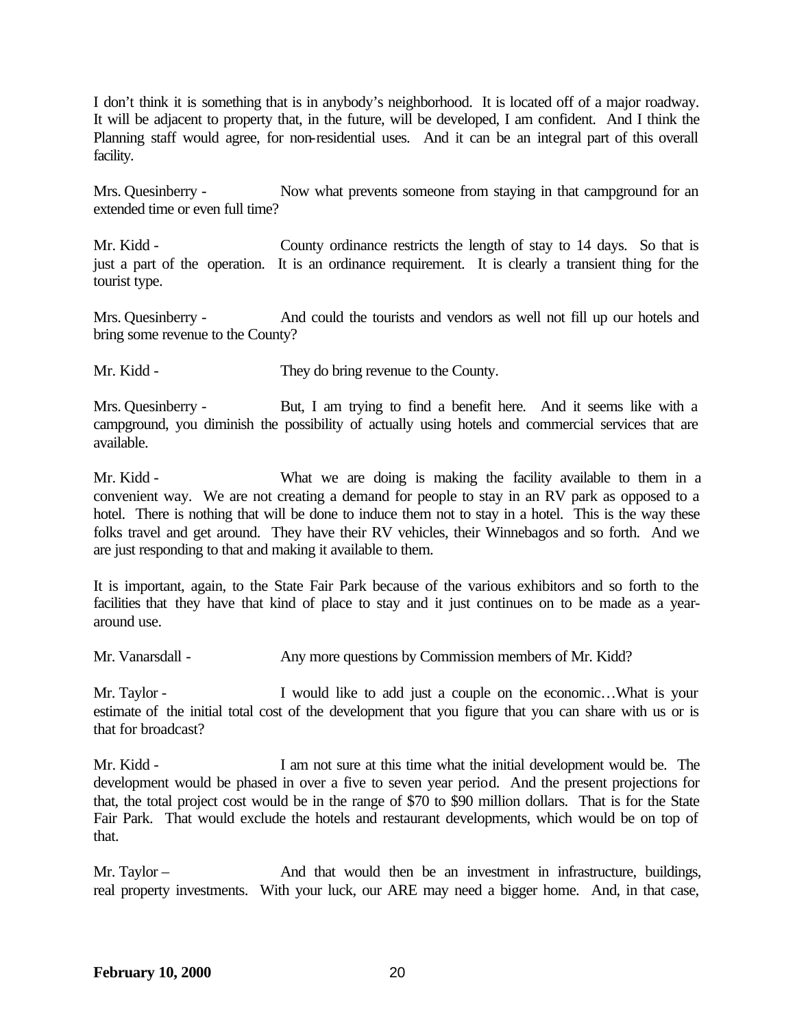I don't think it is something that is in anybody's neighborhood. It is located off of a major roadway. It will be adjacent to property that, in the future, will be developed, I am confident. And I think the Planning staff would agree, for non-residential uses. And it can be an integral part of this overall facility.

Mrs. Quesinberry - Now what prevents someone from staying in that campground for an extended time or even full time?

Mr. Kidd - County ordinance restricts the length of stay to 14 days. So that is just a part of the operation. It is an ordinance requirement. It is clearly a transient thing for the tourist type.

Mrs. Quesinberry - And could the tourists and vendors as well not fill up our hotels and bring some revenue to the County?

Mr. Kidd - They do bring revenue to the County.

Mrs. Quesinberry - But, I am trying to find a benefit here. And it seems like with a campground, you diminish the possibility of actually using hotels and commercial services that are available.

Mr. Kidd - What we are doing is making the facility available to them in a convenient way. We are not creating a demand for people to stay in an RV park as opposed to a hotel. There is nothing that will be done to induce them not to stay in a hotel. This is the way these folks travel and get around. They have their RV vehicles, their Winnebagos and so forth. And we are just responding to that and making it available to them.

It is important, again, to the State Fair Park because of the various exhibitors and so forth to the facilities that they have that kind of place to stay and it just continues on to be made as a year-around use.

Mr. Vanarsdall - Any more questions by Commission members of Mr. Kidd?

Mr. Taylor - I would like to add just a couple on the economic…What is your estimate of the initial total cost of the development that you figure that you can share with us or is that for broadcast?

Mr. Kidd - I am not sure at this time what the initial development would be. The development would be phased in over a five to seven year period. And the present projections for that, the total project cost would be in the range of $70 to $90 million dollars. That is for the State Fair Park. That would exclude the hotels and restaurant developments, which would be on top of that.

Mr. Taylor – And that would then be an investment in infrastructure, buildings, real property investments. With your luck, our ARE may need a bigger home. And, in that case,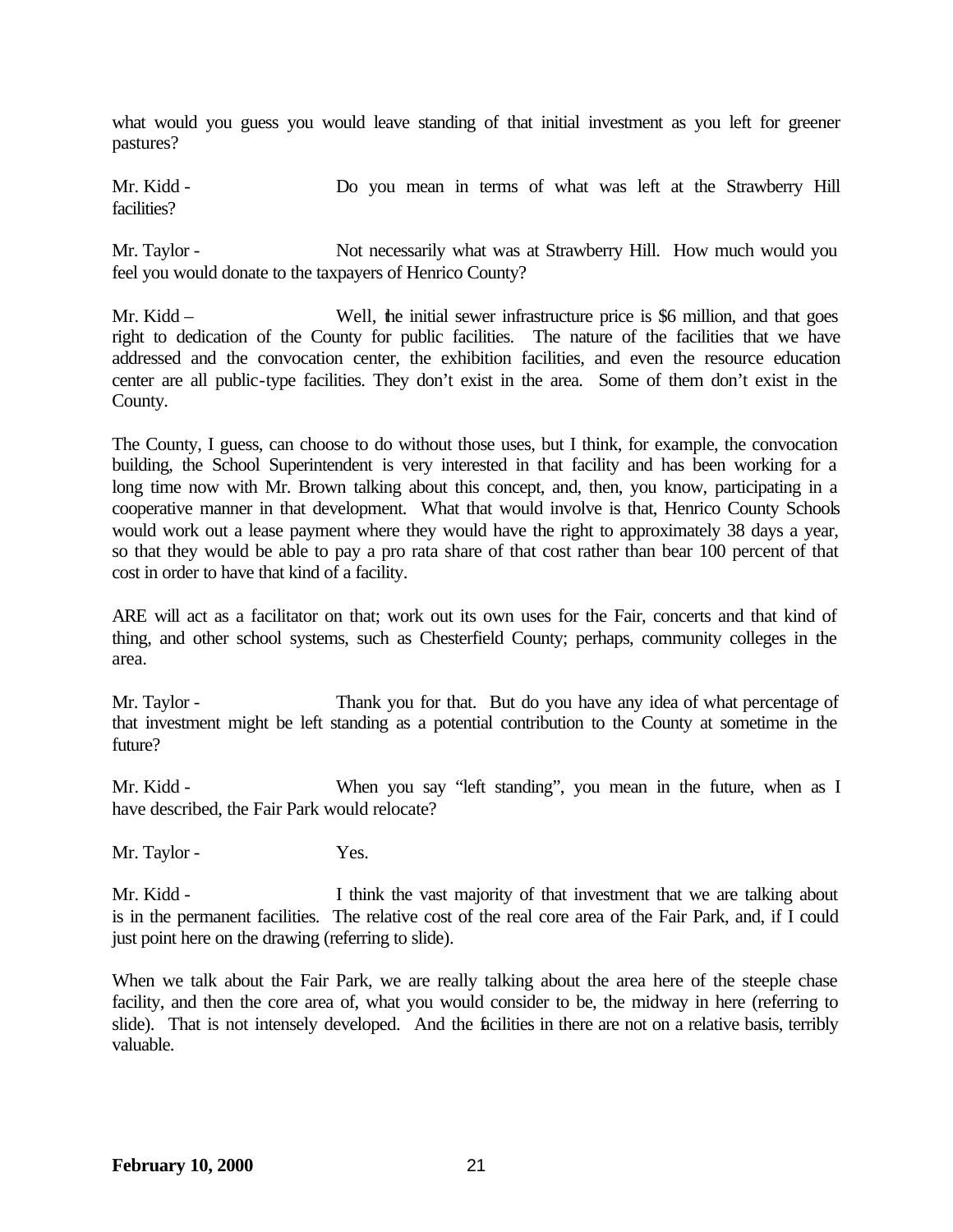what would you guess you would leave standing of that initial investment as you left for greener pastures?

Mr. Kidd - Do you mean in terms of what was left at the Strawberry Hill facilities?

Mr. Taylor - Not necessarily what was at Strawberry Hill. How much would you feel you would donate to the taxpayers of Henrico County?

Mr. Kidd – Well, the initial sewer infrastructure price is $6 million, and that goes right to dedication of the County for public facilities. The nature of the facilities that we have addressed and the convocation center, the exhibition facilities, and even the resource education center are all public-type facilities. They don't exist in the area. Some of them don't exist in the County.

The County, I guess, can choose to do without those uses, but I think, for example, the convocation building, the School Superintendent is very interested in that facility and has been working for a long time now with Mr. Brown talking about this concept, and, then, you know, participating in a cooperative manner in that development. What that would involve is that, Henrico County Schools would work out a lease payment where they would have the right to approximately 38 days a year, so that they would be able to pay a pro rata share of that cost rather than bear 100 percent of that cost in order to have that kind of a facility.

ARE will act as a facilitator on that; work out its own uses for the Fair, concerts and that kind of thing, and other school systems, such as Chesterfield County; perhaps, community colleges in the area.

Mr. Taylor - Thank you for that. But do you have any idea of what percentage of that investment might be left standing as a potential contribution to the County at sometime in the future?

Mr. Kidd - When you say "left standing", you mean in the future, when as I have described, the Fair Park would relocate?

Mr. Taylor - Yes.

Mr. Kidd - I think the vast majority of that investment that we are talking about is in the permanent facilities. The relative cost of the real core area of the Fair Park, and, if I could just point here on the drawing (referring to slide).

When we talk about the Fair Park, we are really talking about the area here of the steeple chase facility, and then the core area of, what you would consider to be, the midway in here (referring to slide). That is not intensely developed. And the facilities in there are not on a relative basis, terribly valuable.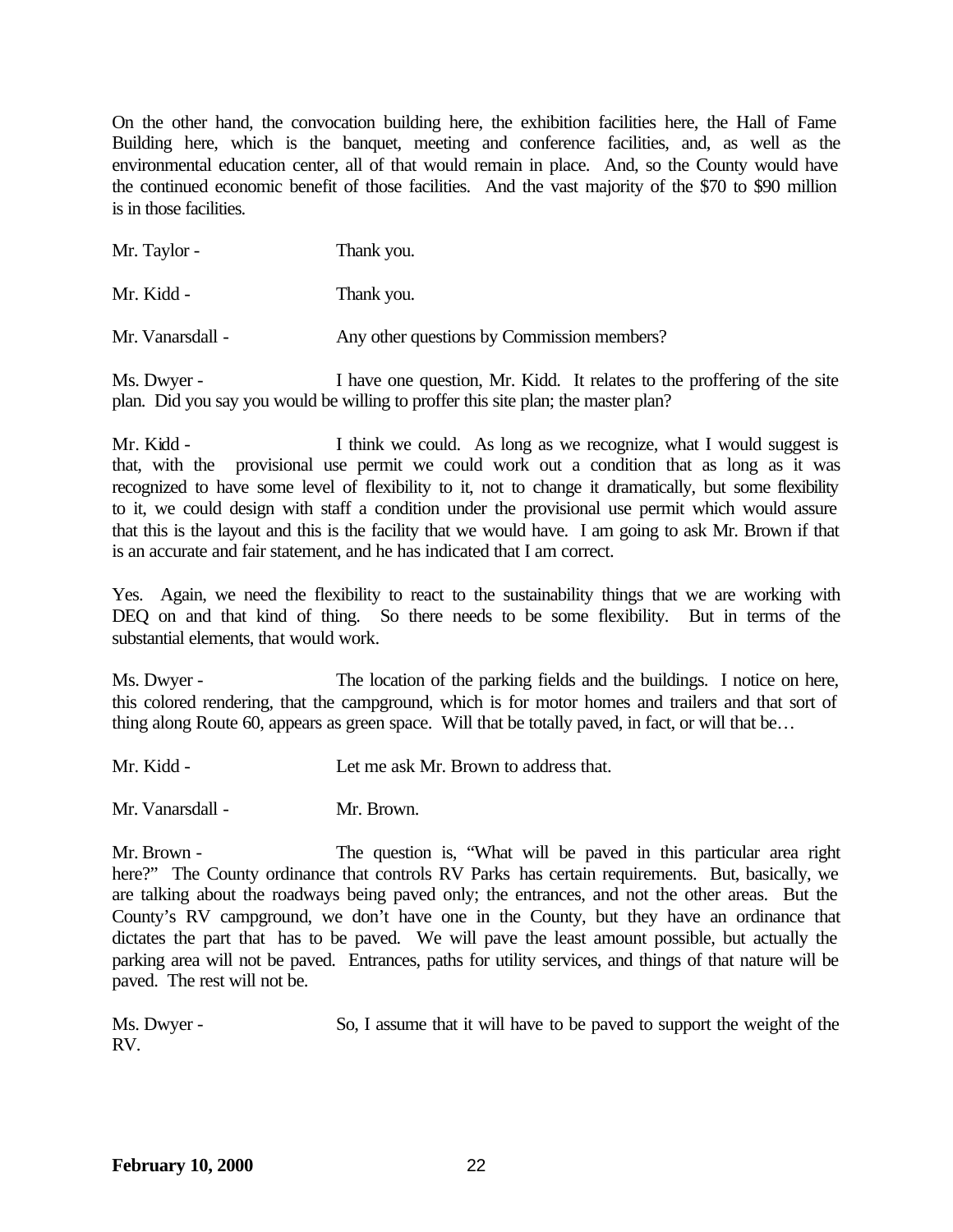On the other hand, the convocation building here, the exhibition facilities here, the Hall of Fame Building here, which is the banquet, meeting and conference facilities, and, as well as the environmental education center, all of that would remain in place. And, so the County would have the continued economic benefit of those facilities. And the vast majority of the $70 to $90 million is in those facilities.

Mr. Taylor - Thank you.

Mr. Kidd - Thank you.

Mr. Vanarsdall - Any other questions by Commission members?

Ms. Dwyer - I have one question, Mr. Kidd. It relates to the proffering of the site plan. Did you say you would be willing to proffer this site plan; the master plan?

Mr. Kidd - I think we could. As long as we recognize, what I would suggest is that, with the provisional use permit we could work out a condition that as long as it was recognized to have some level of flexibility to it, not to change it dramatically, but some flexibility to it, we could design with staff a condition under the provisional use permit which would assure that this is the layout and this is the facility that we would have. I am going to ask Mr. Brown if that is an accurate and fair statement, and he has indicated that I am correct.

Yes. Again, we need the flexibility to react to the sustainability things that we are working with DEQ on and that kind of thing. So there needs to be some flexibility. But in terms of the substantial elements, that would work.

Ms. Dwyer - The location of the parking fields and the buildings. I notice on here, this colored rendering, that the campground, which is for motor homes and trailers and that sort of thing along Route 60, appears as green space. Will that be totally paved, in fact, or will that be…

Mr. Kidd - Let me ask Mr. Brown to address that.

Mr. Vanarsdall - Mr. Brown.

Mr. Brown - The question is, "What will be paved in this particular area right here?" The County ordinance that controls RV Parks has certain requirements. But, basically, we are talking about the roadways being paved only; the entrances, and not the other areas. But the County's RV campground, we don't have one in the County, but they have an ordinance that dictates the part that has to be paved. We will pave the least amount possible, but actually the parking area will not be paved. Entrances, paths for utility services, and things of that nature will be paved. The rest will not be.

Ms. Dwyer - So, I assume that it will have to be paved to support the weight of the RV.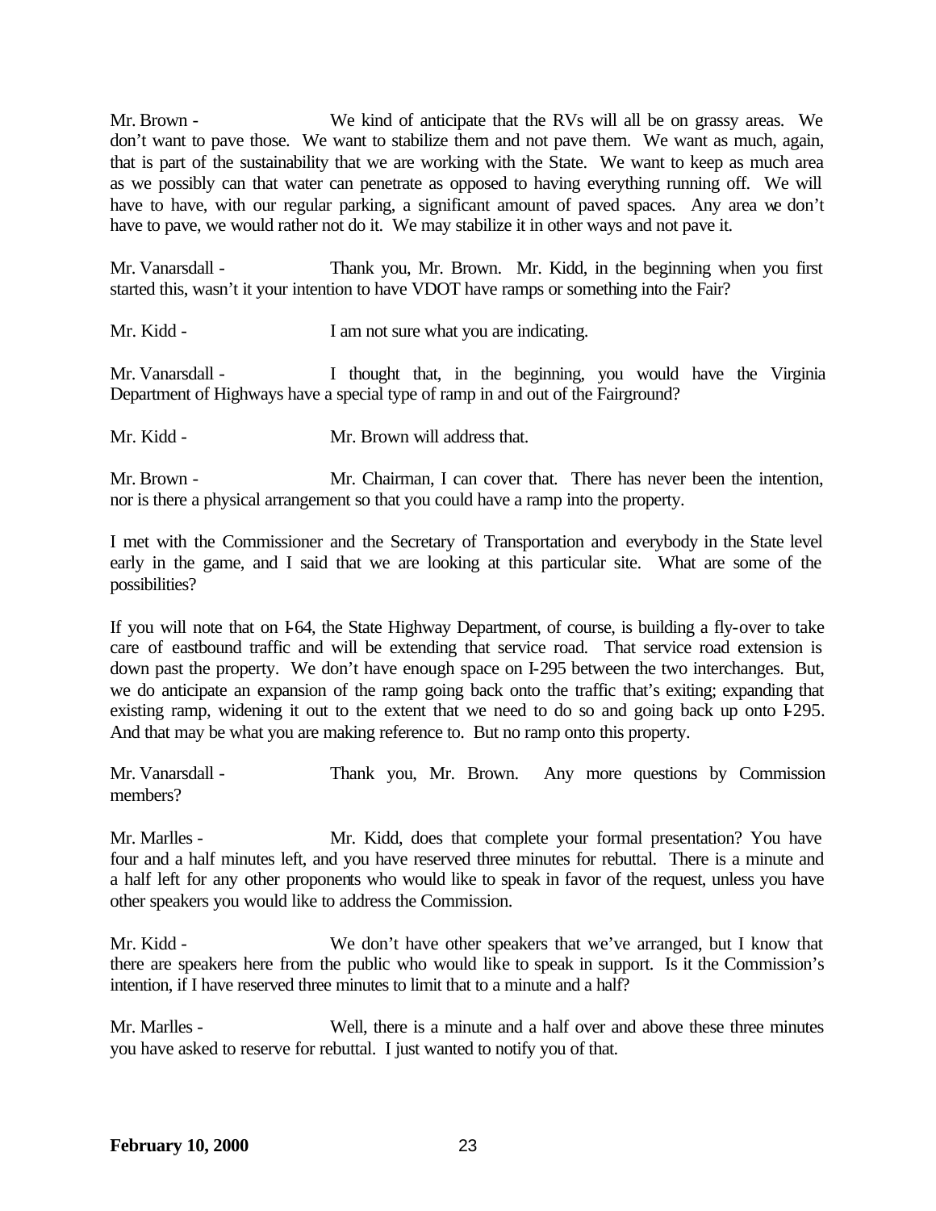Mr. Brown - We kind of anticipate that the RVs will all be on grassy areas. We don't want to pave those. We want to stabilize them and not pave them. We want as much, again, that is part of the sustainability that we are working with the State. We want to keep as much area as we possibly can that water can penetrate as opposed to having everything running off. We will have to have, with our regular parking, a significant amount of paved spaces. Any area we don't have to pave, we would rather not do it. We may stabilize it in other ways and not pave it.

Mr. Vanarsdall - Thank you, Mr. Brown. Mr. Kidd, in the beginning when you first started this, wasn't it your intention to have VDOT have ramps or something into the Fair?

Mr. Kidd - I am not sure what you are indicating.

Mr. Vanarsdall - I thought that, in the beginning, you would have the Virginia Department of Highways have a special type of ramp in and out of the Fairground?

Mr. Kidd - Mr. Brown will address that.

Mr. Brown - Mr. Chairman, I can cover that. There has never been the intention, nor is there a physical arrangement so that you could have a ramp into the property.

I met with the Commissioner and the Secretary of Transportation and everybody in the State level early in the game, and I said that we are looking at this particular site. What are some of the possibilities?

If you will note that on I-64, the State Highway Department, of course, is building a fly-over to take care of eastbound traffic and will be extending that service road. That service road extension is down past the property. We don't have enough space on I-295 between the two interchanges. But, we do anticipate an expansion of the ramp going back onto the traffic that's exiting; expanding that existing ramp, widening it out to the extent that we need to do so and going back up onto I-295. And that may be what you are making reference to. But no ramp onto this property.

Mr. Vanarsdall - Thank you, Mr. Brown. Any more questions by Commission members?

Mr. Marlles - Mr. Kidd, does that complete your formal presentation? You have four and a half minutes left, and you have reserved three minutes for rebuttal. There is a minute and a half left for any other proponents who would like to speak in favor of the request, unless you have other speakers you would like to address the Commission.

Mr. Kidd - We don't have other speakers that we've arranged, but I know that there are speakers here from the public who would like to speak in support. Is it the Commission's intention, if I have reserved three minutes to limit that to a minute and a half?

Mr. Marlles - Well, there is a minute and a half over and above these three minutes you have asked to reserve for rebuttal. I just wanted to notify you of that.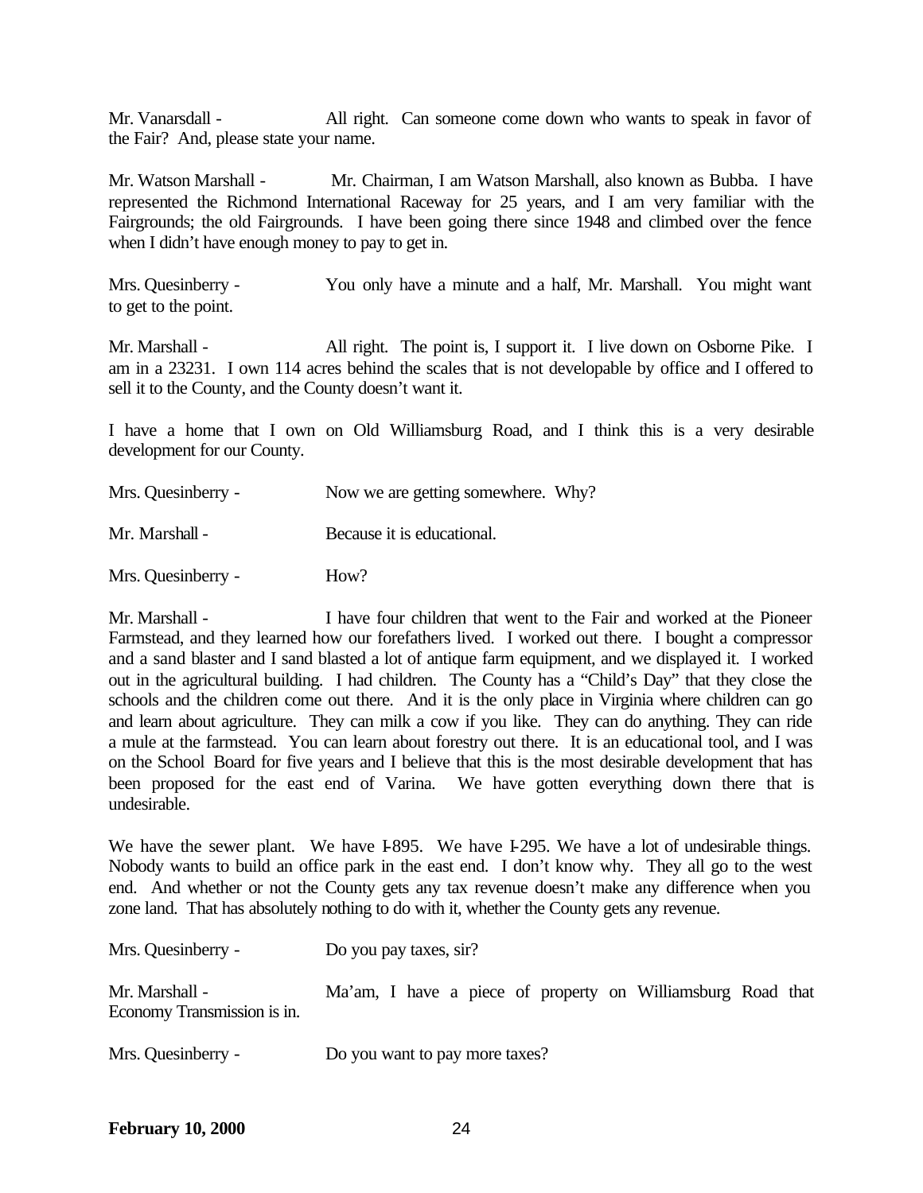Mr. Vanarsdall - All right. Can someone come down who wants to speak in favor of the Fair? And, please state your name.

Mr. Watson Marshall - Mr. Chairman, I am Watson Marshall, also known as Bubba. I have represented the Richmond International Raceway for 25 years, and I am very familiar with the Fairgrounds; the old Fairgrounds. I have been going there since 1948 and climbed over the fence when I didn't have enough money to pay to get in.

Mrs. Quesinberry - You only have a minute and a half, Mr. Marshall. You might want to get to the point.

Mr. Marshall - All right. The point is, I support it. I live down on Osborne Pike. I am in a 23231. I own 114 acres behind the scales that is not developable by office and I offered to sell it to the County, and the County doesn't want it.

I have a home that I own on Old Williamsburg Road, and I think this is a very desirable development for our County.

Mrs. Quesinberry - Now we are getting somewhere. Why?

Mr. Marshall - Because it is educational.

Mrs. Quesinberry - How?

Mr. Marshall - I have four children that went to the Fair and worked at the Pioneer Farmstead, and they learned how our forefathers lived. I worked out there. I bought a compressor and a sand blaster and I sand blasted a lot of antique farm equipment, and we displayed it. I worked out in the agricultural building. I had children. The County has a "Child's Day" that they close the schools and the children come out there. And it is the only place in Virginia where children can go and learn about agriculture. They can milk a cow if you like. They can do anything. They can ride a mule at the farmstead. You can learn about forestry out there. It is an educational tool, and I was on the School Board for five years and I believe that this is the most desirable development that has been proposed for the east end of Varina. We have gotten everything down there that is undesirable.

We have the sewer plant. We have I-895. We have I-295. We have a lot of undesirable things. Nobody wants to build an office park in the east end. I don't know why. They all go to the west end. And whether or not the County gets any tax revenue doesn't make any difference when you zone land. That has absolutely nothing to do with it, whether the County gets any revenue.

Mrs. Quesinberry - Do you pay taxes, sir?

Mr. Marshall - Ma'am, I have a piece of property on Williamsburg Road that Economy Transmission is in.

Mrs. Quesinberry - Do you want to pay more taxes?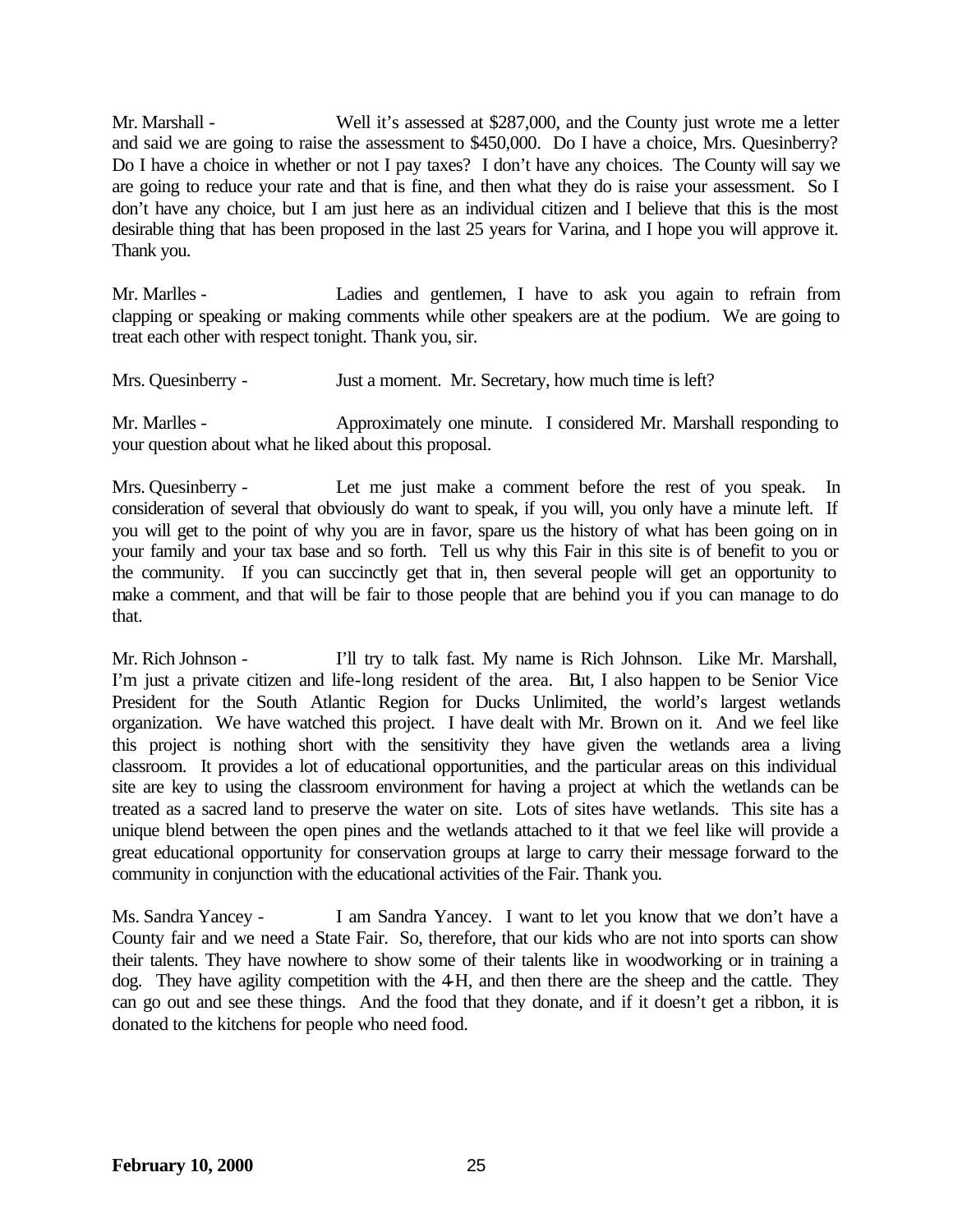Mr. Marshall - Well it's assessed at $287,000, and the County just wrote me a letter and said we are going to raise the assessment to $450,000. Do I have a choice, Mrs. Quesinberry? Do I have a choice in whether or not I pay taxes? I don't have any choices. The County will say we are going to reduce your rate and that is fine, and then what they do is raise your assessment. So I don't have any choice, but I am just here as an individual citizen and I believe that this is the most desirable thing that has been proposed in the last 25 years for Varina, and I hope you will approve it. Thank you.

Mr. Marlles - Ladies and gentlemen, I have to ask you again to refrain from clapping or speaking or making comments while other speakers are at the podium. We are going to treat each other with respect tonight. Thank you, sir.

Mrs. Quesinberry - Just a moment. Mr. Secretary, how much time is left?

Mr. Marlles - Approximately one minute. I considered Mr. Marshall responding to your question about what he liked about this proposal.

Mrs. Quesinberry - Let me just make a comment before the rest of you speak. In consideration of several that obviously do want to speak, if you will, you only have a minute left. If you will get to the point of why you are in favor, spare us the history of what has been going on in your family and your tax base and so forth. Tell us why this Fair in this site is of benefit to you or the community. If you can succinctly get that in, then several people will get an opportunity to make a comment, and that will be fair to those people that are behind you if you can manage to do that.

Mr. Rich Johnson - I'll try to talk fast. My name is Rich Johnson. Like Mr. Marshall, I'm just a private citizen and life-long resident of the area. But, I also happen to be Senior Vice President for the South Atlantic Region for Ducks Unlimited, the world's largest wetlands organization. We have watched this project. I have dealt with Mr. Brown on it. And we feel like this project is nothing short with the sensitivity they have given the wetlands area a living classroom. It provides a lot of educational opportunities, and the particular areas on this individual site are key to using the classroom environment for having a project at which the wetlands can be treated as a sacred land to preserve the water on site. Lots of sites have wetlands. This site has a unique blend between the open pines and the wetlands attached to it that we feel like will provide a great educational opportunity for conservation groups at large to carry their message forward to the community in conjunction with the educational activities of the Fair. Thank you.

Ms. Sandra Yancey - I am Sandra Yancey. I want to let you know that we don't have a County fair and we need a State Fair. So, therefore, that our kids who are not into sports can show their talents. They have nowhere to show some of their talents like in woodworking or in training a dog. They have agility competition with the 4-H, and then there are the sheep and the cattle. They can go out and see these things. And the food that they donate, and if it doesn't get a ribbon, it is donated to the kitchens for people who need food.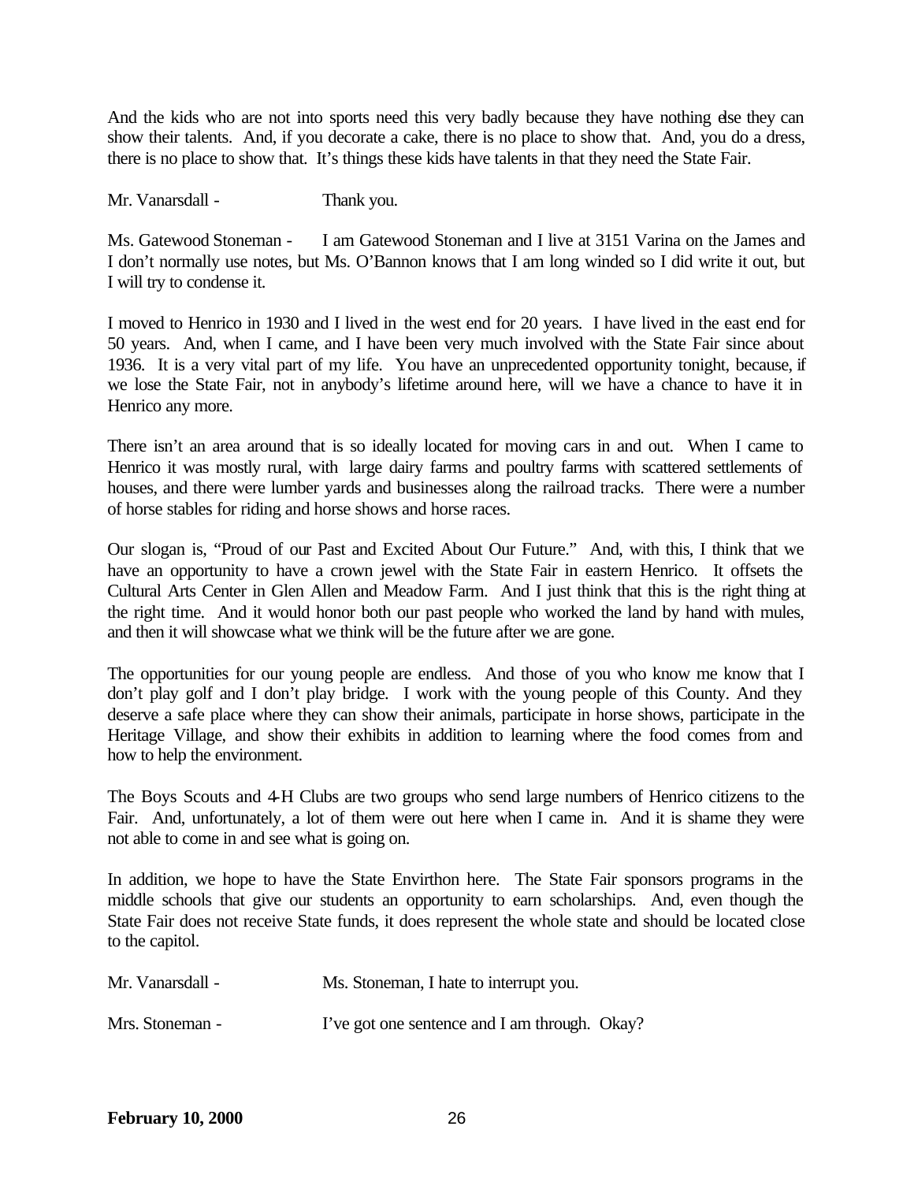And the kids who are not into sports need this very badly because they have nothing else they can show their talents. And, if you decorate a cake, there is no place to show that. And, you do a dress, there is no place to show that. It's things these kids have talents in that they need the State Fair.

Mr. Vanarsdall - Thank you.

Ms. Gatewood Stoneman - I am Gatewood Stoneman and I live at 3151 Varina on the James and I don't normally use notes, but Ms. O'Bannon knows that I am long winded so I did write it out, but I will try to condense it.

I moved to Henrico in 1930 and I lived in the west end for 20 years. I have lived in the east end for 50 years. And, when I came, and I have been very much involved with the State Fair since about 1936. It is a very vital part of my life. You have an unprecedented opportunity tonight, because, if we lose the State Fair, not in anybody's lifetime around here, will we have a chance to have it in Henrico any more.

There isn't an area around that is so ideally located for moving cars in and out. When I came to Henrico it was mostly rural, with large dairy farms and poultry farms with scattered settlements of houses, and there were lumber yards and businesses along the railroad tracks. There were a number of horse stables for riding and horse shows and horse races.

Our slogan is, "Proud of our Past and Excited About Our Future." And, with this, I think that we have an opportunity to have a crown jewel with the State Fair in eastern Henrico. It offsets the Cultural Arts Center in Glen Allen and Meadow Farm. And I just think that this is the right thing at the right time. And it would honor both our past people who worked the land by hand with mules, and then it will showcase what we think will be the future after we are gone.

The opportunities for our young people are endless. And those of you who know me know that I don't play golf and I don't play bridge. I work with the young people of this County. And they deserve a safe place where they can show their animals, participate in horse shows, participate in the Heritage Village, and show their exhibits in addition to learning where the food comes from and how to help the environment.

The Boys Scouts and 4-H Clubs are two groups who send large numbers of Henrico citizens to the Fair. And, unfortunately, a lot of them were out here when I came in. And it is shame they were not able to come in and see what is going on.

In addition, we hope to have the State Envirthon here. The State Fair sponsors programs in the middle schools that give our students an opportunity to earn scholarships. And, even though the State Fair does not receive State funds, it does represent the whole state and should be located close to the capitol.

Mr. Vanarsdall - Ms. Stoneman, I hate to interrupt you.

Mrs. Stoneman - I've got one sentence and I am through. Okay?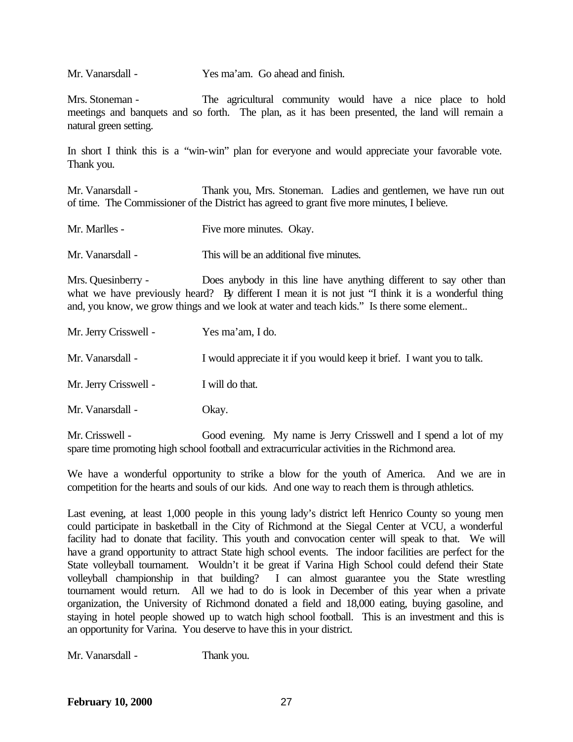Mr. Vanarsdall - Yes ma'am. Go ahead and finish.

Mrs. Stoneman - The agricultural community would have a nice place to hold meetings and banquets and so forth. The plan, as it has been presented, the land will remain a natural green setting.

In short I think this is a "win-win" plan for everyone and would appreciate your favorable vote. Thank you.

Mr. Vanarsdall - Thank you, Mrs. Stoneman. Ladies and gentlemen, we have run out of time. The Commissioner of the District has agreed to grant five more minutes, I believe.

Mr. Marlles - Five more minutes. Okay.

Mr. Vanarsdall - This will be an additional five minutes.

Mrs. Quesinberry - Does anybody in this line have anything different to say other than what we have previously heard? By different I mean it is not just "I think it is a wonderful thing and, you know, we grow things and we look at water and teach kids." Is there some element..

Mr. Jerry Crisswell - Yes ma'am, I do.

Mr. Vanarsdall - I would appreciate it if you would keep it brief. I want you to talk.

Mr. Jerry Crisswell - I will do that.

Mr. Vanarsdall - Okay.

Mr. Crisswell - Good evening. My name is Jerry Crisswell and I spend a lot of my spare time promoting high school football and extracurricular activities in the Richmond area.

We have a wonderful opportunity to strike a blow for the youth of America. And we are in competition for the hearts and souls of our kids. And one way to reach them is through athletics.

Last evening, at least 1,000 people in this young lady's district left Henrico County so young men could participate in basketball in the City of Richmond at the Siegal Center at VCU, a wonderful facility had to donate that facility. This youth and convocation center will speak to that. We will have a grand opportunity to attract State high school events. The indoor facilities are perfect for the State volleyball tournament. Wouldn't it be great if Varina High School could defend their State volleyball championship in that building? I can almost guarantee you the State wrestling tournament would return. All we had to do is look in December of this year when a private organization, the University of Richmond donated a field and 18,000 eating, buying gasoline, and staying in hotel people showed up to watch high school football. This is an investment and this is an opportunity for Varina. You deserve to have this in your district.

Mr. Vanarsdall - Thank you.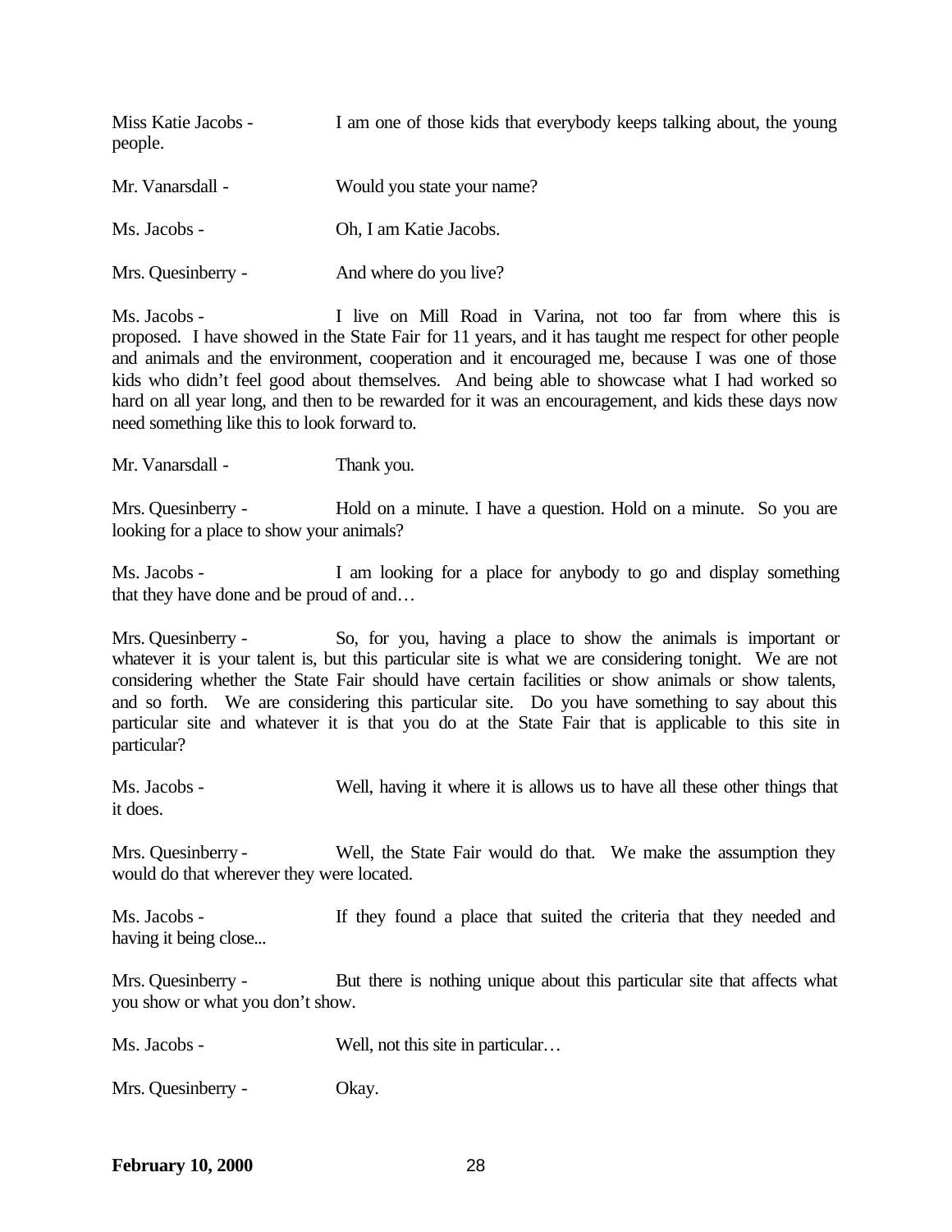Miss Katie Jacobs - I am one of those kids that everybody keeps talking about, the young people.

Mr. Vanarsdall - Would you state your name?

Ms. Jacobs - Oh, I am Katie Jacobs.

Mrs. Quesinberry - And where do you live?

Ms. Jacobs - I live on Mill Road in Varina, not too far from where this is proposed. I have showed in the State Fair for 11 years, and it has taught me respect for other people and animals and the environment, cooperation and it encouraged me, because I was one of those kids who didn't feel good about themselves. And being able to showcase what I had worked so hard on all year long, and then to be rewarded for it was an encouragement, and kids these days now need something like this to look forward to.

Mr. Vanarsdall - Thank you.

Mrs. Quesinberry - Hold on a minute. I have a question. Hold on a minute. So you are looking for a place to show your animals?

Ms. Jacobs - I am looking for a place for anybody to go and display something that they have done and be proud of and…

Mrs. Quesinberry - So, for you, having a place to show the animals is important or whatever it is your talent is, but this particular site is what we are considering tonight. We are not considering whether the State Fair should have certain facilities or show animals or show talents, and so forth. We are considering this particular site. Do you have something to say about this particular site and whatever it is that you do at the State Fair that is applicable to this site in particular?

Ms. Jacobs - Well, having it where it is allows us to have all these other things that it does.

Mrs. Quesinberry - Well, the State Fair would do that. We make the assumption they would do that wherever they were located.

Ms. Jacobs - If they found a place that suited the criteria that they needed and having it being close...

Mrs. Quesinberry - But there is nothing unique about this particular site that affects what you show or what you don't show.

Ms. Jacobs - Well, not this site in particular…

Mrs. Quesinberry - Okay.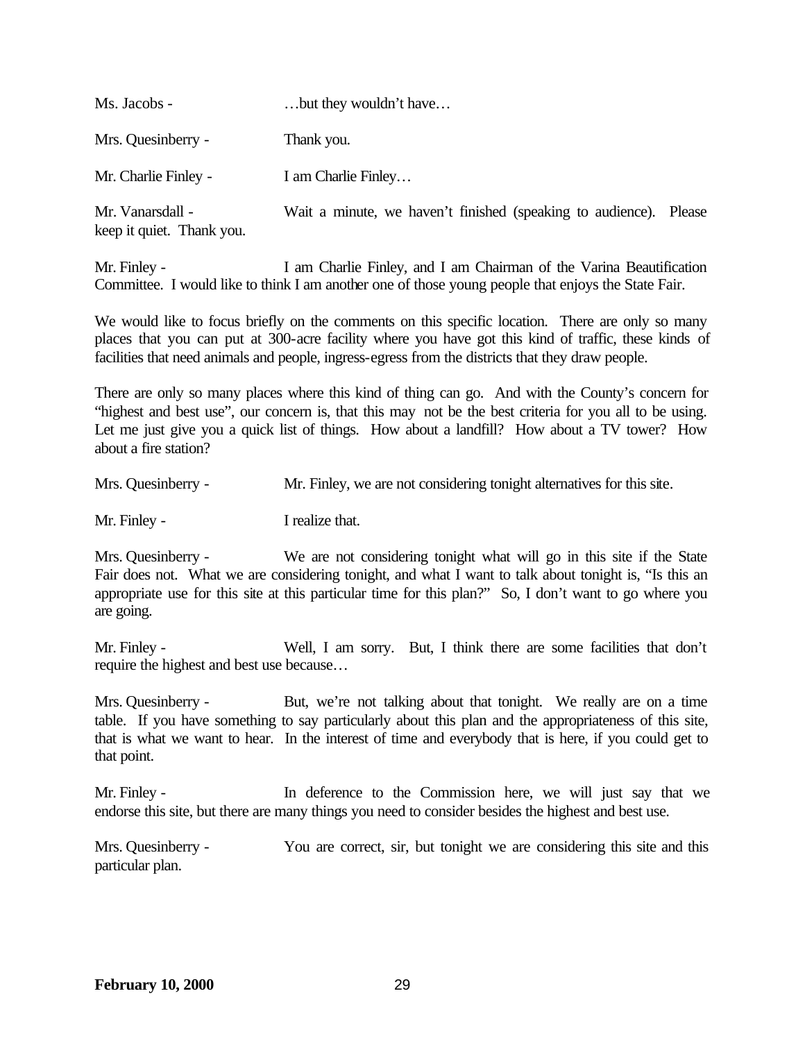Ms. Jacobs - …but they wouldn't have…

Mrs. Quesinberry - Thank you.

Mr. Charlie Finley - I am Charlie Finley…

Mr. Vanarsdall - Wait a minute, we haven't finished (speaking to audience). Please keep it quiet. Thank you.

Mr. Finley - I am Charlie Finley, and I am Chairman of the Varina Beautification Committee. I would like to think I am another one of those young people that enjoys the State Fair.

We would like to focus briefly on the comments on this specific location. There are only so many places that you can put at 300-acre facility where you have got this kind of traffic, these kinds of facilities that need animals and people, ingress-egress from the districts that they draw people.

There are only so many places where this kind of thing can go. And with the County's concern for "highest and best use", our concern is, that this may not be the best criteria for you all to be using. Let me just give you a quick list of things. How about a landfill? How about a TV tower? How about a fire station?

Mrs. Quesinberry - Mr. Finley, we are not considering tonight alternatives for this site.

Mr. Finley - I realize that.

Mrs. Quesinberry - We are not considering tonight what will go in this site if the State Fair does not. What we are considering tonight, and what I want to talk about tonight is, "Is this an appropriate use for this site at this particular time for this plan?" So, I don't want to go where you are going.

Mr. Finley - Well, I am sorry. But, I think there are some facilities that don't require the highest and best use because…

Mrs. Quesinberry - But, we're not talking about that tonight. We really are on a time table. If you have something to say particularly about this plan and the appropriateness of this site, that is what we want to hear. In the interest of time and everybody that is here, if you could get to that point.

Mr. Finley - In deference to the Commission here, we will just say that we endorse this site, but there are many things you need to consider besides the highest and best use.

Mrs. Quesinberry - You are correct, sir, but tonight we are considering this site and this particular plan.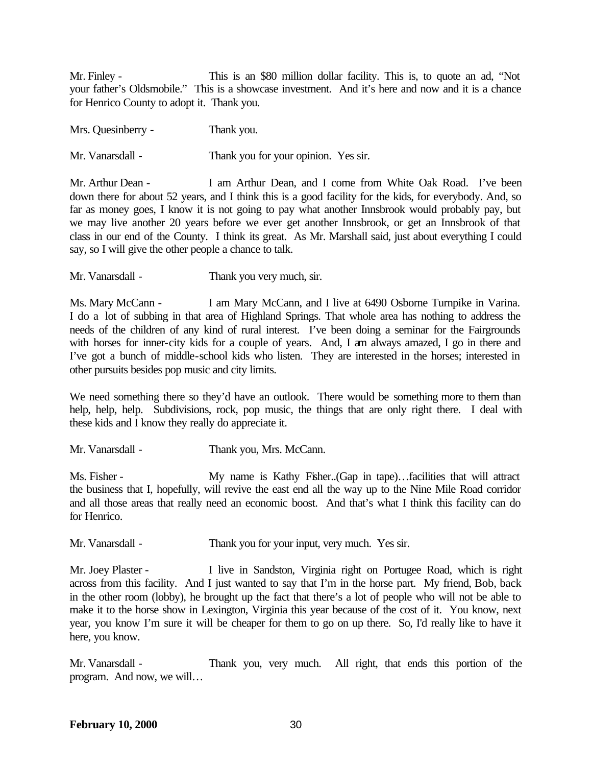Mr. Finley - This is an $80 million dollar facility. This is, to quote an ad, "Not your father's Oldsmobile." This is a showcase investment. And it's here and now and it is a chance for Henrico County to adopt it. Thank you.

Mrs. Quesinberry - Thank you.

Mr. Vanarsdall - Thank you for your opinion. Yes sir.

Mr. Arthur Dean - I am Arthur Dean, and I come from White Oak Road. I've been down there for about 52 years, and I think this is a good facility for the kids, for everybody. And, so far as money goes, I know it is not going to pay what another Innsbrook would probably pay, but we may live another 20 years before we ever get another Innsbrook, or get an Innsbrook of that class in our end of the County. I think its great. As Mr. Marshall said, just about everything I could say, so I will give the other people a chance to talk.

Mr. Vanarsdall - Thank you very much, sir.

Ms. Mary McCann - I am Mary McCann, and I live at 6490 Osborne Turnpike in Varina. I do a lot of subbing in that area of Highland Springs. That whole area has nothing to address the needs of the children of any kind of rural interest. I've been doing a seminar for the Fairgrounds with horses for inner-city kids for a couple of years. And, I am always amazed, I go in there and I've got a bunch of middle-school kids who listen. They are interested in the horses; interested in other pursuits besides pop music and city limits.

We need something there so they'd have an outlook. There would be something more to them than help, help, help. Subdivisions, rock, pop music, the things that are only right there. I deal with these kids and I know they really do appreciate it.

Mr. Vanarsdall - Thank you, Mrs. McCann.

Ms. Fisher - My name is Kathy Fisher..(Gap in tape)…facilities that will attract the business that I, hopefully, will revive the east end all the way up to the Nine Mile Road corridor and all those areas that really need an economic boost. And that's what I think this facility can do for Henrico.

Mr. Vanarsdall - Thank you for your input, very much. Yes sir.

Mr. Joey Plaster - I live in Sandston, Virginia right on Portugee Road, which is right across from this facility. And I just wanted to say that I'm in the horse part. My friend, Bob, back in the other room (lobby), he brought up the fact that there's a lot of people who will not be able to make it to the horse show in Lexington, Virginia this year because of the cost of it. You know, next year, you know I'm sure it will be cheaper for them to go on up there. So, I'd really like to have it here, you know.

Mr. Vanarsdall - Thank you, very much. All right, that ends this portion of the program. And now, we will…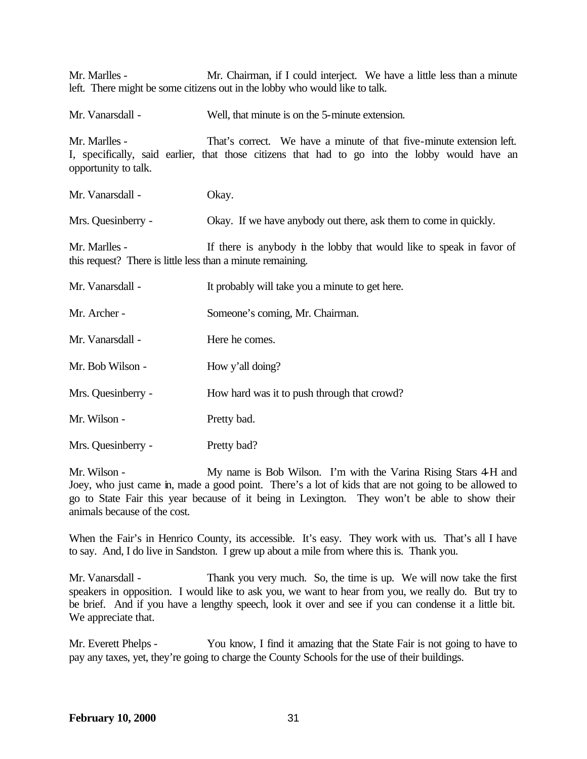Mr. Marlles - Mr. Chairman, if I could interject. We have a little less than a minute left. There might be some citizens out in the lobby who would like to talk.

Mr. Vanarsdall - Well, that minute is on the 5-minute extension.

Mr. Marlles - That's correct. We have a minute of that five-minute extension left. I, specifically, said earlier, that those citizens that had to go into the lobby would have an opportunity to talk.

Mr. Vanarsdall - Okay.

Mrs. Quesinberry - Okay. If we have anybody out there, ask them to come in quickly.

Mr. Marlles - If there is anybody in the lobby that would like to speak in favor of this request? There is little less than a minute remaining.

Mr. Vanarsdall - It probably will take you a minute to get here.

Mr. Archer - Someone's coming, Mr. Chairman.

Mr. Vanarsdall - Here he comes.

Mr. Bob Wilson - How y'all doing?

Mrs. Quesinberry - How hard was it to push through that crowd?

Mr. Wilson - Pretty bad.

Mrs. Quesinberry - Pretty bad?

Mr. Wilson - My name is Bob Wilson. I'm with the Varina Rising Stars 4-H and Joey, who just came in, made a good point. There's a lot of kids that are not going to be allowed to go to State Fair this year because of it being in Lexington. They won't be able to show their animals because of the cost.

When the Fair's in Henrico County, its accessible. It's easy. They work with us. That's all I have to say. And, I do live in Sandston. I grew up about a mile from where this is. Thank you.

Mr. Vanarsdall - Thank you very much. So, the time is up. We will now take the first speakers in opposition. I would like to ask you, we want to hear from you, we really do. But try to be brief. And if you have a lengthy speech, look it over and see if you can condense it a little bit. We appreciate that.

Mr. Everett Phelps - You know, I find it amazing that the State Fair is not going to have to pay any taxes, yet, they're going to charge the County Schools for the use of their buildings.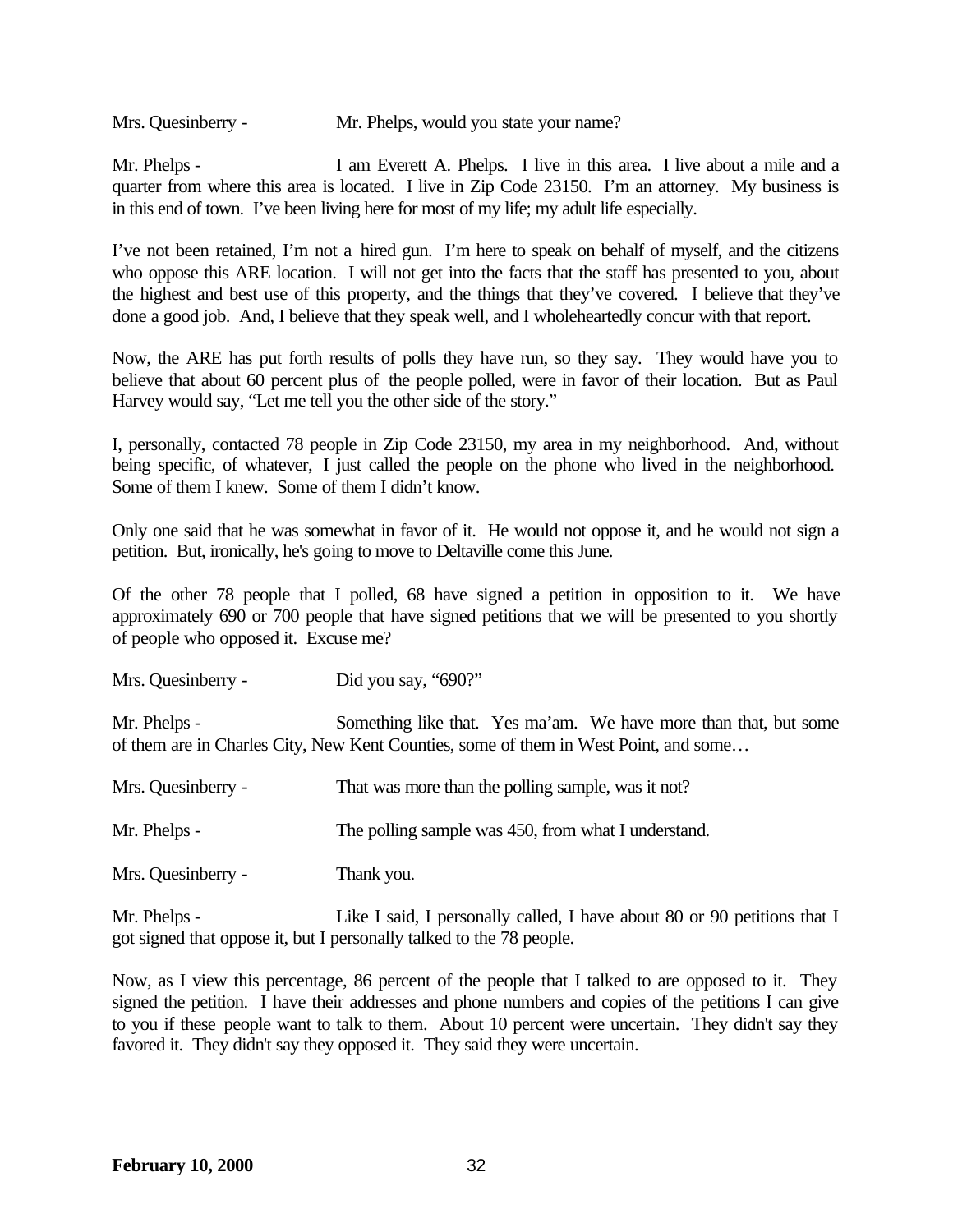Mrs. Quesinberry - Mr. Phelps, would you state your name?

Mr. Phelps - I am Everett A. Phelps. I live in this area. I live about a mile and a quarter from where this area is located. I live in Zip Code 23150. I'm an attorney. My business is in this end of town. I've been living here for most of my life; my adult life especially.

I've not been retained, I'm not a hired gun. I'm here to speak on behalf of myself, and the citizens who oppose this ARE location. I will not get into the facts that the staff has presented to you, about the highest and best use of this property, and the things that they've covered. I believe that they've done a good job. And, I believe that they speak well, and I wholeheartedly concur with that report.

Now, the ARE has put forth results of polls they have run, so they say. They would have you to believe that about 60 percent plus of the people polled, were in favor of their location. But as Paul Harvey would say, "Let me tell you the other side of the story."

I, personally, contacted 78 people in Zip Code 23150, my area in my neighborhood. And, without being specific, of whatever, I just called the people on the phone who lived in the neighborhood. Some of them I knew. Some of them I didn't know.

Only one said that he was somewhat in favor of it. He would not oppose it, and he would not sign a petition. But, ironically, he's going to move to Deltaville come this June.

Of the other 78 people that I polled, 68 have signed a petition in opposition to it. We have approximately 690 or 700 people that have signed petitions that we will be presented to you shortly of people who opposed it. Excuse me?

Mrs. Quesinberry - Did you say, "690?"

Mr. Phelps - Something like that. Yes ma'am. We have more than that, but some of them are in Charles City, New Kent Counties, some of them in West Point, and some…

Mrs. Quesinberry - That was more than the polling sample, was it not?

Mr. Phelps - The polling sample was 450, from what I understand.

Mrs. Quesinberry - Thank you.

Mr. Phelps - Like I said, I personally called, I have about 80 or 90 petitions that I got signed that oppose it, but I personally talked to the 78 people.

Now, as I view this percentage, 86 percent of the people that I talked to are opposed to it. They signed the petition. I have their addresses and phone numbers and copies of the petitions I can give to you if these people want to talk to them. About 10 percent were uncertain. They didn't say they favored it. They didn't say they opposed it. They said they were uncertain.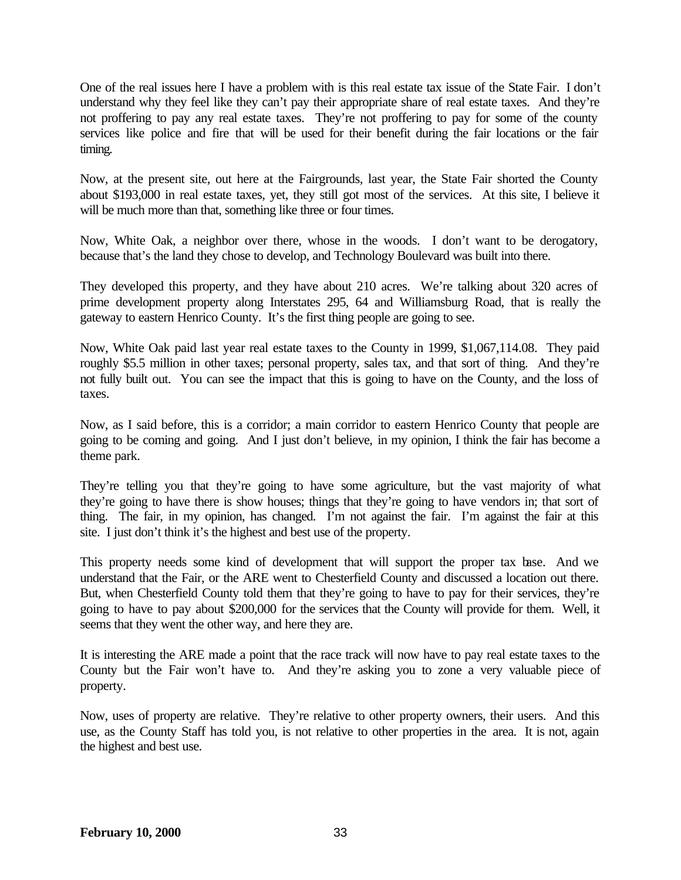One of the real issues here I have a problem with is this real estate tax issue of the State Fair. I don't understand why they feel like they can't pay their appropriate share of real estate taxes. And they're not proffering to pay any real estate taxes. They're not proffering to pay for some of the county services like police and fire that will be used for their benefit during the fair locations or the fair timing.

Now, at the present site, out here at the Fairgrounds, last year, the State Fair shorted the County about $193,000 in real estate taxes, yet, they still got most of the services. At this site, I believe it will be much more than that, something like three or four times.

Now, White Oak, a neighbor over there, whose in the woods. I don't want to be derogatory, because that's the land they chose to develop, and Technology Boulevard was built into there.

They developed this property, and they have about 210 acres. We're talking about 320 acres of prime development property along Interstates 295, 64 and Williamsburg Road, that is really the gateway to eastern Henrico County. It's the first thing people are going to see.

Now, White Oak paid last year real estate taxes to the County in 1999, $1,067,114.08. They paid roughly $5.5 million in other taxes; personal property, sales tax, and that sort of thing. And they're not fully built out. You can see the impact that this is going to have on the County, and the loss of taxes.

Now, as I said before, this is a corridor; a main corridor to eastern Henrico County that people are going to be coming and going. And I just don't believe, in my opinion, I think the fair has become a theme park.

They're telling you that they're going to have some agriculture, but the vast majority of what they're going to have there is show houses; things that they're going to have vendors in; that sort of thing. The fair, in my opinion, has changed. I'm not against the fair. I'm against the fair at this site. I just don't think it's the highest and best use of the property.

This property needs some kind of development that will support the proper tax base. And we understand that the Fair, or the ARE went to Chesterfield County and discussed a location out there. But, when Chesterfield County told them that they're going to have to pay for their services, they're going to have to pay about $200,000 for the services that the County will provide for them. Well, it seems that they went the other way, and here they are.

It is interesting the ARE made a point that the race track will now have to pay real estate taxes to the County but the Fair won't have to. And they're asking you to zone a very valuable piece of property.

Now, uses of property are relative. They're relative to other property owners, their users. And this use, as the County Staff has told you, is not relative to other properties in the area. It is not, again the highest and best use.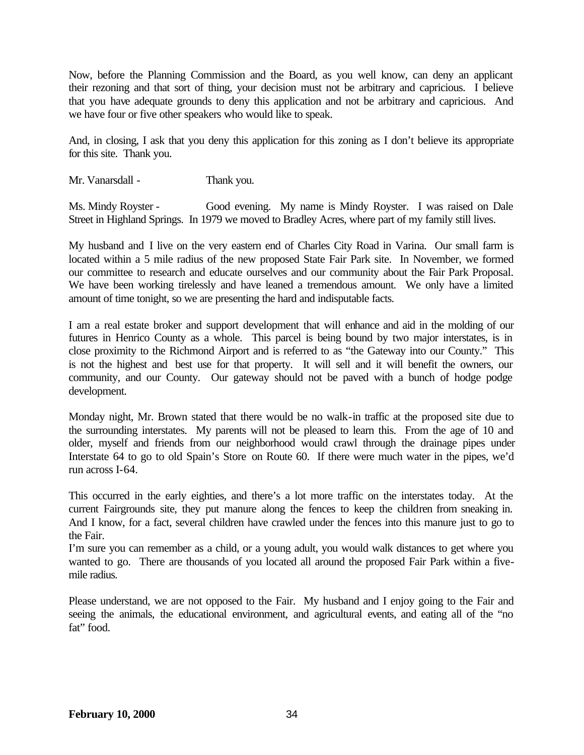Now, before the Planning Commission and the Board, as you well know, can deny an applicant their rezoning and that sort of thing, your decision must not be arbitrary and capricious. I believe that you have adequate grounds to deny this application and not be arbitrary and capricious. And we have four or five other speakers who would like to speak.

And, in closing, I ask that you deny this application for this zoning as I don't believe its appropriate for this site. Thank you.

Mr. Vanarsdall - Thank you.

Ms. Mindy Royster - Good evening. My name is Mindy Royster. I was raised on Dale Street in Highland Springs. In 1979 we moved to Bradley Acres, where part of my family still lives.

My husband and I live on the very eastern end of Charles City Road in Varina. Our small farm is located within a 5 mile radius of the new proposed State Fair Park site. In November, we formed our committee to research and educate ourselves and our community about the Fair Park Proposal. We have been working tirelessly and have leaned a tremendous amount. We only have a limited amount of time tonight, so we are presenting the hard and indisputable facts.

I am a real estate broker and support development that will enhance and aid in the molding of our futures in Henrico County as a whole. This parcel is being bound by two major interstates, is in close proximity to the Richmond Airport and is referred to as "the Gateway into our County." This is not the highest and best use for that property. It will sell and it will benefit the owners, our community, and our County. Our gateway should not be paved with a bunch of hodge podge development.

Monday night, Mr. Brown stated that there would be no walk-in traffic at the proposed site due to the surrounding interstates. My parents will not be pleased to learn this. From the age of 10 and older, myself and friends from our neighborhood would crawl through the drainage pipes under Interstate 64 to go to old Spain's Store on Route 60. If there were much water in the pipes, we'd run across I-64.

This occurred in the early eighties, and there's a lot more traffic on the interstates today. At the current Fairgrounds site, they put manure along the fences to keep the children from sneaking in. And I know, for a fact, several children have crawled under the fences into this manure just to go to the Fair.

I'm sure you can remember as a child, or a young adult, you would walk distances to get where you wanted to go. There are thousands of you located all around the proposed Fair Park within a five-mile radius.

Please understand, we are not opposed to the Fair. My husband and I enjoy going to the Fair and seeing the animals, the educational environment, and agricultural events, and eating all of the "no fat" food.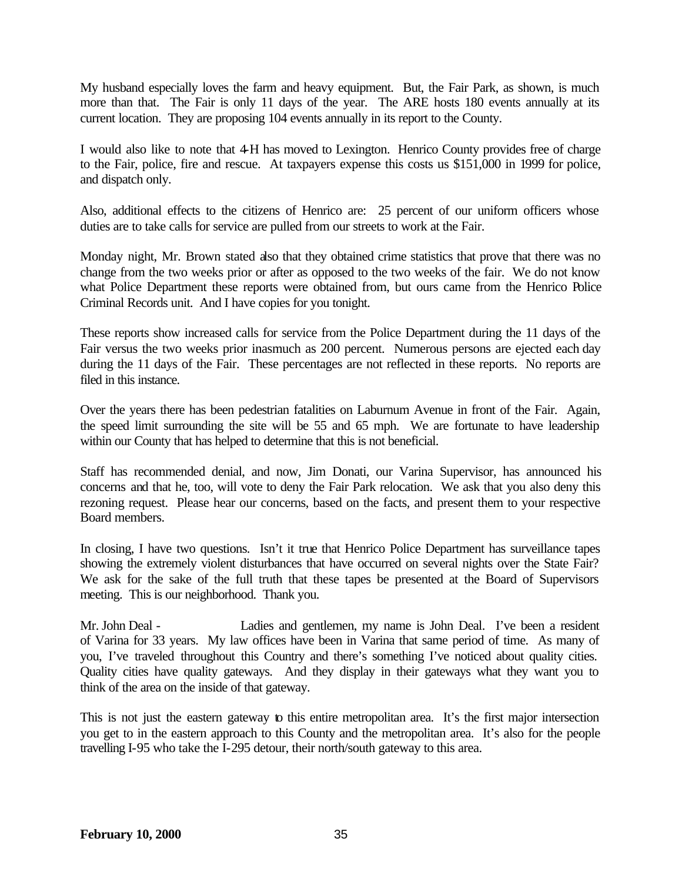My husband especially loves the farm and heavy equipment. But, the Fair Park, as shown, is much more than that. The Fair is only 11 days of the year. The ARE hosts 180 events annually at its current location. They are proposing 104 events annually in its report to the County.

I would also like to note that 4-H has moved to Lexington. Henrico County provides free of charge to the Fair, police, fire and rescue. At taxpayers expense this costs us $151,000 in 1999 for police, and dispatch only.

Also, additional effects to the citizens of Henrico are: 25 percent of our uniform officers whose duties are to take calls for service are pulled from our streets to work at the Fair.

Monday night, Mr. Brown stated also that they obtained crime statistics that prove that there was no change from the two weeks prior or after as opposed to the two weeks of the fair. We do not know what Police Department these reports were obtained from, but ours came from the Henrico Police Criminal Records unit. And I have copies for you tonight.

These reports show increased calls for service from the Police Department during the 11 days of the Fair versus the two weeks prior inasmuch as 200 percent. Numerous persons are ejected each day during the 11 days of the Fair. These percentages are not reflected in these reports. No reports are filed in this instance.

Over the years there has been pedestrian fatalities on Laburnum Avenue in front of the Fair. Again, the speed limit surrounding the site will be 55 and 65 mph. We are fortunate to have leadership within our County that has helped to determine that this is not beneficial.

Staff has recommended denial, and now, Jim Donati, our Varina Supervisor, has announced his concerns and that he, too, will vote to deny the Fair Park relocation. We ask that you also deny this rezoning request. Please hear our concerns, based on the facts, and present them to your respective Board members.

In closing, I have two questions. Isn't it true that Henrico Police Department has surveillance tapes showing the extremely violent disturbances that have occurred on several nights over the State Fair? We ask for the sake of the full truth that these tapes be presented at the Board of Supervisors meeting. This is our neighborhood. Thank you.

Mr. John Deal - Ladies and gentlemen, my name is John Deal. I've been a resident of Varina for 33 years. My law offices have been in Varina that same period of time. As many of you, I've traveled throughout this Country and there's something I've noticed about quality cities. Quality cities have quality gateways. And they display in their gateways what they want you to think of the area on the inside of that gateway.

This is not just the eastern gateway to this entire metropolitan area. It's the first major intersection you get to in the eastern approach to this County and the metropolitan area. It's also for the people travelling I-95 who take the I-295 detour, their north/south gateway to this area.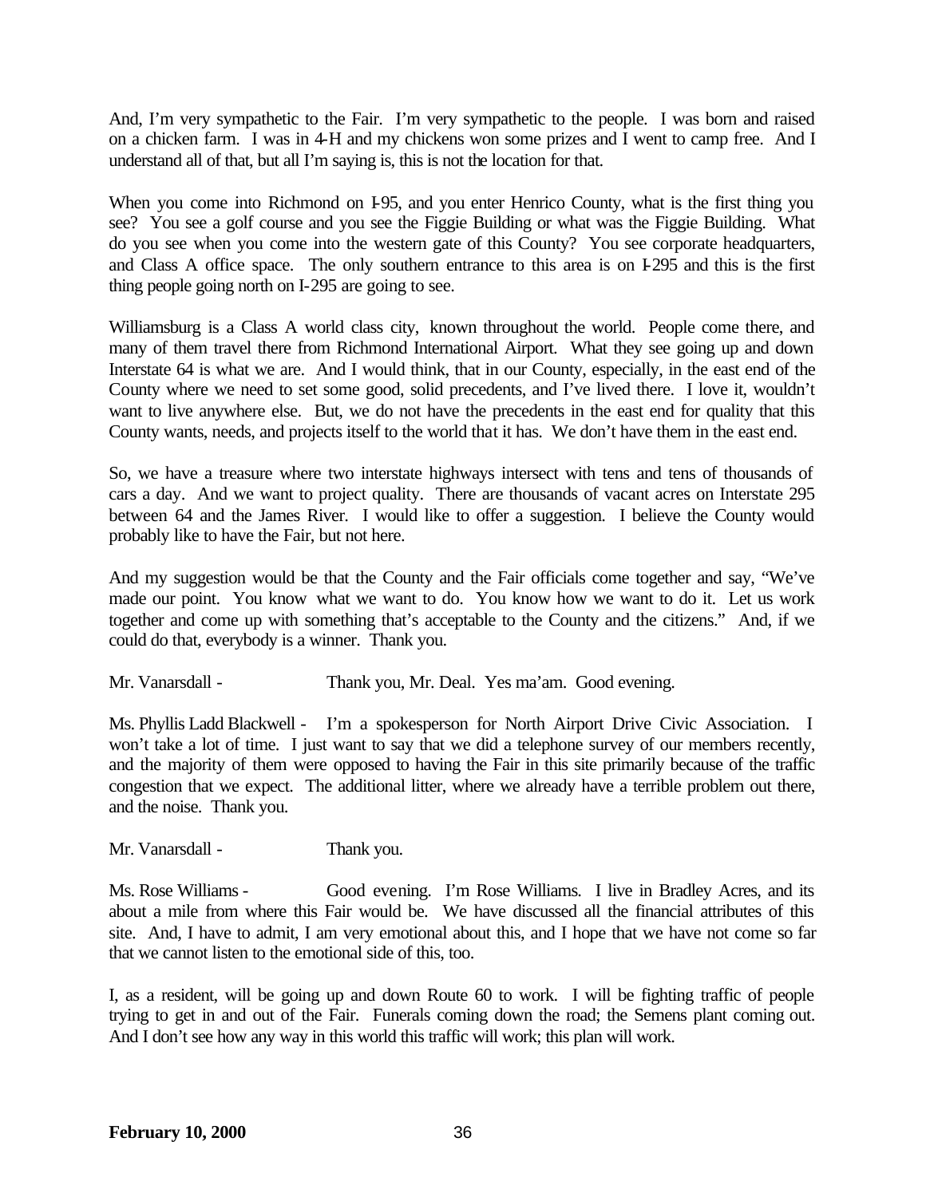And, I'm very sympathetic to the Fair. I'm very sympathetic to the people. I was born and raised on a chicken farm. I was in 4-H and my chickens won some prizes and I went to camp free. And I understand all of that, but all I'm saying is, this is not the location for that.

When you come into Richmond on I-95, and you enter Henrico County, what is the first thing you see? You see a golf course and you see the Figgie Building or what was the Figgie Building. What do you see when you come into the western gate of this County? You see corporate headquarters, and Class A office space. The only southern entrance to this area is on I-295 and this is the first thing people going north on I-295 are going to see.

Williamsburg is a Class A world class city, known throughout the world. People come there, and many of them travel there from Richmond International Airport. What they see going up and down Interstate 64 is what we are. And I would think, that in our County, especially, in the east end of the County where we need to set some good, solid precedents, and I've lived there. I love it, wouldn't want to live anywhere else. But, we do not have the precedents in the east end for quality that this County wants, needs, and projects itself to the world that it has. We don't have them in the east end.

So, we have a treasure where two interstate highways intersect with tens and tens of thousands of cars a day. And we want to project quality. There are thousands of vacant acres on Interstate 295 between 64 and the James River. I would like to offer a suggestion. I believe the County would probably like to have the Fair, but not here.

And my suggestion would be that the County and the Fair officials come together and say, "We've made our point. You know what we want to do. You know how we want to do it. Let us work together and come up with something that's acceptable to the County and the citizens." And, if we could do that, everybody is a winner. Thank you.

Mr. Vanarsdall - Thank you, Mr. Deal. Yes ma'am. Good evening.

Ms. Phyllis Ladd Blackwell - I'm a spokesperson for North Airport Drive Civic Association. I won't take a lot of time. I just want to say that we did a telephone survey of our members recently, and the majority of them were opposed to having the Fair in this site primarily because of the traffic congestion that we expect. The additional litter, where we already have a terrible problem out there, and the noise. Thank you.

Mr. Vanarsdall - Thank you.

Ms. Rose Williams - Good evening. I'm Rose Williams. I live in Bradley Acres, and its about a mile from where this Fair would be. We have discussed all the financial attributes of this site. And, I have to admit, I am very emotional about this, and I hope that we have not come so far that we cannot listen to the emotional side of this, too.

I, as a resident, will be going up and down Route 60 to work. I will be fighting traffic of people trying to get in and out of the Fair. Funerals coming down the road; the Semens plant coming out. And I don't see how any way in this world this traffic will work; this plan will work.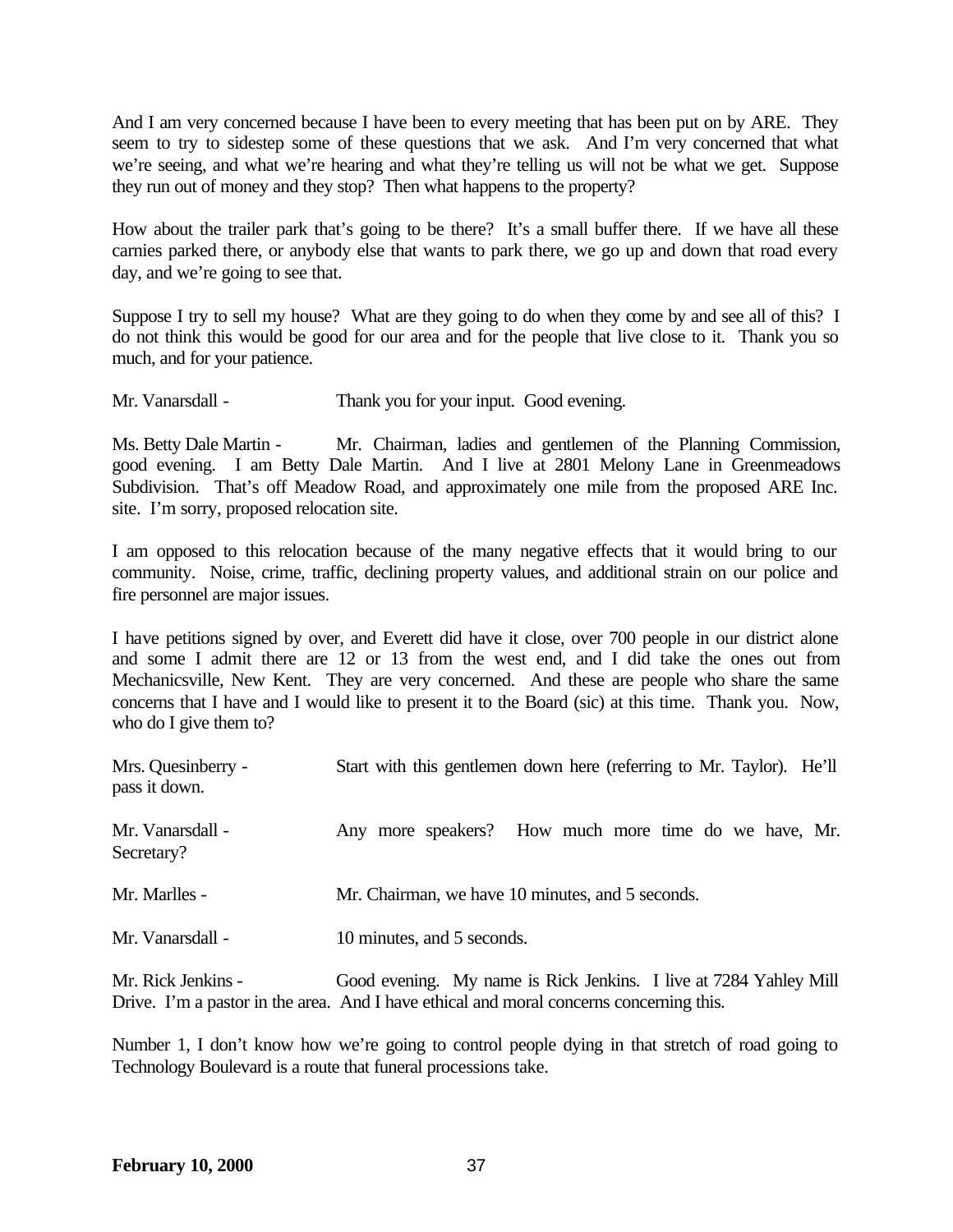And I am very concerned because I have been to every meeting that has been put on by ARE. They seem to try to sidestep some of these questions that we ask. And I'm very concerned that what we're seeing, and what we're hearing and what they're telling us will not be what we get. Suppose they run out of money and they stop? Then what happens to the property?

How about the trailer park that's going to be there? It's a small buffer there. If we have all these carnies parked there, or anybody else that wants to park there, we go up and down that road every day, and we're going to see that.

Suppose I try to sell my house? What are they going to do when they come by and see all of this? I do not think this would be good for our area and for the people that live close to it. Thank you so much, and for your patience.

Mr. Vanarsdall - Thank you for your input. Good evening.

Ms. Betty Dale Martin - Mr. Chairman, ladies and gentlemen of the Planning Commission, good evening. I am Betty Dale Martin. And I live at 2801 Melony Lane in Greenmeadows Subdivision. That's off Meadow Road, and approximately one mile from the proposed ARE Inc. site. I'm sorry, proposed relocation site.

I am opposed to this relocation because of the many negative effects that it would bring to our community. Noise, crime, traffic, declining property values, and additional strain on our police and fire personnel are major issues.

I have petitions signed by over, and Everett did have it close, over 700 people in our district alone and some I admit there are 12 or 13 from the west end, and I did take the ones out from Mechanicsville, New Kent. They are very concerned. And these are people who share the same concerns that I have and I would like to present it to the Board (sic) at this time. Thank you. Now, who do I give them to?

Mrs. Quesinberry - Start with this gentlemen down here (referring to Mr. Taylor). He'll pass it down.

Mr. Vanarsdall - Any more speakers? How much more time do we have, Mr. Secretary?

Mr. Marlles - Mr. Chairman, we have 10 minutes, and 5 seconds.

Mr. Vanarsdall - 10 minutes, and 5 seconds.

Mr. Rick Jenkins - Good evening. My name is Rick Jenkins. I live at 7284 Yahley Mill Drive. I'm a pastor in the area. And I have ethical and moral concerns concerning this.

Number 1, I don't know how we're going to control people dying in that stretch of road going to Technology Boulevard is a route that funeral processions take.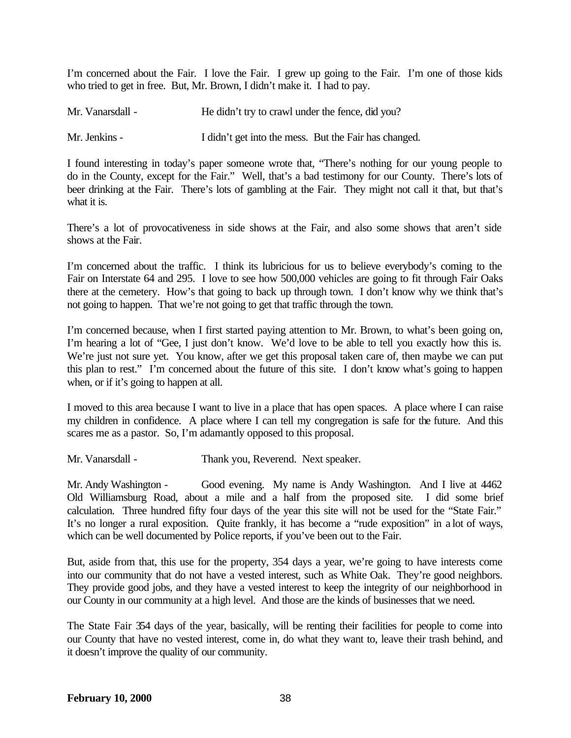I'm concerned about the Fair. I love the Fair. I grew up going to the Fair. I'm one of those kids who tried to get in free. But, Mr. Brown, I didn't make it. I had to pay.

Mr. Vanarsdall - He didn't try to crawl under the fence, did you?

Mr. Jenkins - I didn't get into the mess. But the Fair has changed.

I found interesting in today's paper someone wrote that, "There's nothing for our young people to do in the County, except for the Fair." Well, that's a bad testimony for our County. There's lots of beer drinking at the Fair. There's lots of gambling at the Fair. They might not call it that, but that's what it is.

There's a lot of provocativeness in side shows at the Fair, and also some shows that aren't side shows at the Fair.

I'm concerned about the traffic. I think its lubricious for us to believe everybody's coming to the Fair on Interstate 64 and 295. I love to see how 500,000 vehicles are going to fit through Fair Oaks there at the cemetery. How's that going to back up through town. I don't know why we think that's not going to happen. That we're not going to get that traffic through the town.

I'm concerned because, when I first started paying attention to Mr. Brown, to what's been going on, I'm hearing a lot of "Gee, I just don't know. We'd love to be able to tell you exactly how this is. We're just not sure yet. You know, after we get this proposal taken care of, then maybe we can put this plan to rest." I'm concerned about the future of this site. I don't know what's going to happen when, or if it's going to happen at all.

I moved to this area because I want to live in a place that has open spaces. A place where I can raise my children in confidence. A place where I can tell my congregation is safe for the future. And this scares me as a pastor. So, I'm adamantly opposed to this proposal.

Mr. Vanarsdall - Thank you, Reverend. Next speaker.

Mr. Andy Washington - Good evening. My name is Andy Washington. And I live at 4462 Old Williamsburg Road, about a mile and a half from the proposed site. I did some brief calculation. Three hundred fifty four days of the year this site will not be used for the "State Fair." It's no longer a rural exposition. Quite frankly, it has become a "rude exposition" in a lot of ways, which can be well documented by Police reports, if you've been out to the Fair.

But, aside from that, this use for the property, 354 days a year, we're going to have interests come into our community that do not have a vested interest, such as White Oak. They're good neighbors. They provide good jobs, and they have a vested interest to keep the integrity of our neighborhood in our County in our community at a high level. And those are the kinds of businesses that we need.

The State Fair 354 days of the year, basically, will be renting their facilities for people to come into our County that have no vested interest, come in, do what they want to, leave their trash behind, and it doesn't improve the quality of our community.

**February 10, 2000**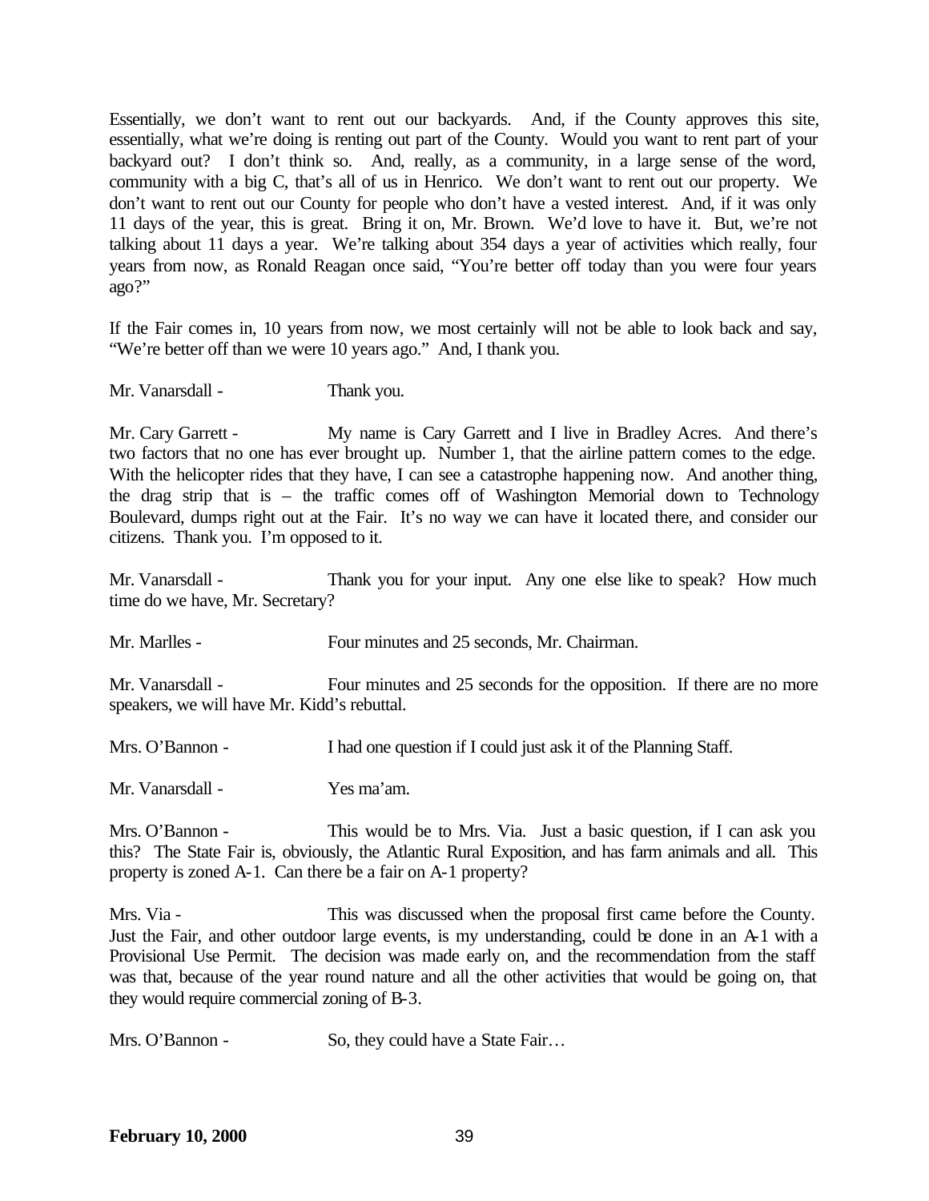Essentially, we don't want to rent out our backyards. And, if the County approves this site, essentially, what we're doing is renting out part of the County. Would you want to rent part of your backyard out? I don't think so. And, really, as a community, in a large sense of the word, community with a big C, that's all of us in Henrico. We don't want to rent out our property. We don't want to rent out our County for people who don't have a vested interest. And, if it was only 11 days of the year, this is great. Bring it on, Mr. Brown. We'd love to have it. But, we're not talking about 11 days a year. We're talking about 354 days a year of activities which really, four years from now, as Ronald Reagan once said, "You're better off today than you were four years ago?"

If the Fair comes in, 10 years from now, we most certainly will not be able to look back and say, "We're better off than we were 10 years ago." And, I thank you.

Mr. Vanarsdall - Thank you.

Mr. Cary Garrett - My name is Cary Garrett and I live in Bradley Acres. And there's two factors that no one has ever brought up. Number 1, that the airline pattern comes to the edge. With the helicopter rides that they have, I can see a catastrophe happening now. And another thing, the drag strip that is – the traffic comes off of Washington Memorial down to Technology Boulevard, dumps right out at the Fair. It's no way we can have it located there, and consider our citizens. Thank you. I'm opposed to it.

Mr. Vanarsdall - Thank you for your input. Any one else like to speak? How much time do we have, Mr. Secretary?

Mr. Marlles - Four minutes and 25 seconds, Mr. Chairman.

Mr. Vanarsdall - Four minutes and 25 seconds for the opposition. If there are no more speakers, we will have Mr. Kidd's rebuttal.

Mrs. O'Bannon - I had one question if I could just ask it of the Planning Staff.

Mr. Vanarsdall - Yes ma'am.

Mrs. O'Bannon - This would be to Mrs. Via. Just a basic question, if I can ask you this? The State Fair is, obviously, the Atlantic Rural Exposition, and has farm animals and all. This property is zoned A-1. Can there be a fair on A-1 property?

Mrs. Via - This was discussed when the proposal first came before the County. Just the Fair, and other outdoor large events, is my understanding, could be done in an A-1 with a Provisional Use Permit. The decision was made early on, and the recommendation from the staff was that, because of the year round nature and all the other activities that would be going on, that they would require commercial zoning of B-3.

Mrs. O'Bannon - So, they could have a State Fair…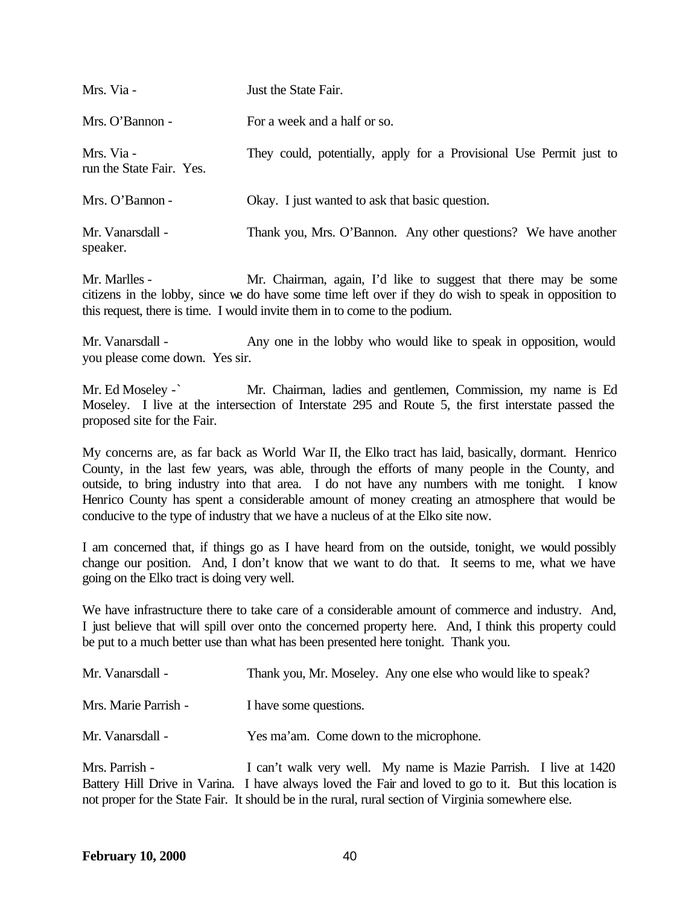Mrs. Via - Just the State Fair.

Mrs. O'Bannon - For a week and a half or so.

Mrs. Via - They could, potentially, apply for a Provisional Use Permit just to run the State Fair. Yes.

Mrs. O'Bannon - Okay. I just wanted to ask that basic question.

Mr. Vanarsdall - Thank you, Mrs. O'Bannon. Any other questions? We have another speaker.

Mr. Marlles - Mr. Chairman, again, I'd like to suggest that there may be some citizens in the lobby, since we do have some time left over if they do wish to speak in opposition to this request, there is time. I would invite them in to come to the podium.

Mr. Vanarsdall - Any one in the lobby who would like to speak in opposition, would you please come down. Yes sir.

Mr. Ed Moseley -` Mr. Chairman, ladies and gentlemen, Commission, my name is Ed Moseley. I live at the intersection of Interstate 295 and Route 5, the first interstate passed the proposed site for the Fair.

My concerns are, as far back as World War II, the Elko tract has laid, basically, dormant. Henrico County, in the last few years, was able, through the efforts of many people in the County, and outside, to bring industry into that area. I do not have any numbers with me tonight. I know Henrico County has spent a considerable amount of money creating an atmosphere that would be conducive to the type of industry that we have a nucleus of at the Elko site now.

I am concerned that, if things go as I have heard from on the outside, tonight, we would possibly change our position. And, I don't know that we want to do that. It seems to me, what we have going on the Elko tract is doing very well.

We have infrastructure there to take care of a considerable amount of commerce and industry. And, I just believe that will spill over onto the concerned property here. And, I think this property could be put to a much better use than what has been presented here tonight. Thank you.

Mr. Vanarsdall - Thank you, Mr. Moseley. Any one else who would like to speak?

Mrs. Marie Parrish - I have some questions.

Mr. Vanarsdall - Yes ma'am. Come down to the microphone.

Mrs. Parrish - I can't walk very well. My name is Mazie Parrish. I live at 1420 Battery Hill Drive in Varina. I have always loved the Fair and loved to go to it. But this location is not proper for the State Fair. It should be in the rural, rural section of Virginia somewhere else.

**February 10, 2000**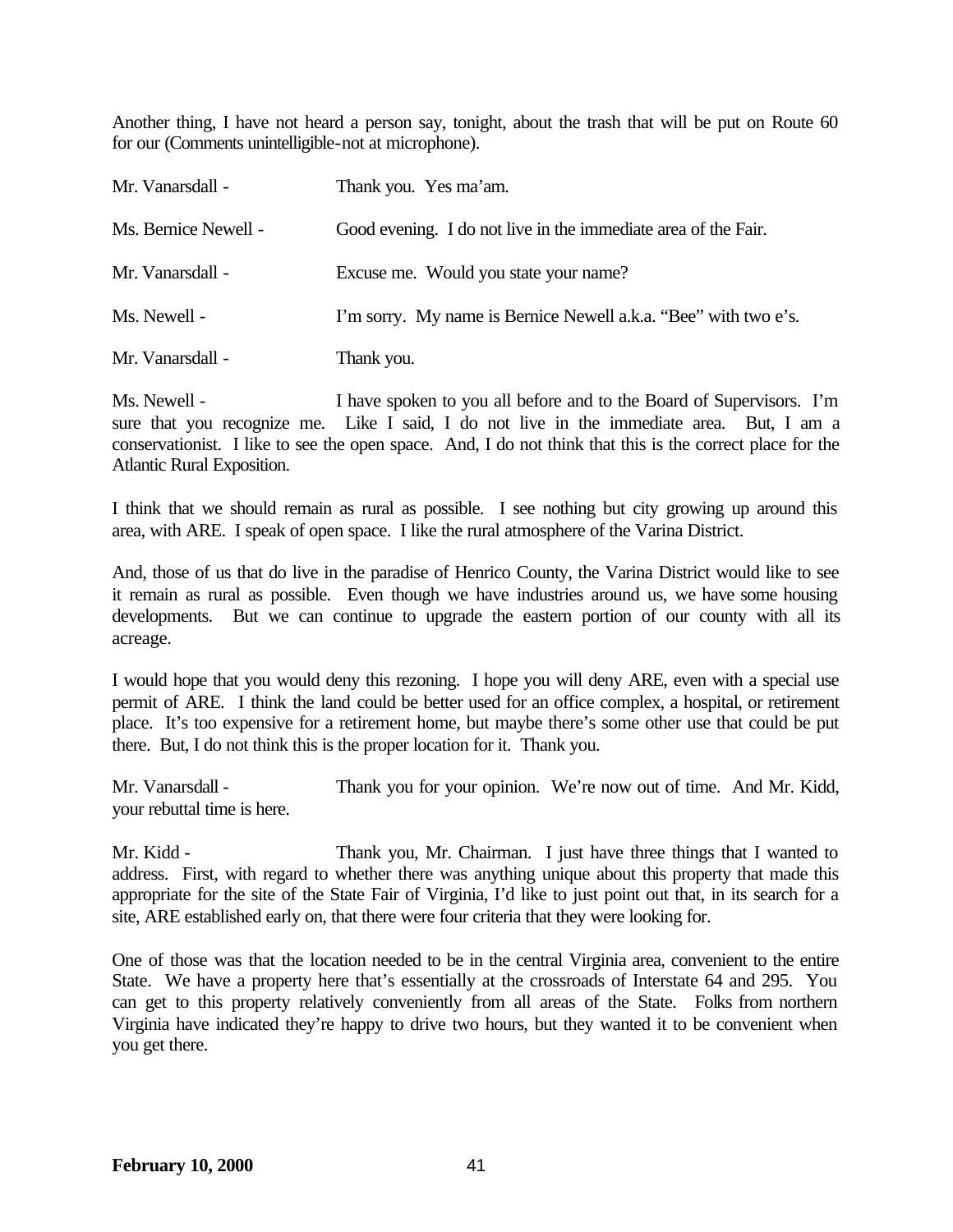Another thing, I have not heard a person say, tonight, about the trash that will be put on Route 60 for our (Comments unintelligible-not at microphone).

Mr. Vanarsdall - Thank you. Yes ma'am.

Ms. Bernice Newell - Good evening. I do not live in the immediate area of the Fair.

Mr. Vanarsdall - Excuse me. Would you state your name?

Ms. Newell - I'm sorry. My name is Bernice Newell a.k.a. "Bee" with two e's.

Mr. Vanarsdall - Thank you.

Ms. Newell - I have spoken to you all before and to the Board of Supervisors. I'm sure that you recognize me. Like I said, I do not live in the immediate area. But, I am a conservationist. I like to see the open space. And, I do not think that this is the correct place for the Atlantic Rural Exposition.

I think that we should remain as rural as possible. I see nothing but city growing up around this area, with ARE. I speak of open space. I like the rural atmosphere of the Varina District.

And, those of us that do live in the paradise of Henrico County, the Varina District would like to see it remain as rural as possible. Even though we have industries around us, we have some housing developments. But we can continue to upgrade the eastern portion of our county with all its acreage.

I would hope that you would deny this rezoning. I hope you will deny ARE, even with a special use permit of ARE. I think the land could be better used for an office complex, a hospital, or retirement place. It's too expensive for a retirement home, but maybe there's some other use that could be put there. But, I do not think this is the proper location for it. Thank you.

Mr. Vanarsdall - Thank you for your opinion. We're now out of time. And Mr. Kidd, your rebuttal time is here.

Mr. Kidd - Thank you, Mr. Chairman. I just have three things that I wanted to address. First, with regard to whether there was anything unique about this property that made this appropriate for the site of the State Fair of Virginia, I'd like to just point out that, in its search for a site, ARE established early on, that there were four criteria that they were looking for.

One of those was that the location needed to be in the central Virginia area, convenient to the entire State. We have a property here that's essentially at the crossroads of Interstate 64 and 295. You can get to this property relatively conveniently from all areas of the State. Folks from northern Virginia have indicated they're happy to drive two hours, but they wanted it to be convenient when you get there.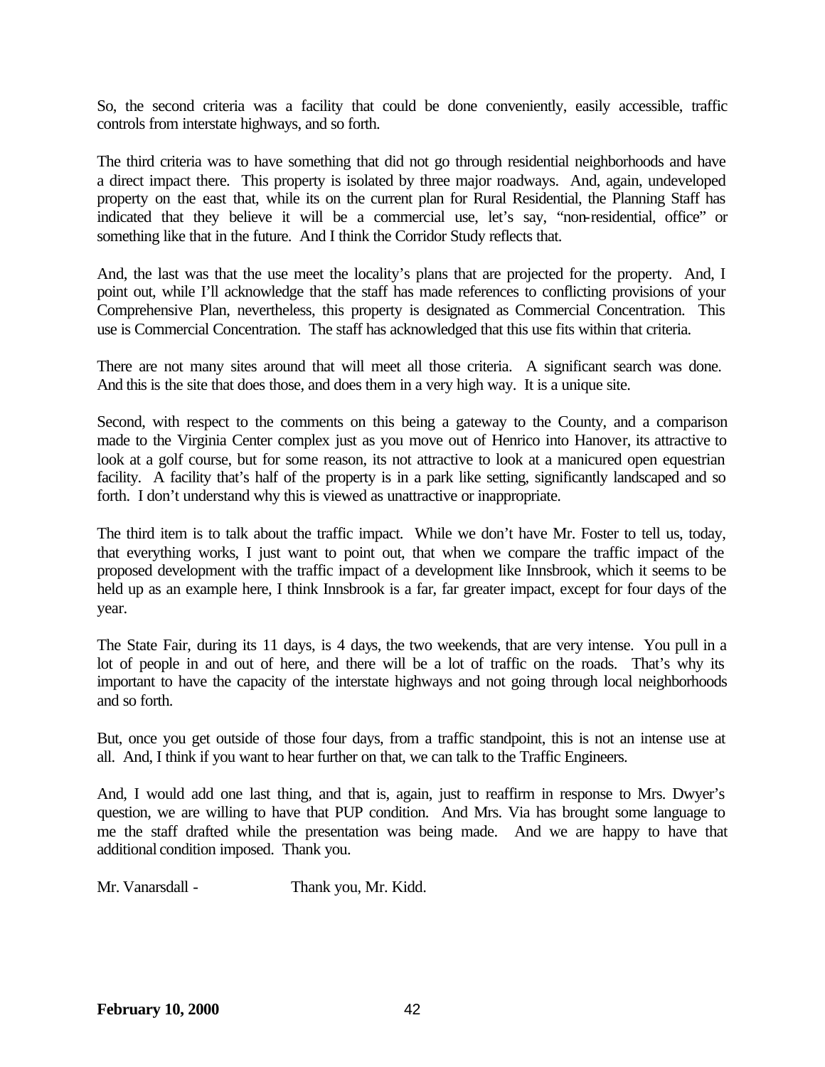So, the second criteria was a facility that could be done conveniently, easily accessible, traffic controls from interstate highways, and so forth.

The third criteria was to have something that did not go through residential neighborhoods and have a direct impact there. This property is isolated by three major roadways. And, again, undeveloped property on the east that, while its on the current plan for Rural Residential, the Planning Staff has indicated that they believe it will be a commercial use, let's say, "non-residential, office" or something like that in the future. And I think the Corridor Study reflects that.

And, the last was that the use meet the locality's plans that are projected for the property. And, I point out, while I'll acknowledge that the staff has made references to conflicting provisions of your Comprehensive Plan, nevertheless, this property is designated as Commercial Concentration. This use is Commercial Concentration. The staff has acknowledged that this use fits within that criteria.

There are not many sites around that will meet all those criteria. A significant search was done. And this is the site that does those, and does them in a very high way. It is a unique site.

Second, with respect to the comments on this being a gateway to the County, and a comparison made to the Virginia Center complex just as you move out of Henrico into Hanover, its attractive to look at a golf course, but for some reason, its not attractive to look at a manicured open equestrian facility. A facility that's half of the property is in a park like setting, significantly landscaped and so forth. I don't understand why this is viewed as unattractive or inappropriate.

The third item is to talk about the traffic impact. While we don't have Mr. Foster to tell us, today, that everything works, I just want to point out, that when we compare the traffic impact of the proposed development with the traffic impact of a development like Innsbrook, which it seems to be held up as an example here, I think Innsbrook is a far, far greater impact, except for four days of the year.

The State Fair, during its 11 days, is 4 days, the two weekends, that are very intense. You pull in a lot of people in and out of here, and there will be a lot of traffic on the roads. That's why its important to have the capacity of the interstate highways and not going through local neighborhoods and so forth.

But, once you get outside of those four days, from a traffic standpoint, this is not an intense use at all. And, I think if you want to hear further on that, we can talk to the Traffic Engineers.

And, I would add one last thing, and that is, again, just to reaffirm in response to Mrs. Dwyer's question, we are willing to have that PUP condition. And Mrs. Via has brought some language to me the staff drafted while the presentation was being made. And we are happy to have that additional condition imposed. Thank you.

Mr. Vanarsdall - Thank you, Mr. Kidd.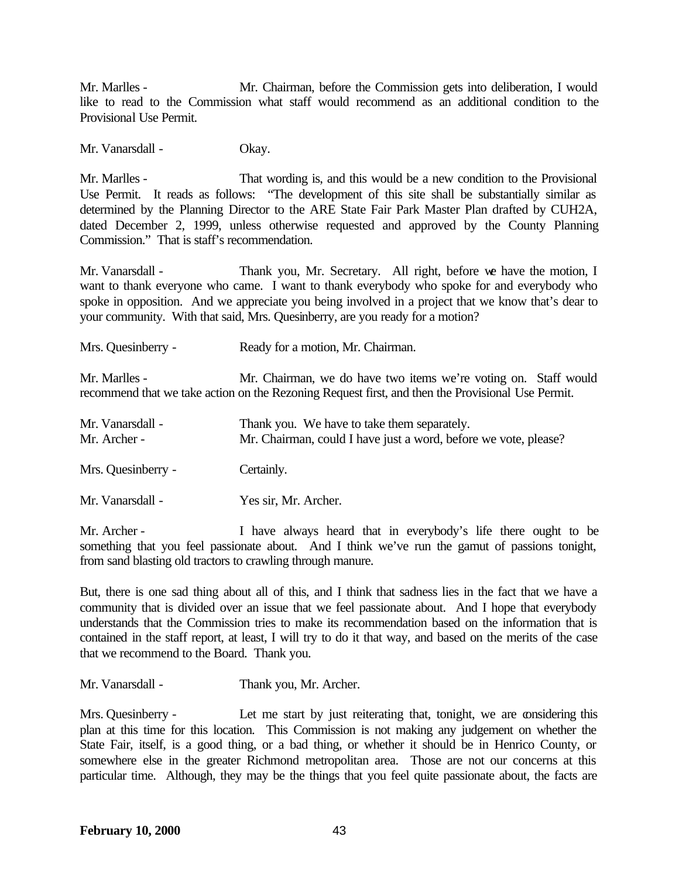Mr. Marlles - Mr. Chairman, before the Commission gets into deliberation, I would like to read to the Commission what staff would recommend as an additional condition to the Provisional Use Permit.

Mr. Vanarsdall - Okay.

Mr. Marlles - That wording is, and this would be a new condition to the Provisional Use Permit. It reads as follows: "The development of this site shall be substantially similar as determined by the Planning Director to the ARE State Fair Park Master Plan drafted by CUH2A, dated December 2, 1999, unless otherwise requested and approved by the County Planning Commission." That is staff's recommendation.

Mr. Vanarsdall - Thank you, Mr. Secretary. All right, before we have the motion, I want to thank everyone who came. I want to thank everybody who spoke for and everybody who spoke in opposition. And we appreciate you being involved in a project that we know that's dear to your community. With that said, Mrs. Quesinberry, are you ready for a motion?

Mrs. Quesinberry - Ready for a motion, Mr. Chairman.

Mr. Marlles - Mr. Chairman, we do have two items we're voting on. Staff would recommend that we take action on the Rezoning Request first, and then the Provisional Use Permit.

Mr. Vanarsdall - Thank you. We have to take them separately.
Mr. Archer - Mr. Chairman, could I have just a word, before we vote, please?

Mrs. Quesinberry - Certainly.

Mr. Vanarsdall - Yes sir, Mr. Archer.

Mr. Archer - I have always heard that in everybody's life there ought to be something that you feel passionate about. And I think we've run the gamut of passions tonight, from sand blasting old tractors to crawling through manure.

But, there is one sad thing about all of this, and I think that sadness lies in the fact that we have a community that is divided over an issue that we feel passionate about. And I hope that everybody understands that the Commission tries to make its recommendation based on the information that is contained in the staff report, at least, I will try to do it that way, and based on the merits of the case that we recommend to the Board. Thank you.

Mr. Vanarsdall - Thank you, Mr. Archer.

Mrs. Quesinberry - Let me start by just reiterating that, tonight, we are considering this plan at this time for this location. This Commission is not making any judgement on whether the State Fair, itself, is a good thing, or a bad thing, or whether it should be in Henrico County, or somewhere else in the greater Richmond metropolitan area. Those are not our concerns at this particular time. Although, they may be the things that you feel quite passionate about, the facts are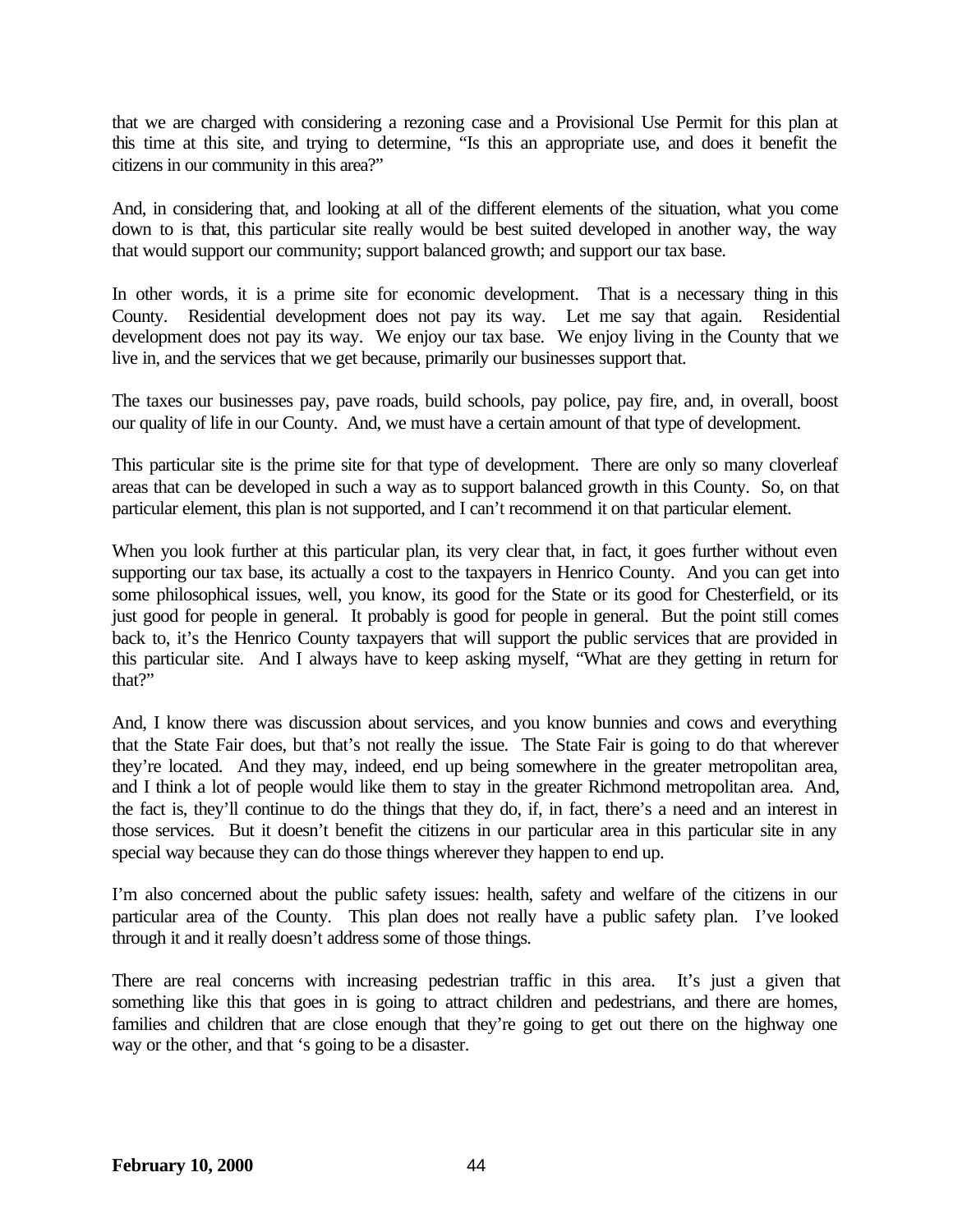that we are charged with considering a rezoning case and a Provisional Use Permit for this plan at this time at this site, and trying to determine, "Is this an appropriate use, and does it benefit the citizens in our community in this area?"

And, in considering that, and looking at all of the different elements of the situation, what you come down to is that, this particular site really would be best suited developed in another way, the way that would support our community; support balanced growth; and support our tax base.

In other words, it is a prime site for economic development. That is a necessary thing in this County. Residential development does not pay its way. Let me say that again. Residential development does not pay its way. We enjoy our tax base. We enjoy living in the County that we live in, and the services that we get because, primarily our businesses support that.

The taxes our businesses pay, pave roads, build schools, pay police, pay fire, and, in overall, boost our quality of life in our County. And, we must have a certain amount of that type of development.

This particular site is the prime site for that type of development. There are only so many cloverleaf areas that can be developed in such a way as to support balanced growth in this County. So, on that particular element, this plan is not supported, and I can't recommend it on that particular element.

When you look further at this particular plan, its very clear that, in fact, it goes further without even supporting our tax base, its actually a cost to the taxpayers in Henrico County. And you can get into some philosophical issues, well, you know, its good for the State or its good for Chesterfield, or its just good for people in general. It probably is good for people in general. But the point still comes back to, it's the Henrico County taxpayers that will support the public services that are provided in this particular site. And I always have to keep asking myself, "What are they getting in return for that?"

And, I know there was discussion about services, and you know bunnies and cows and everything that the State Fair does, but that's not really the issue. The State Fair is going to do that wherever they're located. And they may, indeed, end up being somewhere in the greater metropolitan area, and I think a lot of people would like them to stay in the greater Richmond metropolitan area. And, the fact is, they'll continue to do the things that they do, if, in fact, there's a need and an interest in those services. But it doesn't benefit the citizens in our particular area in this particular site in any special way because they can do those things wherever they happen to end up.

I'm also concerned about the public safety issues: health, safety and welfare of the citizens in our particular area of the County. This plan does not really have a public safety plan. I've looked through it and it really doesn't address some of those things.

There are real concerns with increasing pedestrian traffic in this area. It's just a given that something like this that goes in is going to attract children and pedestrians, and there are homes, families and children that are close enough that they're going to get out there on the highway one way or the other, and that 's going to be a disaster.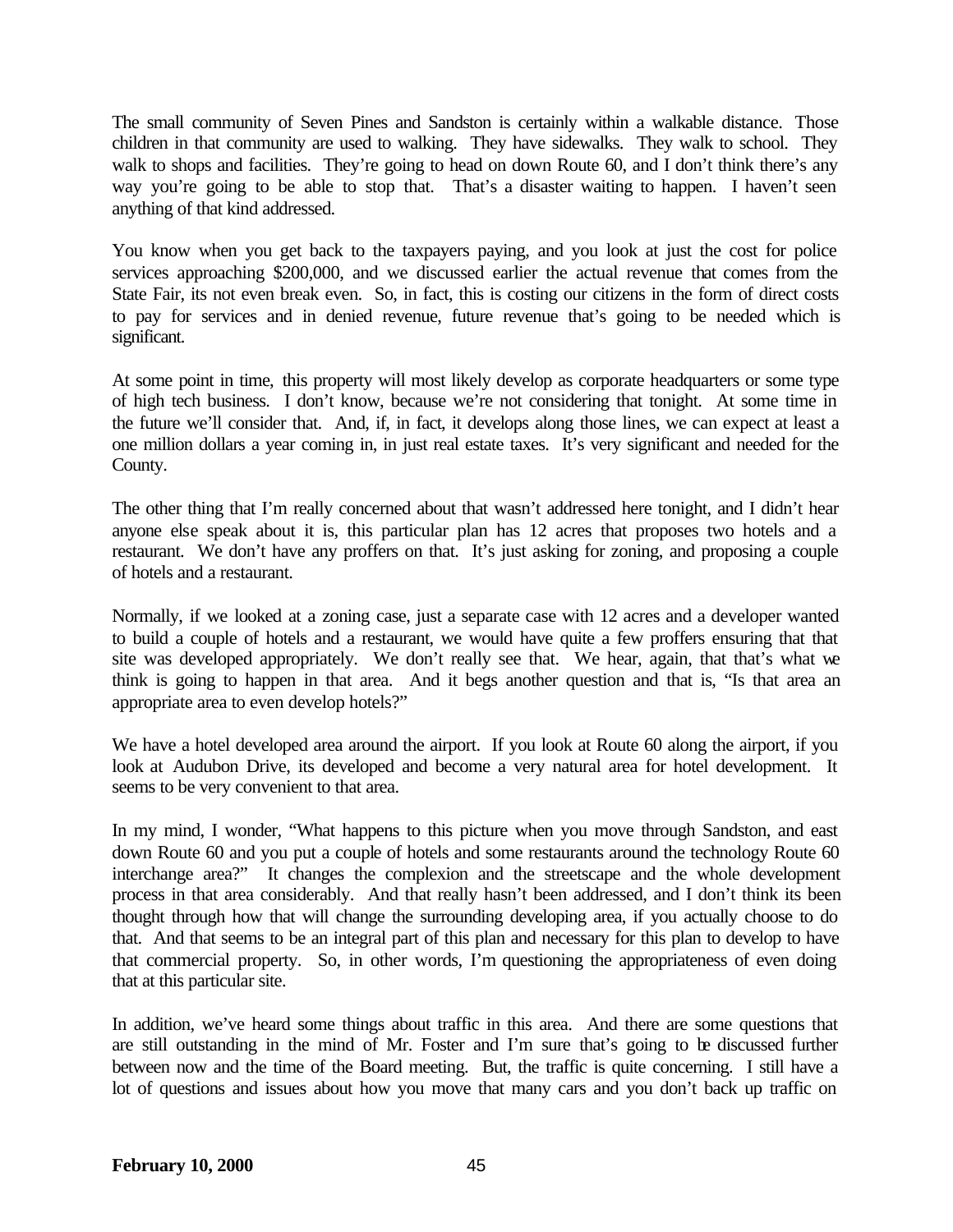The small community of Seven Pines and Sandston is certainly within a walkable distance. Those children in that community are used to walking. They have sidewalks. They walk to school. They walk to shops and facilities. They're going to head on down Route 60, and I don't think there's any way you're going to be able to stop that. That's a disaster waiting to happen. I haven't seen anything of that kind addressed.

You know when you get back to the taxpayers paying, and you look at just the cost for police services approaching $200,000, and we discussed earlier the actual revenue that comes from the State Fair, its not even break even. So, in fact, this is costing our citizens in the form of direct costs to pay for services and in denied revenue, future revenue that's going to be needed which is significant.

At some point in time, this property will most likely develop as corporate headquarters or some type of high tech business. I don't know, because we're not considering that tonight. At some time in the future we'll consider that. And, if, in fact, it develops along those lines, we can expect at least a one million dollars a year coming in, in just real estate taxes. It's very significant and needed for the County.

The other thing that I'm really concerned about that wasn't addressed here tonight, and I didn't hear anyone else speak about it is, this particular plan has 12 acres that proposes two hotels and a restaurant. We don't have any proffers on that. It's just asking for zoning, and proposing a couple of hotels and a restaurant.

Normally, if we looked at a zoning case, just a separate case with 12 acres and a developer wanted to build a couple of hotels and a restaurant, we would have quite a few proffers ensuring that that site was developed appropriately. We don't really see that. We hear, again, that that's what we think is going to happen in that area. And it begs another question and that is, "Is that area an appropriate area to even develop hotels?"

We have a hotel developed area around the airport. If you look at Route 60 along the airport, if you look at Audubon Drive, its developed and become a very natural area for hotel development. It seems to be very convenient to that area.

In my mind, I wonder, "What happens to this picture when you move through Sandston, and east down Route 60 and you put a couple of hotels and some restaurants around the technology Route 60 interchange area?" It changes the complexion and the streetscape and the whole development process in that area considerably. And that really hasn't been addressed, and I don't think its been thought through how that will change the surrounding developing area, if you actually choose to do that. And that seems to be an integral part of this plan and necessary for this plan to develop to have that commercial property. So, in other words, I'm questioning the appropriateness of even doing that at this particular site.

In addition, we've heard some things about traffic in this area. And there are some questions that are still outstanding in the mind of Mr. Foster and I'm sure that's going to be discussed further between now and the time of the Board meeting. But, the traffic is quite concerning. I still have a lot of questions and issues about how you move that many cars and you don't back up traffic on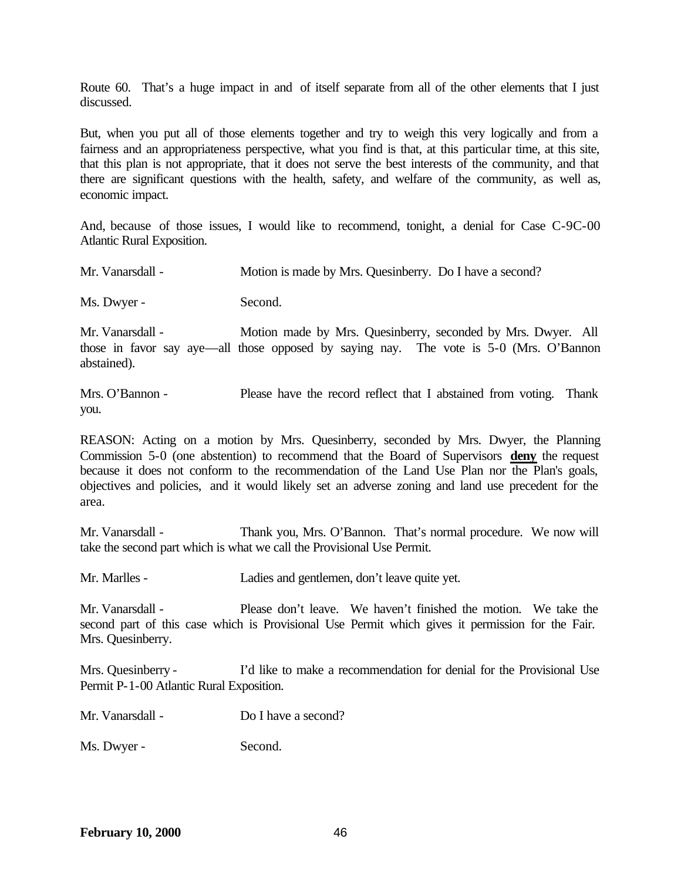Route 60. That's a huge impact in and of itself separate from all of the other elements that I just discussed.

But, when you put all of those elements together and try to weigh this very logically and from a fairness and an appropriateness perspective, what you find is that, at this particular time, at this site, that this plan is not appropriate, that it does not serve the best interests of the community, and that there are significant questions with the health, safety, and welfare of the community, as well as, economic impact.

And, because of those issues, I would like to recommend, tonight, a denial for Case C-9C-00 Atlantic Rural Exposition.

Mr. Vanarsdall - Motion is made by Mrs. Quesinberry. Do I have a second?

Ms. Dwyer - Second.

Mr. Vanarsdall - Motion made by Mrs. Quesinberry, seconded by Mrs. Dwyer. All those in favor say aye—all those opposed by saying nay. The vote is 5-0 (Mrs. O'Bannon abstained).

Mrs. O'Bannon - Please have the record reflect that I abstained from voting. Thank you.

REASON: Acting on a motion by Mrs. Quesinberry, seconded by Mrs. Dwyer, the Planning Commission 5-0 (one abstention) to recommend that the Board of Supervisors **deny** the request because it does not conform to the recommendation of the Land Use Plan nor the Plan's goals, objectives and policies, and it would likely set an adverse zoning and land use precedent for the area.

Mr. Vanarsdall - Thank you, Mrs. O'Bannon. That's normal procedure. We now will take the second part which is what we call the Provisional Use Permit.

Mr. Marlles - Ladies and gentlemen, don't leave quite yet.

Mr. Vanarsdall - Please don't leave. We haven't finished the motion. We take the second part of this case which is Provisional Use Permit which gives it permission for the Fair. Mrs. Quesinberry.

Mrs. Quesinberry - I'd like to make a recommendation for denial for the Provisional Use Permit P-1-00 Atlantic Rural Exposition.

Mr. Vanarsdall - Do I have a second?

Ms. Dwyer - Second.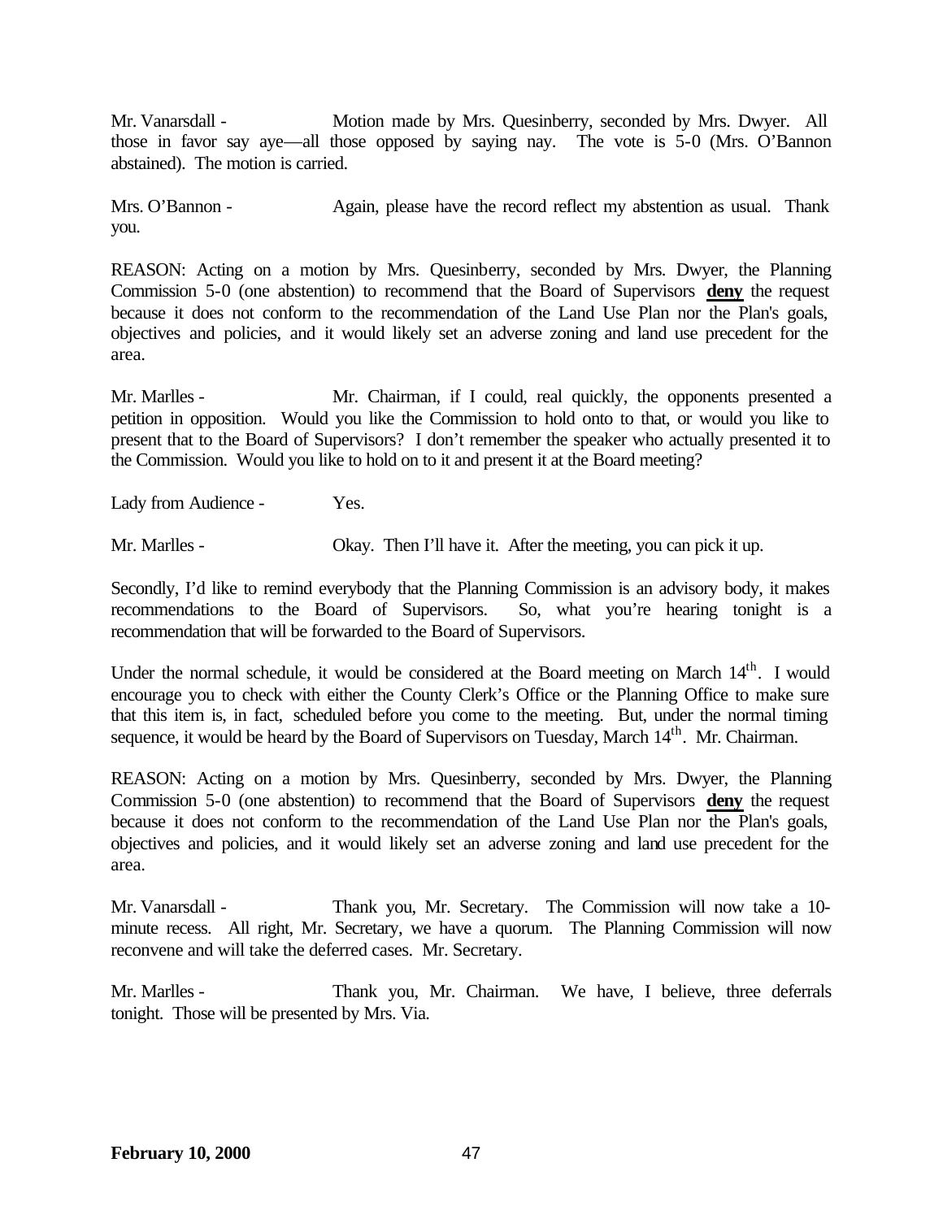Mr. Vanarsdall - Motion made by Mrs. Quesinberry, seconded by Mrs. Dwyer. All those in favor say aye—all those opposed by saying nay. The vote is 5-0 (Mrs. O'Bannon abstained). The motion is carried.

Mrs. O'Bannon - Again, please have the record reflect my abstention as usual. Thank you.

REASON: Acting on a motion by Mrs. Quesinberry, seconded by Mrs. Dwyer, the Planning Commission 5-0 (one abstention) to recommend that the Board of Supervisors **deny** the request because it does not conform to the recommendation of the Land Use Plan nor the Plan's goals, objectives and policies, and it would likely set an adverse zoning and land use precedent for the area.

Mr. Marlles - Mr. Chairman, if I could, real quickly, the opponents presented a petition in opposition. Would you like the Commission to hold onto to that, or would you like to present that to the Board of Supervisors? I don't remember the speaker who actually presented it to the Commission. Would you like to hold on to it and present it at the Board meeting?

Lady from Audience - Yes.

Mr. Marlles - Okay. Then I'll have it. After the meeting, you can pick it up.

Secondly, I'd like to remind everybody that the Planning Commission is an advisory body, it makes recommendations to the Board of Supervisors. So, what you're hearing tonight is a recommendation that will be forwarded to the Board of Supervisors.

Under the normal schedule, it would be considered at the Board meeting on March 14th. I would encourage you to check with either the County Clerk's Office or the Planning Office to make sure that this item is, in fact, scheduled before you come to the meeting. But, under the normal timing sequence, it would be heard by the Board of Supervisors on Tuesday, March 14th. Mr. Chairman.

REASON: Acting on a motion by Mrs. Quesinberry, seconded by Mrs. Dwyer, the Planning Commission 5-0 (one abstention) to recommend that the Board of Supervisors **deny** the request because it does not conform to the recommendation of the Land Use Plan nor the Plan's goals, objectives and policies, and it would likely set an adverse zoning and land use precedent for the area.

Mr. Vanarsdall - Thank you, Mr. Secretary. The Commission will now take a 10-minute recess. All right, Mr. Secretary, we have a quorum. The Planning Commission will now reconvene and will take the deferred cases. Mr. Secretary.

Mr. Marlles - Thank you, Mr. Chairman. We have, I believe, three deferrals tonight. Those will be presented by Mrs. Via.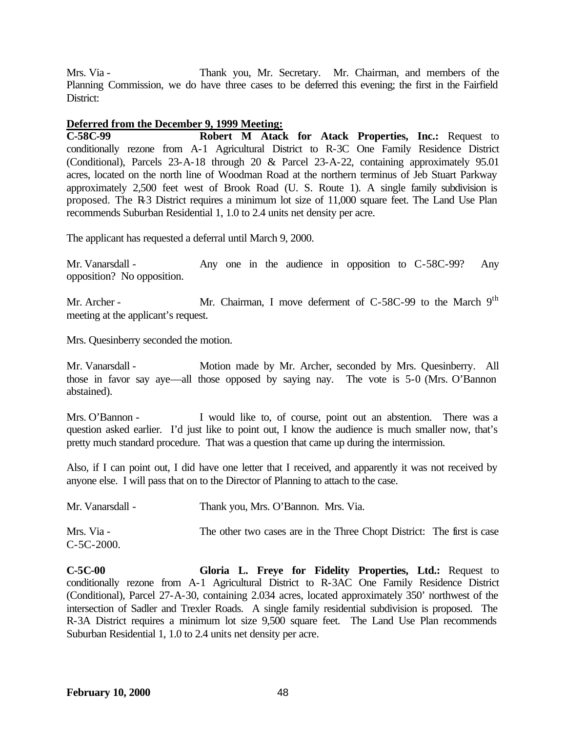Mrs. Via - Thank you, Mr. Secretary. Mr. Chairman, and members of the Planning Commission, we do have three cases to be deferred this evening; the first in the Fairfield District:

**Deferred from the December 9, 1999 Meeting:**

**C-58C-99 Robert M Atack for Atack Properties, Inc.:** Request to conditionally rezone from A-1 Agricultural District to R-3C One Family Residence District (Conditional), Parcels 23-A-18 through 20 & Parcel 23-A-22, containing approximately 95.01 acres, located on the north line of Woodman Road at the northern terminus of Jeb Stuart Parkway approximately 2,500 feet west of Brook Road (U. S. Route 1). A single family subdivision is proposed. The R-3 District requires a minimum lot size of 11,000 square feet. The Land Use Plan recommends Suburban Residential 1, 1.0 to 2.4 units net density per acre.

The applicant has requested a deferral until March 9, 2000.

Mr. Vanarsdall - Any one in the audience in opposition to C-58C-99? Any opposition? No opposition.

Mr. Archer - Mr. Chairman, I move deferment of C-58C-99 to the March 9th meeting at the applicant's request.

Mrs. Quesinberry seconded the motion.

Mr. Vanarsdall - Motion made by Mr. Archer, seconded by Mrs. Quesinberry. All those in favor say aye—all those opposed by saying nay. The vote is 5-0 (Mrs. O'Bannon abstained).

Mrs. O'Bannon - I would like to, of course, point out an abstention. There was a question asked earlier. I'd just like to point out, I know the audience is much smaller now, that's pretty much standard procedure. That was a question that came up during the intermission.

Also, if I can point out, I did have one letter that I received, and apparently it was not received by anyone else. I will pass that on to the Director of Planning to attach to the case.

Mr. Vanarsdall - Thank you, Mrs. O'Bannon. Mrs. Via.

Mrs. Via - The other two cases are in the Three Chopt District: The first is case C-5C-2000.

**C-5C-00 Gloria L. Freye for Fidelity Properties, Ltd.:** Request to conditionally rezone from A-1 Agricultural District to R-3AC One Family Residence District (Conditional), Parcel 27-A-30, containing 2.034 acres, located approximately 350' northwest of the intersection of Sadler and Trexler Roads. A single family residential subdivision is proposed. The R-3A District requires a minimum lot size 9,500 square feet. The Land Use Plan recommends Suburban Residential 1, 1.0 to 2.4 units net density per acre.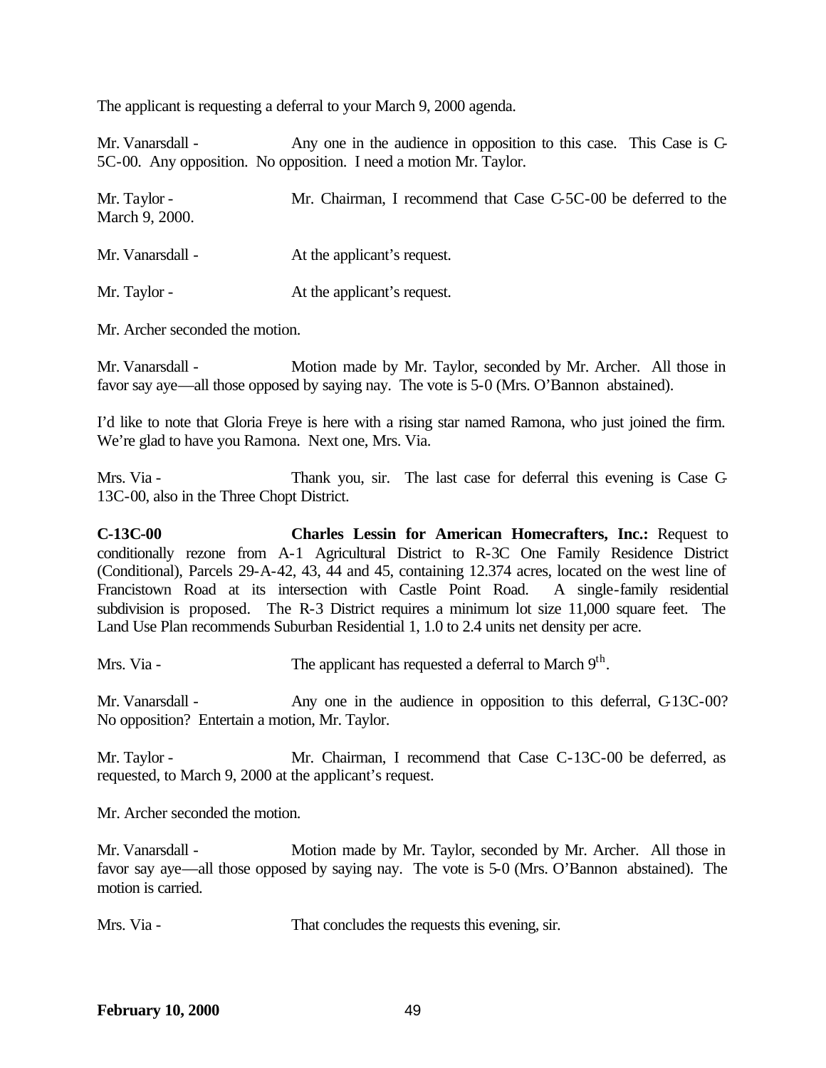The applicant is requesting a deferral to your March 9, 2000 agenda.

Mr. Vanarsdall - Any one in the audience in opposition to this case. This Case is C-5C-00. Any opposition. No opposition. I need a motion Mr. Taylor.

Mr. Taylor - Mr. Chairman, I recommend that Case C-5C-00 be deferred to the March 9, 2000.

Mr. Vanarsdall - At the applicant's request.

Mr. Taylor - At the applicant's request.

Mr. Archer seconded the motion.

Mr. Vanarsdall - Motion made by Mr. Taylor, seconded by Mr. Archer. All those in favor say aye—all those opposed by saying nay. The vote is 5-0 (Mrs. O'Bannon abstained).

I'd like to note that Gloria Freye is here with a rising star named Ramona, who just joined the firm. We're glad to have you Ramona. Next one, Mrs. Via.

Mrs. Via - Thank you, sir. The last case for deferral this evening is Case C-13C-00, also in the Three Chopt District.

**C-13C-00** **Charles Lessin for American Homecrafters, Inc.:** Request to conditionally rezone from A-1 Agricultural District to R-3C One Family Residence District (Conditional), Parcels 29-A-42, 43, 44 and 45, containing 12.374 acres, located on the west line of Francistown Road at its intersection with Castle Point Road. A single-family residential subdivision is proposed. The R-3 District requires a minimum lot size 11,000 square feet. The Land Use Plan recommends Suburban Residential 1, 1.0 to 2.4 units net density per acre.

Mrs. Via - The applicant has requested a deferral to March 9th.

Mr. Vanarsdall - Any one in the audience in opposition to this deferral, C-13C-00? No opposition? Entertain a motion, Mr. Taylor.

Mr. Taylor - Mr. Chairman, I recommend that Case C-13C-00 be deferred, as requested, to March 9, 2000 at the applicant's request.

Mr. Archer seconded the motion.

Mr. Vanarsdall - Motion made by Mr. Taylor, seconded by Mr. Archer. All those in favor say aye—all those opposed by saying nay. The vote is 5-0 (Mrs. O'Bannon abstained). The motion is carried.

Mrs. Via - That concludes the requests this evening, sir.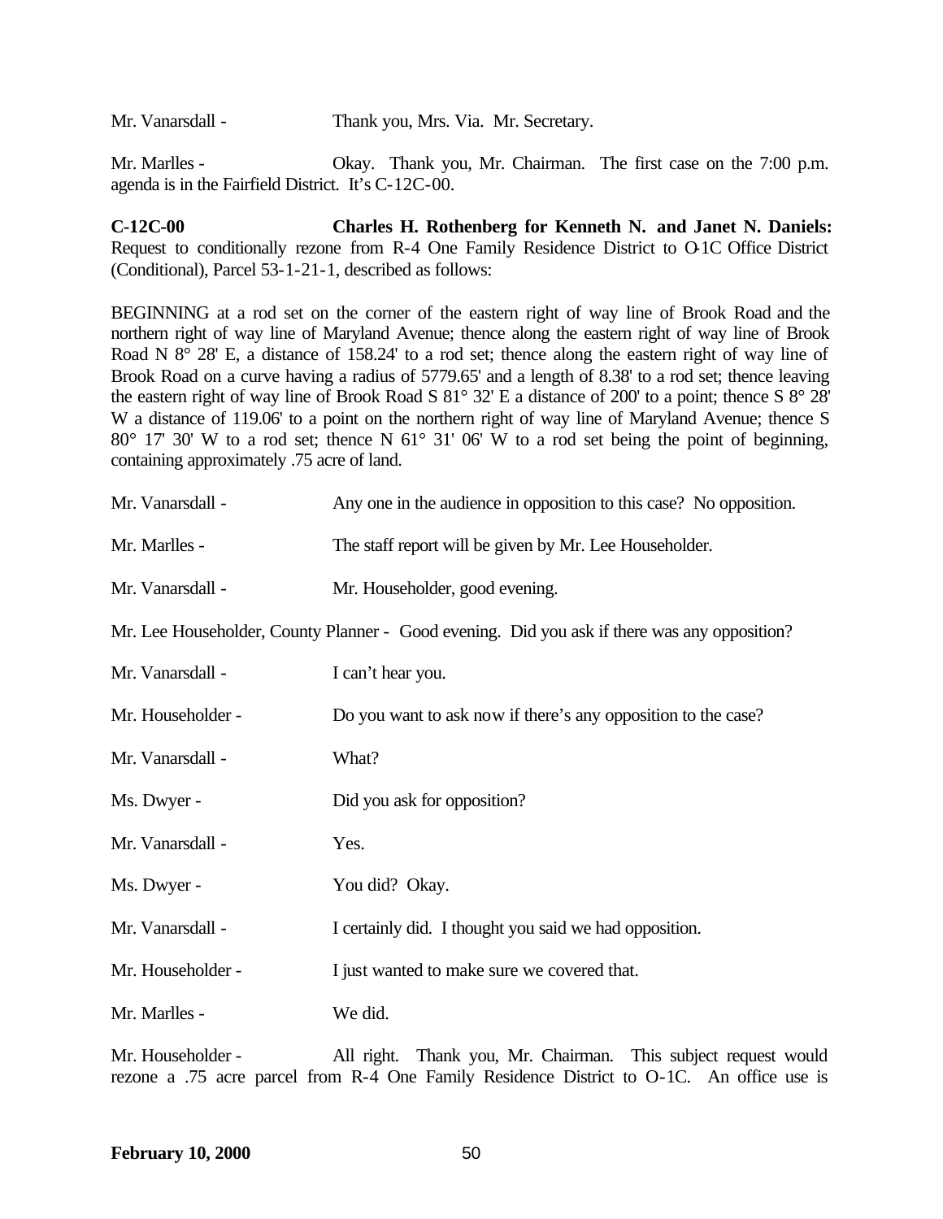Mr. Vanarsdall - Thank you, Mrs. Via. Mr. Secretary.

Mr. Marlles - Okay. Thank you, Mr. Chairman. The first case on the 7:00 p.m. agenda is in the Fairfield District. It's C-12C-00.

**C-12C-00 Charles H. Rothenberg for Kenneth N. and Janet N. Daniels:** Request to conditionally rezone from R-4 One Family Residence District to O-1C Office District (Conditional), Parcel 53-1-21-1, described as follows:

BEGINNING at a rod set on the corner of the eastern right of way line of Brook Road and the northern right of way line of Maryland Avenue; thence along the eastern right of way line of Brook Road N 8° 28' E, a distance of 158.24' to a rod set; thence along the eastern right of way line of Brook Road on a curve having a radius of 5779.65' and a length of 8.38' to a rod set; thence leaving the eastern right of way line of Brook Road S 81° 32' E a distance of 200' to a point; thence S 8° 28' W a distance of 119.06' to a point on the northern right of way line of Maryland Avenue; thence S 80° 17' 30' W to a rod set; thence N 61° 31' 06' W to a rod set being the point of beginning, containing approximately .75 acre of land.

Mr. Vanarsdall - Any one in the audience in opposition to this case? No opposition.

Mr. Marlles - The staff report will be given by Mr. Lee Householder.

Mr. Vanarsdall - Mr. Householder, good evening.

Mr. Lee Householder, County Planner - Good evening. Did you ask if there was any opposition?

Mr. Vanarsdall - I can't hear you.

Mr. Householder - Do you want to ask now if there's any opposition to the case?

Mr. Vanarsdall - What?

Ms. Dwyer - Did you ask for opposition?

Mr. Vanarsdall - Yes.

Ms. Dwyer - You did? Okay.

Mr. Vanarsdall - I certainly did. I thought you said we had opposition.

Mr. Householder - I just wanted to make sure we covered that.

Mr. Marlles - We did.

Mr. Householder - All right. Thank you, Mr. Chairman. This subject request would rezone a .75 acre parcel from R-4 One Family Residence District to O-1C. An office use is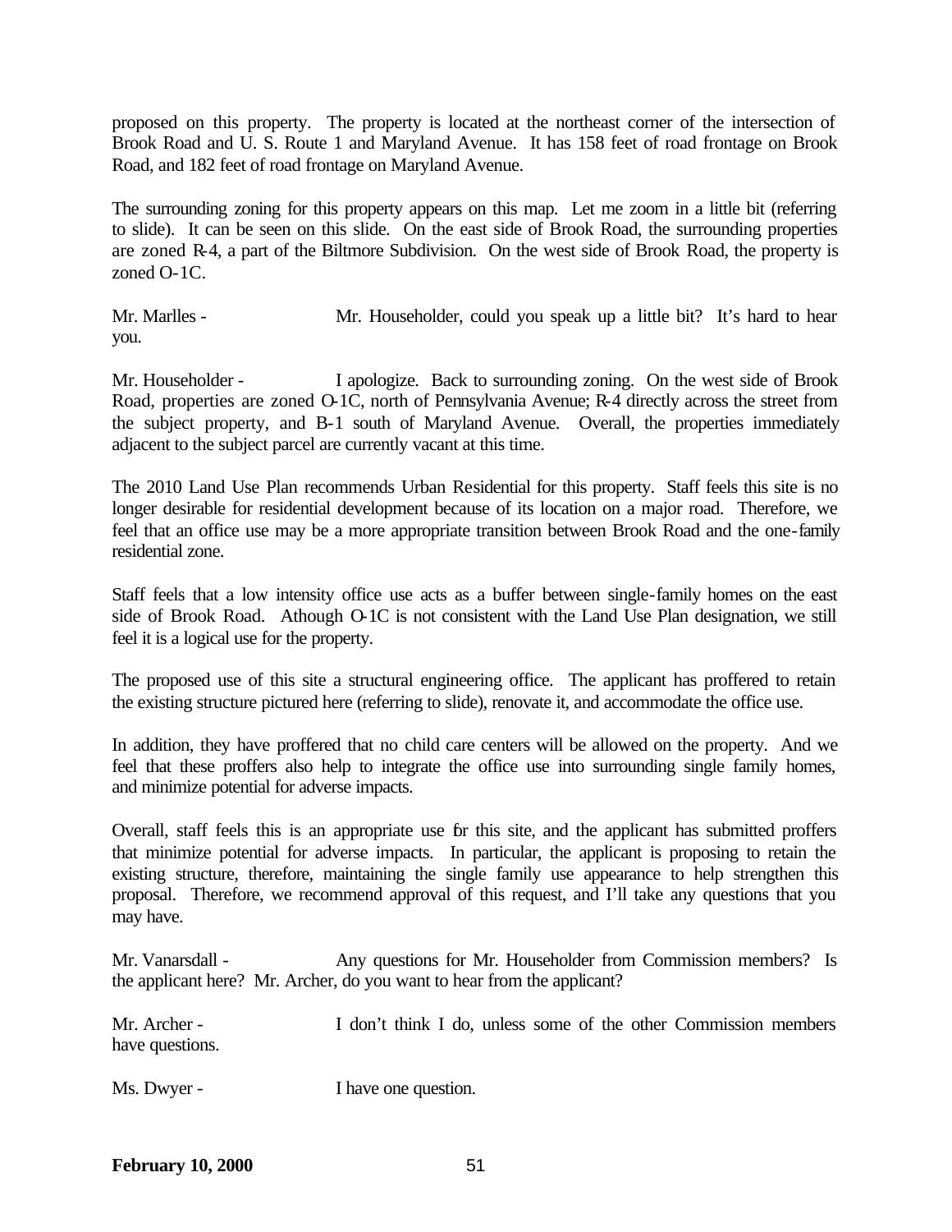proposed on this property. The property is located at the northeast corner of the intersection of Brook Road and U. S. Route 1 and Maryland Avenue. It has 158 feet of road frontage on Brook Road, and 182 feet of road frontage on Maryland Avenue.

The surrounding zoning for this property appears on this map. Let me zoom in a little bit (referring to slide). It can be seen on this slide. On the east side of Brook Road, the surrounding properties are zoned R-4, a part of the Biltmore Subdivision. On the west side of Brook Road, the property is zoned O-1C.

Mr. Marlles - Mr. Householder, could you speak up a little bit? It's hard to hear you.

Mr. Householder - I apologize. Back to surrounding zoning. On the west side of Brook Road, properties are zoned O-1C, north of Pennsylvania Avenue; R-4 directly across the street from the subject property, and B-1 south of Maryland Avenue. Overall, the properties immediately adjacent to the subject parcel are currently vacant at this time.

The 2010 Land Use Plan recommends Urban Residential for this property. Staff feels this site is no longer desirable for residential development because of its location on a major road. Therefore, we feel that an office use may be a more appropriate transition between Brook Road and the one-family residential zone.

Staff feels that a low intensity office use acts as a buffer between single-family homes on the east side of Brook Road. Athough O-1C is not consistent with the Land Use Plan designation, we still feel it is a logical use for the property.

The proposed use of this site a structural engineering office. The applicant has proffered to retain the existing structure pictured here (referring to slide), renovate it, and accommodate the office use.

In addition, they have proffered that no child care centers will be allowed on the property. And we feel that these proffers also help to integrate the office use into surrounding single family homes, and minimize potential for adverse impacts.

Overall, staff feels this is an appropriate use for this site, and the applicant has submitted proffers that minimize potential for adverse impacts. In particular, the applicant is proposing to retain the existing structure, therefore, maintaining the single family use appearance to help strengthen this proposal. Therefore, we recommend approval of this request, and I'll take any questions that you may have.

Mr. Vanarsdall - Any questions for Mr. Householder from Commission members? Is the applicant here? Mr. Archer, do you want to hear from the applicant?

Mr. Archer - I don't think I do, unless some of the other Commission members have questions.

Ms. Dwyer - I have one question.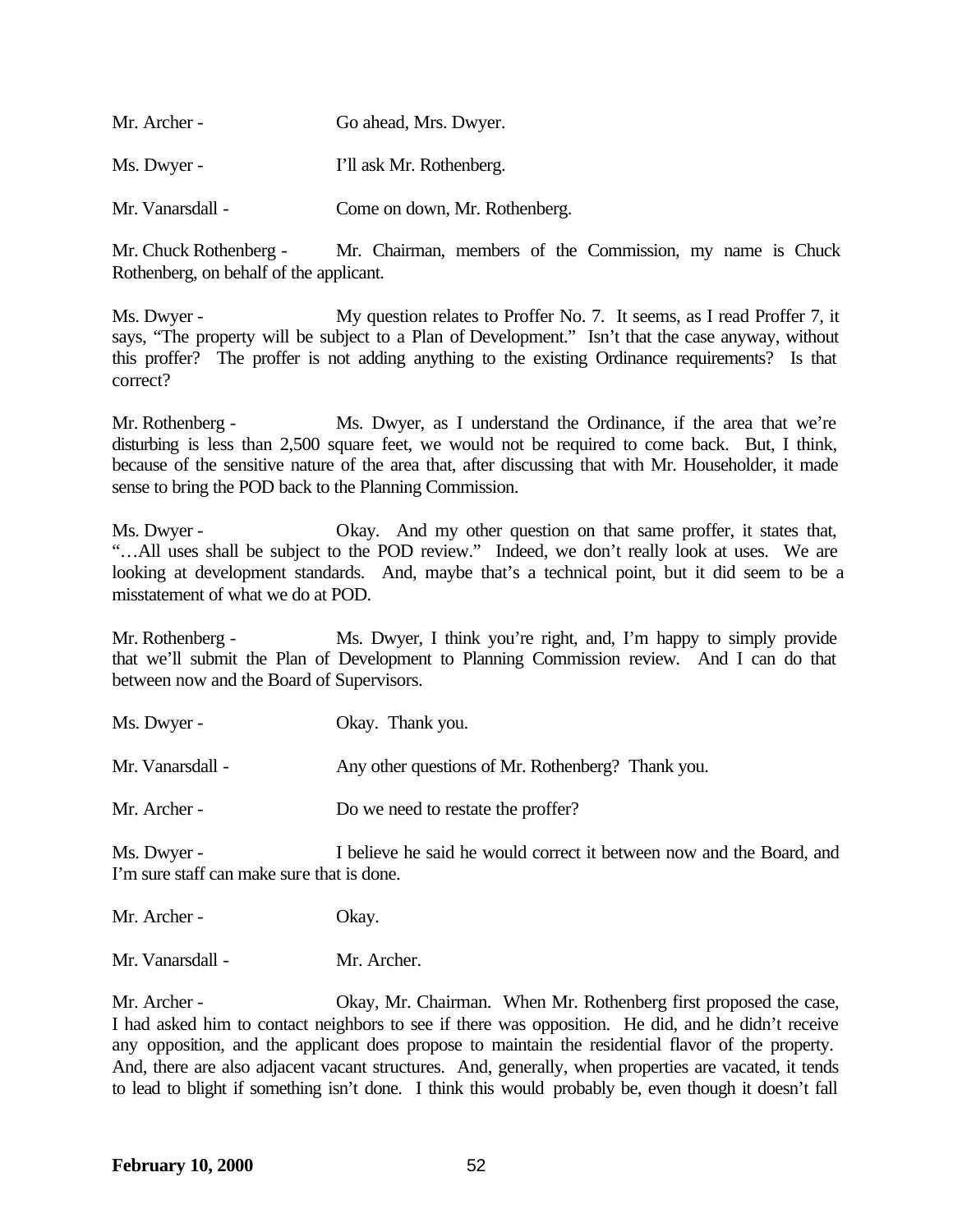Mr. Archer - Go ahead, Mrs. Dwyer.

Ms. Dwyer - I'll ask Mr. Rothenberg.

Mr. Vanarsdall - Come on down, Mr. Rothenberg.

Mr. Chuck Rothenberg - Mr. Chairman, members of the Commission, my name is Chuck Rothenberg, on behalf of the applicant.

Ms. Dwyer - My question relates to Proffer No. 7. It seems, as I read Proffer 7, it says, "The property will be subject to a Plan of Development." Isn't that the case anyway, without this proffer? The proffer is not adding anything to the existing Ordinance requirements? Is that correct?

Mr. Rothenberg - Ms. Dwyer, as I understand the Ordinance, if the area that we're disturbing is less than 2,500 square feet, we would not be required to come back. But, I think, because of the sensitive nature of the area that, after discussing that with Mr. Householder, it made sense to bring the POD back to the Planning Commission.

Ms. Dwyer - Okay. And my other question on that same proffer, it states that, "…All uses shall be subject to the POD review." Indeed, we don't really look at uses. We are looking at development standards. And, maybe that's a technical point, but it did seem to be a misstatement of what we do at POD.

Mr. Rothenberg - Ms. Dwyer, I think you're right, and, I'm happy to simply provide that we'll submit the Plan of Development to Planning Commission review. And I can do that between now and the Board of Supervisors.

Ms. Dwyer - Okay. Thank you.

Mr. Vanarsdall - Any other questions of Mr. Rothenberg? Thank you.

Mr. Archer - Do we need to restate the proffer?

Ms. Dwyer - I believe he said he would correct it between now and the Board, and I'm sure staff can make sure that is done.

Mr. Archer - Okay.

Mr. Vanarsdall - Mr. Archer.

Mr. Archer - Okay, Mr. Chairman. When Mr. Rothenberg first proposed the case, I had asked him to contact neighbors to see if there was opposition. He did, and he didn't receive any opposition, and the applicant does propose to maintain the residential flavor of the property. And, there are also adjacent vacant structures. And, generally, when properties are vacated, it tends to lead to blight if something isn't done. I think this would probably be, even though it doesn't fall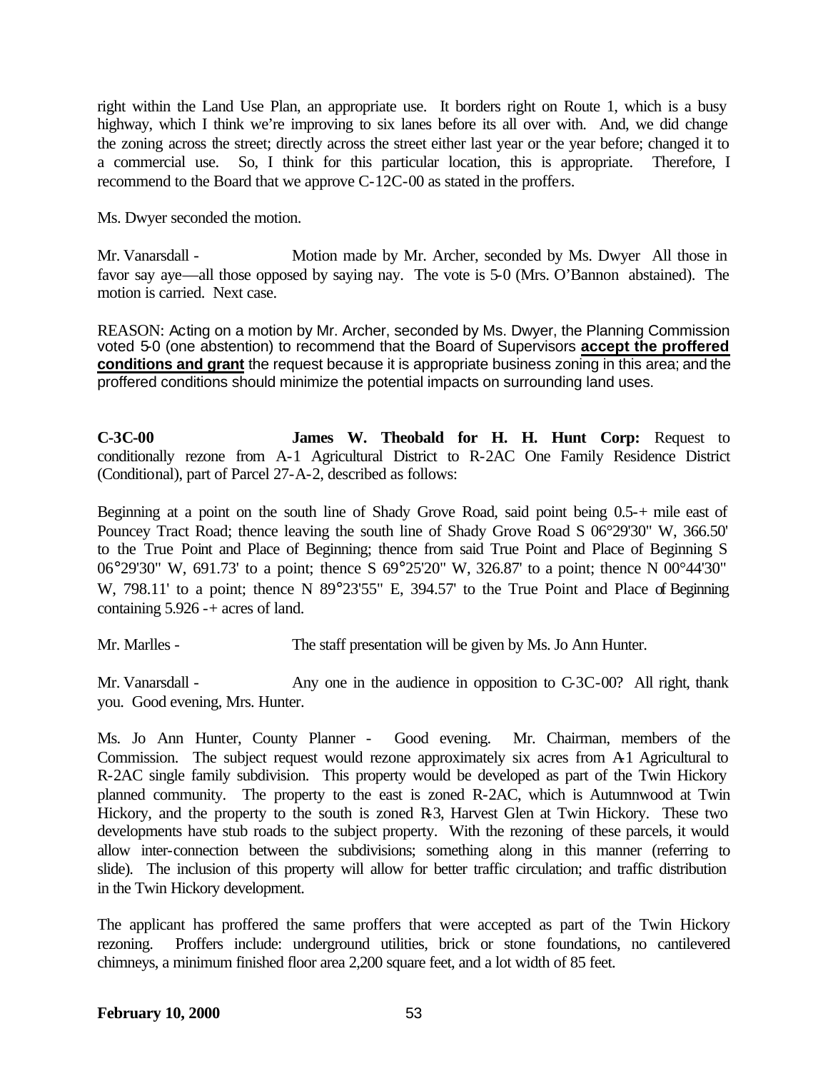right within the Land Use Plan, an appropriate use. It borders right on Route 1, which is a busy highway, which I think we're improving to six lanes before its all over with. And, we did change the zoning across the street; directly across the street either last year or the year before; changed it to a commercial use. So, I think for this particular location, this is appropriate. Therefore, I recommend to the Board that we approve C-12C-00 as stated in the proffers.

Ms. Dwyer seconded the motion.

Mr. Vanarsdall - Motion made by Mr. Archer, seconded by Ms. Dwyer All those in favor say aye—all those opposed by saying nay. The vote is 5-0 (Mrs. O'Bannon abstained). The motion is carried. Next case.

REASON: Acting on a motion by Mr. Archer, seconded by Ms. Dwyer, the Planning Commission voted 5-0 (one abstention) to recommend that the Board of Supervisors **accept the proffered conditions and grant** the request because it is appropriate business zoning in this area; and the proffered conditions should minimize the potential impacts on surrounding land uses.

**C-3C-00 James W. Theobald for H. H. Hunt Corp:** Request to conditionally rezone from A-1 Agricultural District to R-2AC One Family Residence District (Conditional), part of Parcel 27-A-2, described as follows:

Beginning at a point on the south line of Shady Grove Road, said point being 0.5-+ mile east of Pouncey Tract Road; thence leaving the south line of Shady Grove Road S 06°29'30" W, 366.50' to the True Point and Place of Beginning; thence from said True Point and Place of Beginning S 06°29'30" W, 691.73' to a point; thence S 69°25'20" W, 326.87' to a point; thence N 00°44'30" W, 798.11' to a point; thence N 89°23'55" E, 394.57' to the True Point and Place of Beginning containing 5.926 -+ acres of land.

Mr. Marlles - The staff presentation will be given by Ms. Jo Ann Hunter.

Mr. Vanarsdall - Any one in the audience in opposition to C-3C-00? All right, thank you. Good evening, Mrs. Hunter.

Ms. Jo Ann Hunter, County Planner - Good evening. Mr. Chairman, members of the Commission. The subject request would rezone approximately six acres from A-1 Agricultural to R-2AC single family subdivision. This property would be developed as part of the Twin Hickory planned community. The property to the east is zoned R-2AC, which is Autumnwood at Twin Hickory, and the property to the south is zoned R-3, Harvest Glen at Twin Hickory. These two developments have stub roads to the subject property. With the rezoning of these parcels, it would allow inter-connection between the subdivisions; something along in this manner (referring to slide). The inclusion of this property will allow for better traffic circulation; and traffic distribution in the Twin Hickory development.

The applicant has proffered the same proffers that were accepted as part of the Twin Hickory rezoning. Proffers include: underground utilities, brick or stone foundations, no cantilevered chimneys, a minimum finished floor area 2,200 square feet, and a lot width of 85 feet.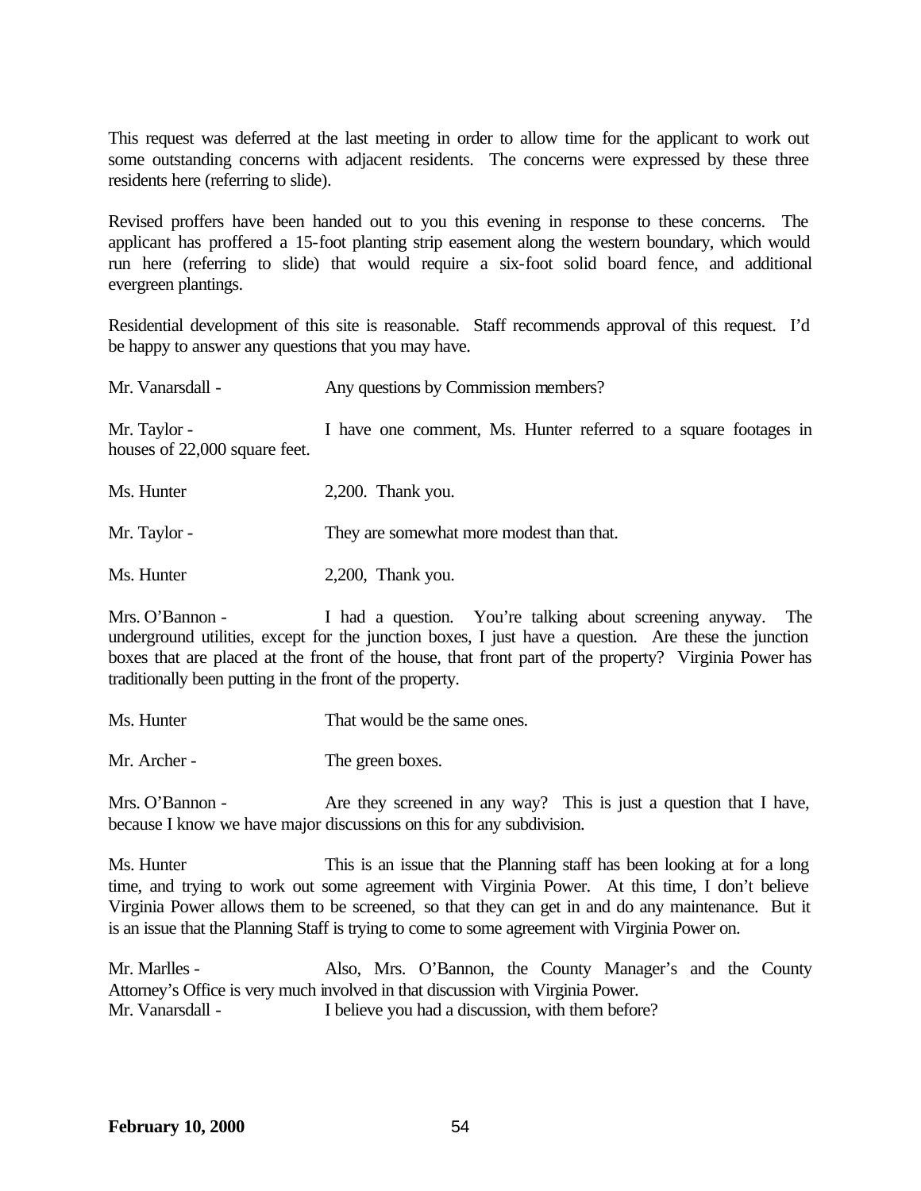This request was deferred at the last meeting in order to allow time for the applicant to work out some outstanding concerns with adjacent residents. The concerns were expressed by these three residents here (referring to slide).

Revised proffers have been handed out to you this evening in response to these concerns. The applicant has proffered a 15-foot planting strip easement along the western boundary, which would run here (referring to slide) that would require a six-foot solid board fence, and additional evergreen plantings.

Residential development of this site is reasonable. Staff recommends approval of this request. I'd be happy to answer any questions that you may have.

Mr. Vanarsdall - Any questions by Commission members?

Mr. Taylor - I have one comment, Ms. Hunter referred to a square footages in houses of 22,000 square feet.

Ms. Hunter 2,200. Thank you.

Mr. Taylor - They are somewhat more modest than that.

Ms. Hunter 2,200, Thank you.

Mrs. O'Bannon - I had a question. You're talking about screening anyway. The underground utilities, except for the junction boxes, I just have a question. Are these the junction boxes that are placed at the front of the house, that front part of the property? Virginia Power has traditionally been putting in the front of the property.

Ms. Hunter That would be the same ones.

Mr. Archer - The green boxes.

Mrs. O'Bannon - Are they screened in any way? This is just a question that I have, because I know we have major discussions on this for any subdivision.

Ms. Hunter This is an issue that the Planning staff has been looking at for a long time, and trying to work out some agreement with Virginia Power. At this time, I don't believe Virginia Power allows them to be screened, so that they can get in and do any maintenance. But it is an issue that the Planning Staff is trying to come to some agreement with Virginia Power on.

Mr. Marlles - Also, Mrs. O'Bannon, the County Manager's and the County Attorney's Office is very much involved in that discussion with Virginia Power.

Mr. Vanarsdall - I believe you had a discussion, with them before?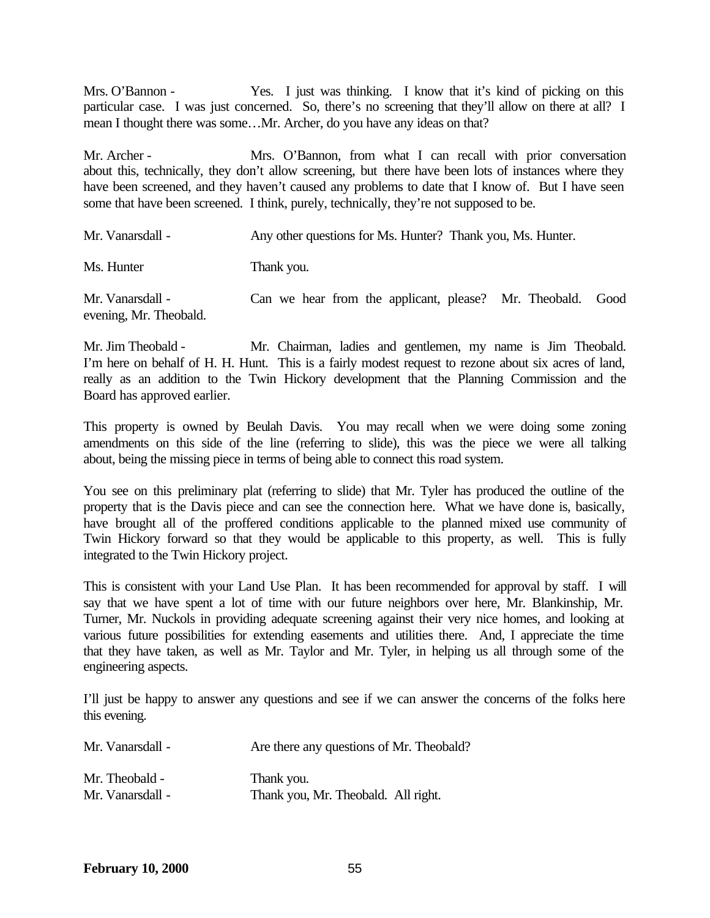Mrs. O'Bannon - Yes. I just was thinking. I know that it's kind of picking on this particular case. I was just concerned. So, there's no screening that they'll allow on there at all? I mean I thought there was some…Mr. Archer, do you have any ideas on that?

Mr. Archer - Mrs. O'Bannon, from what I can recall with prior conversation about this, technically, they don't allow screening, but there have been lots of instances where they have been screened, and they haven't caused any problems to date that I know of. But I have seen some that have been screened. I think, purely, technically, they're not supposed to be.

Mr. Vanarsdall - Any other questions for Ms. Hunter? Thank you, Ms. Hunter.

Ms. Hunter Thank you.

Mr. Vanarsdall - Can we hear from the applicant, please? Mr. Theobald. Good evening, Mr. Theobald.

Mr. Jim Theobald - Mr. Chairman, ladies and gentlemen, my name is Jim Theobald. I'm here on behalf of H. H. Hunt. This is a fairly modest request to rezone about six acres of land, really as an addition to the Twin Hickory development that the Planning Commission and the Board has approved earlier.

This property is owned by Beulah Davis. You may recall when we were doing some zoning amendments on this side of the line (referring to slide), this was the piece we were all talking about, being the missing piece in terms of being able to connect this road system.

You see on this preliminary plat (referring to slide) that Mr. Tyler has produced the outline of the property that is the Davis piece and can see the connection here. What we have done is, basically, have brought all of the proffered conditions applicable to the planned mixed use community of Twin Hickory forward so that they would be applicable to this property, as well. This is fully integrated to the Twin Hickory project.

This is consistent with your Land Use Plan. It has been recommended for approval by staff. I will say that we have spent a lot of time with our future neighbors over here, Mr. Blankinship, Mr. Turner, Mr. Nuckols in providing adequate screening against their very nice homes, and looking at various future possibilities for extending easements and utilities there. And, I appreciate the time that they have taken, as well as Mr. Taylor and Mr. Tyler, in helping us all through some of the engineering aspects.

I'll just be happy to answer any questions and see if we can answer the concerns of the folks here this evening.

Mr. Vanarsdall - Are there any questions of Mr. Theobald?

Mr. Theobald - Thank you.

Mr. Vanarsdall - Thank you, Mr. Theobald. All right.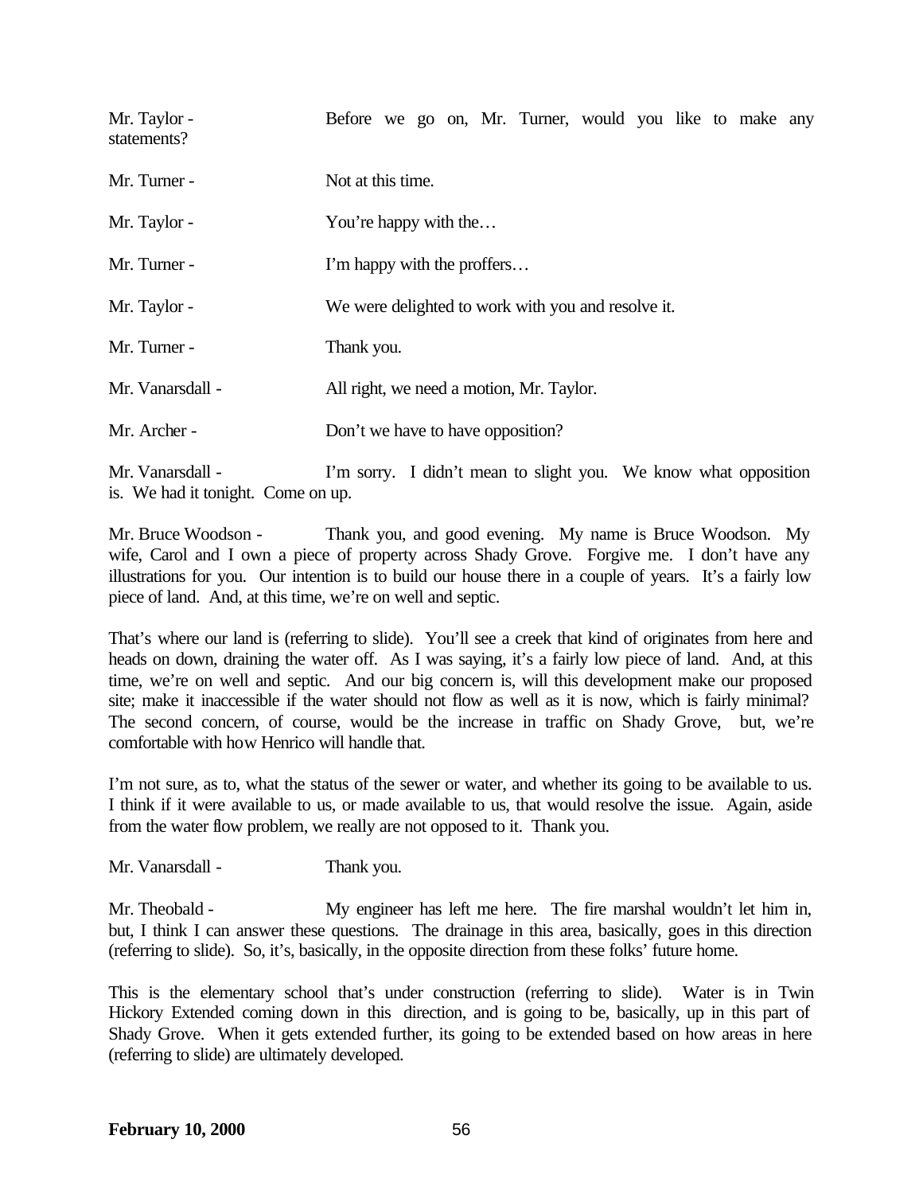Mr. Taylor - Before we go on, Mr. Turner, would you like to make any statements?

Mr. Turner - Not at this time.

Mr. Taylor - You're happy with the…

Mr. Turner - I'm happy with the proffers…

Mr. Taylor - We were delighted to work with you and resolve it.

Mr. Turner - Thank you.

Mr. Vanarsdall - All right, we need a motion, Mr. Taylor.

Mr. Archer - Don't we have to have opposition?

Mr. Vanarsdall - I'm sorry. I didn't mean to slight you. We know what opposition is. We had it tonight. Come on up.

Mr. Bruce Woodson - Thank you, and good evening. My name is Bruce Woodson. My wife, Carol and I own a piece of property across Shady Grove. Forgive me. I don't have any illustrations for you. Our intention is to build our house there in a couple of years. It's a fairly low piece of land. And, at this time, we're on well and septic.

That's where our land is (referring to slide). You'll see a creek that kind of originates from here and heads on down, draining the water off. As I was saying, it's a fairly low piece of land. And, at this time, we're on well and septic. And our big concern is, will this development make our proposed site; make it inaccessible if the water should not flow as well as it is now, which is fairly minimal? The second concern, of course, would be the increase in traffic on Shady Grove, but, we're comfortable with how Henrico will handle that.

I'm not sure, as to, what the status of the sewer or water, and whether its going to be available to us. I think if it were available to us, or made available to us, that would resolve the issue. Again, aside from the water flow problem, we really are not opposed to it. Thank you.

Mr. Vanarsdall - Thank you.

Mr. Theobald - My engineer has left me here. The fire marshal wouldn't let him in, but, I think I can answer these questions. The drainage in this area, basically, goes in this direction (referring to slide). So, it's, basically, in the opposite direction from these folks' future home.

This is the elementary school that's under construction (referring to slide). Water is in Twin Hickory Extended coming down in this direction, and is going to be, basically, up in this part of Shady Grove. When it gets extended further, its going to be extended based on how areas in here (referring to slide) are ultimately developed.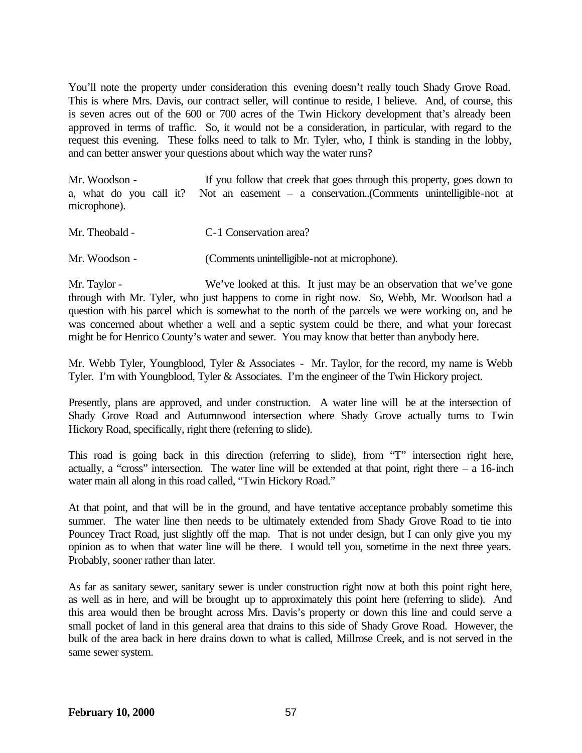You'll note the property under consideration this evening doesn't really touch Shady Grove Road. This is where Mrs. Davis, our contract seller, will continue to reside, I believe. And, of course, this is seven acres out of the 600 or 700 acres of the Twin Hickory development that's already been approved in terms of traffic. So, it would not be a consideration, in particular, with regard to the request this evening. These folks need to talk to Mr. Tyler, who, I think is standing in the lobby, and can better answer your questions about which way the water runs?

Mr. Woodson - If you follow that creek that goes through this property, goes down to a, what do you call it? Not an easement – a conservation..(Comments unintelligible-not at microphone).

Mr. Theobald - C-1 Conservation area?

Mr. Woodson - (Comments unintelligible-not at microphone).

Mr. Taylor - We've looked at this. It just may be an observation that we've gone through with Mr. Tyler, who just happens to come in right now. So, Webb, Mr. Woodson had a question with his parcel which is somewhat to the north of the parcels we were working on, and he was concerned about whether a well and a septic system could be there, and what your forecast might be for Henrico County's water and sewer. You may know that better than anybody here.

Mr. Webb Tyler, Youngblood, Tyler & Associates - Mr. Taylor, for the record, my name is Webb Tyler. I'm with Youngblood, Tyler & Associates. I'm the engineer of the Twin Hickory project.

Presently, plans are approved, and under construction. A water line will be at the intersection of Shady Grove Road and Autumnwood intersection where Shady Grove actually turns to Twin Hickory Road, specifically, right there (referring to slide).

This road is going back in this direction (referring to slide), from "T" intersection right here, actually, a "cross" intersection. The water line will be extended at that point, right there – a 16-inch water main all along in this road called, "Twin Hickory Road."

At that point, and that will be in the ground, and have tentative acceptance probably sometime this summer. The water line then needs to be ultimately extended from Shady Grove Road to tie into Pouncey Tract Road, just slightly off the map. That is not under design, but I can only give you my opinion as to when that water line will be there. I would tell you, sometime in the next three years. Probably, sooner rather than later.

As far as sanitary sewer, sanitary sewer is under construction right now at both this point right here, as well as in here, and will be brought up to approximately this point here (referring to slide). And this area would then be brought across Mrs. Davis's property or down this line and could serve a small pocket of land in this general area that drains to this side of Shady Grove Road. However, the bulk of the area back in here drains down to what is called, Millrose Creek, and is not served in the same sewer system.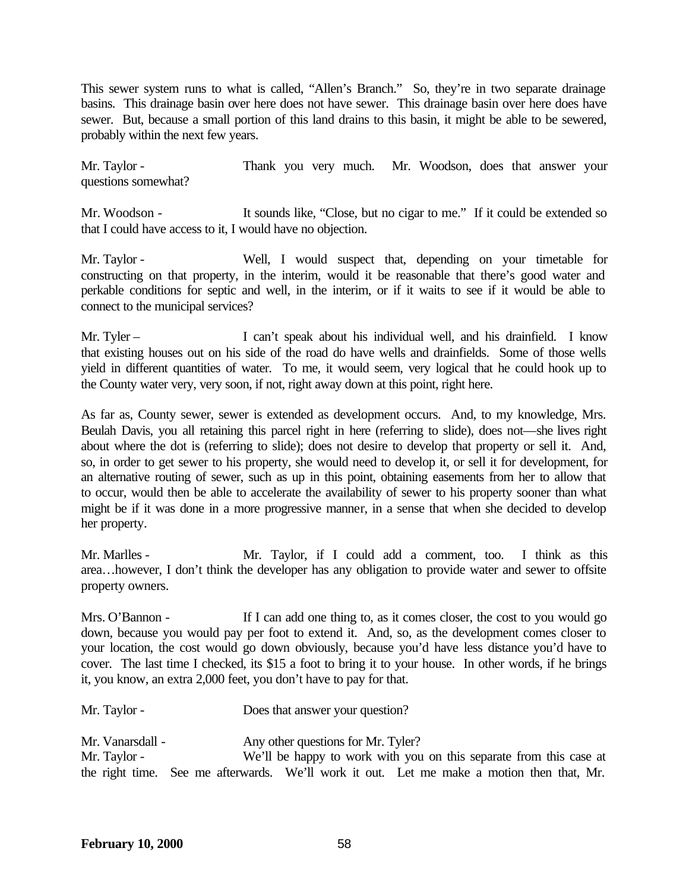This sewer system runs to what is called, "Allen's Branch." So, they're in two separate drainage basins. This drainage basin over here does not have sewer. This drainage basin over here does have sewer. But, because a small portion of this land drains to this basin, it might be able to be sewered, probably within the next few years.

Mr. Taylor - Thank you very much. Mr. Woodson, does that answer your questions somewhat?

Mr. Woodson - It sounds like, "Close, but no cigar to me." If it could be extended so that I could have access to it, I would have no objection.

Mr. Taylor - Well, I would suspect that, depending on your timetable for constructing on that property, in the interim, would it be reasonable that there's good water and perkable conditions for septic and well, in the interim, or if it waits to see if it would be able to connect to the municipal services?

Mr. Tyler – I can't speak about his individual well, and his drainfield. I know that existing houses out on his side of the road do have wells and drainfields. Some of those wells yield in different quantities of water. To me, it would seem, very logical that he could hook up to the County water very, very soon, if not, right away down at this point, right here.

As far as, County sewer, sewer is extended as development occurs. And, to my knowledge, Mrs. Beulah Davis, you all retaining this parcel right in here (referring to slide), does not—she lives right about where the dot is (referring to slide); does not desire to develop that property or sell it. And, so, in order to get sewer to his property, she would need to develop it, or sell it for development, for an alternative routing of sewer, such as up in this point, obtaining easements from her to allow that to occur, would then be able to accelerate the availability of sewer to his property sooner than what might be if it was done in a more progressive manner, in a sense that when she decided to develop her property.

Mr. Marlles - Mr. Taylor, if I could add a comment, too. I think as this area…however, I don't think the developer has any obligation to provide water and sewer to offsite property owners.

Mrs. O'Bannon - If I can add one thing to, as it comes closer, the cost to you would go down, because you would pay per foot to extend it. And, so, as the development comes closer to your location, the cost would go down obviously, because you'd have less distance you'd have to cover. The last time I checked, its $15 a foot to bring it to your house. In other words, if he brings it, you know, an extra 2,000 feet, you don't have to pay for that.

Mr. Taylor - Does that answer your question?

Mr. Vanarsdall - Any other questions for Mr. Tyler?

Mr. Taylor - We'll be happy to work with you on this separate from this case at the right time. See me afterwards. We'll work it out. Let me make a motion then that, Mr.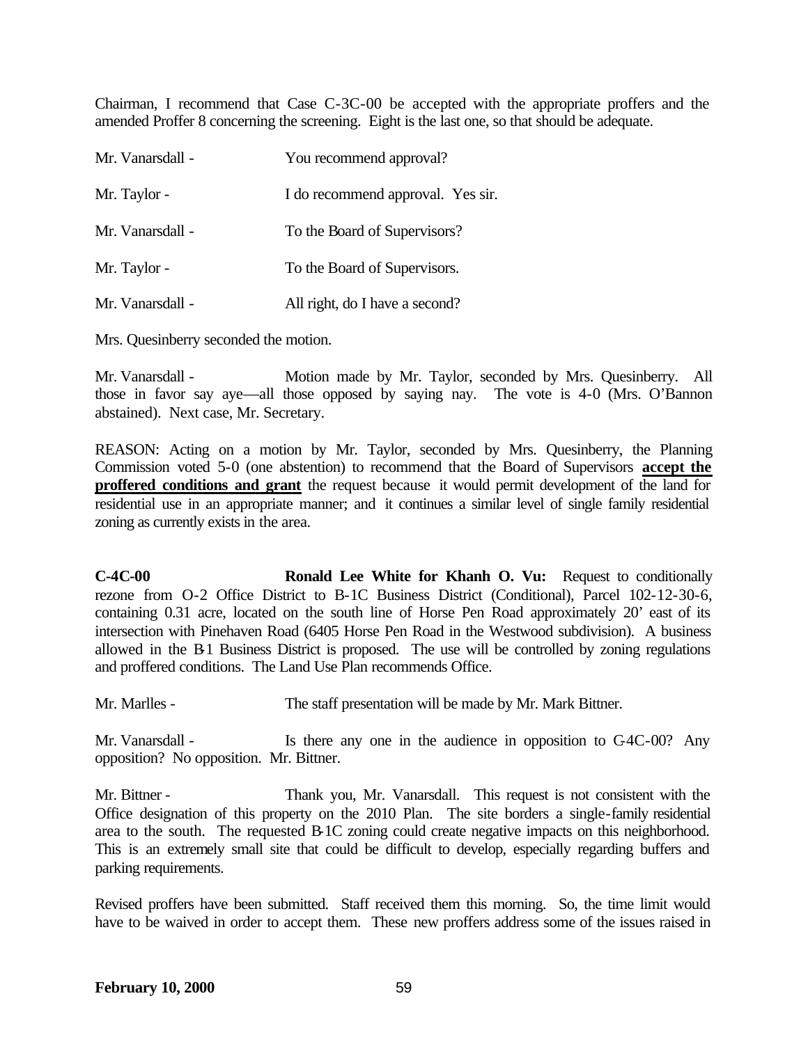Chairman, I recommend that Case C-3C-00 be accepted with the appropriate proffers and the amended Proffer 8 concerning the screening. Eight is the last one, so that should be adequate.

Mr. Vanarsdall - You recommend approval?

Mr. Taylor - I do recommend approval. Yes sir.

Mr. Vanarsdall - To the Board of Supervisors?

Mr. Taylor - To the Board of Supervisors.

Mr. Vanarsdall - All right, do I have a second?

Mrs. Quesinberry seconded the motion.

Mr. Vanarsdall - Motion made by Mr. Taylor, seconded by Mrs. Quesinberry. All those in favor say aye—all those opposed by saying nay. The vote is 4-0 (Mrs. O'Bannon abstained). Next case, Mr. Secretary.

REASON: Acting on a motion by Mr. Taylor, seconded by Mrs. Quesinberry, the Planning Commission voted 5-0 (one abstention) to recommend that the Board of Supervisors **accept the proffered conditions and grant** the request because it would permit development of the land for residential use in an appropriate manner; and it continues a similar level of single family residential zoning as currently exists in the area.

**C-4C-00** **Ronald Lee White for Khanh O. Vu:** Request to conditionally rezone from O-2 Office District to B-1C Business District (Conditional), Parcel 102-12-30-6, containing 0.31 acre, located on the south line of Horse Pen Road approximately 20' east of its intersection with Pinehaven Road (6405 Horse Pen Road in the Westwood subdivision). A business allowed in the B-1 Business District is proposed. The use will be controlled by zoning regulations and proffered conditions. The Land Use Plan recommends Office.

Mr. Marlles - The staff presentation will be made by Mr. Mark Bittner.

Mr. Vanarsdall - Is there any one in the audience in opposition to C-4C-00? Any opposition? No opposition. Mr. Bittner.

Mr. Bittner - Thank you, Mr. Vanarsdall. This request is not consistent with the Office designation of this property on the 2010 Plan. The site borders a single-family residential area to the south. The requested B-1C zoning could create negative impacts on this neighborhood. This is an extremely small site that could be difficult to develop, especially regarding buffers and parking requirements.

Revised proffers have been submitted. Staff received them this morning. So, the time limit would have to be waived in order to accept them. These new proffers address some of the issues raised in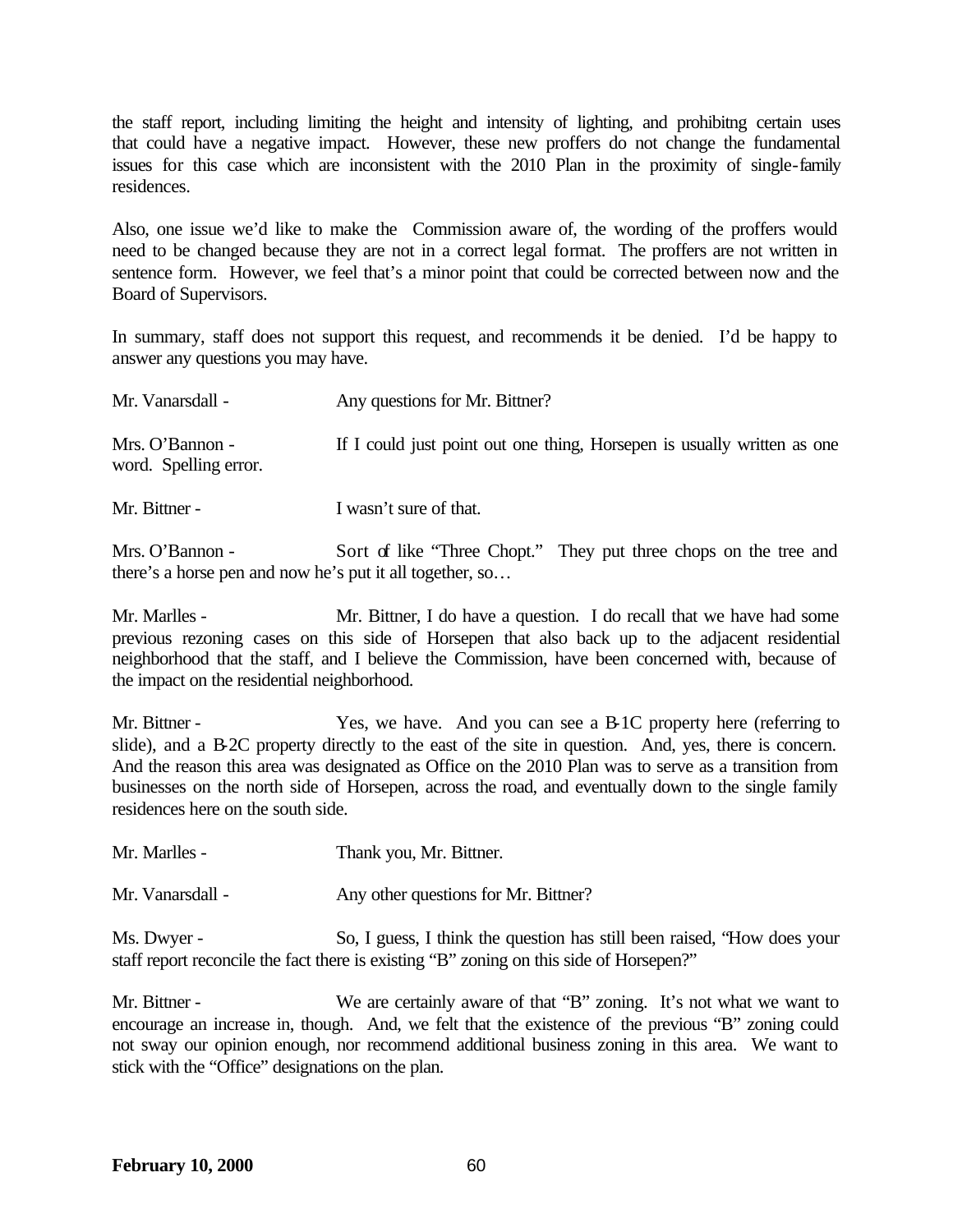the staff report, including limiting the height and intensity of lighting, and prohibitng certain uses that could have a negative impact. However, these new proffers do not change the fundamental issues for this case which are inconsistent with the 2010 Plan in the proximity of single-family residences.

Also, one issue we'd like to make the Commission aware of, the wording of the proffers would need to be changed because they are not in a correct legal format. The proffers are not written in sentence form. However, we feel that's a minor point that could be corrected between now and the Board of Supervisors.

In summary, staff does not support this request, and recommends it be denied. I'd be happy to answer any questions you may have.

Mr. Vanarsdall - Any questions for Mr. Bittner?

Mrs. O'Bannon - If I could just point out one thing, Horsepen is usually written as one word. Spelling error.

Mr. Bittner - I wasn't sure of that.

Mrs. O'Bannon - Sort of like "Three Chopt." They put three chops on the tree and there's a horse pen and now he's put it all together, so…

Mr. Marlles - Mr. Bittner, I do have a question. I do recall that we have had some previous rezoning cases on this side of Horsepen that also back up to the adjacent residential neighborhood that the staff, and I believe the Commission, have been concerned with, because of the impact on the residential neighborhood.

Mr. Bittner - Yes, we have. And you can see a B-1C property here (referring to slide), and a B-2C property directly to the east of the site in question. And, yes, there is concern. And the reason this area was designated as Office on the 2010 Plan was to serve as a transition from businesses on the north side of Horsepen, across the road, and eventually down to the single family residences here on the south side.

Mr. Marlles - Thank you, Mr. Bittner.

Mr. Vanarsdall - Any other questions for Mr. Bittner?

Ms. Dwyer - So, I guess, I think the question has still been raised, "How does your staff report reconcile the fact there is existing "B" zoning on this side of Horsepen?"

Mr. Bittner - We are certainly aware of that "B" zoning. It's not what we want to encourage an increase in, though. And, we felt that the existence of the previous "B" zoning could not sway our opinion enough, nor recommend additional business zoning in this area. We want to stick with the "Office" designations on the plan.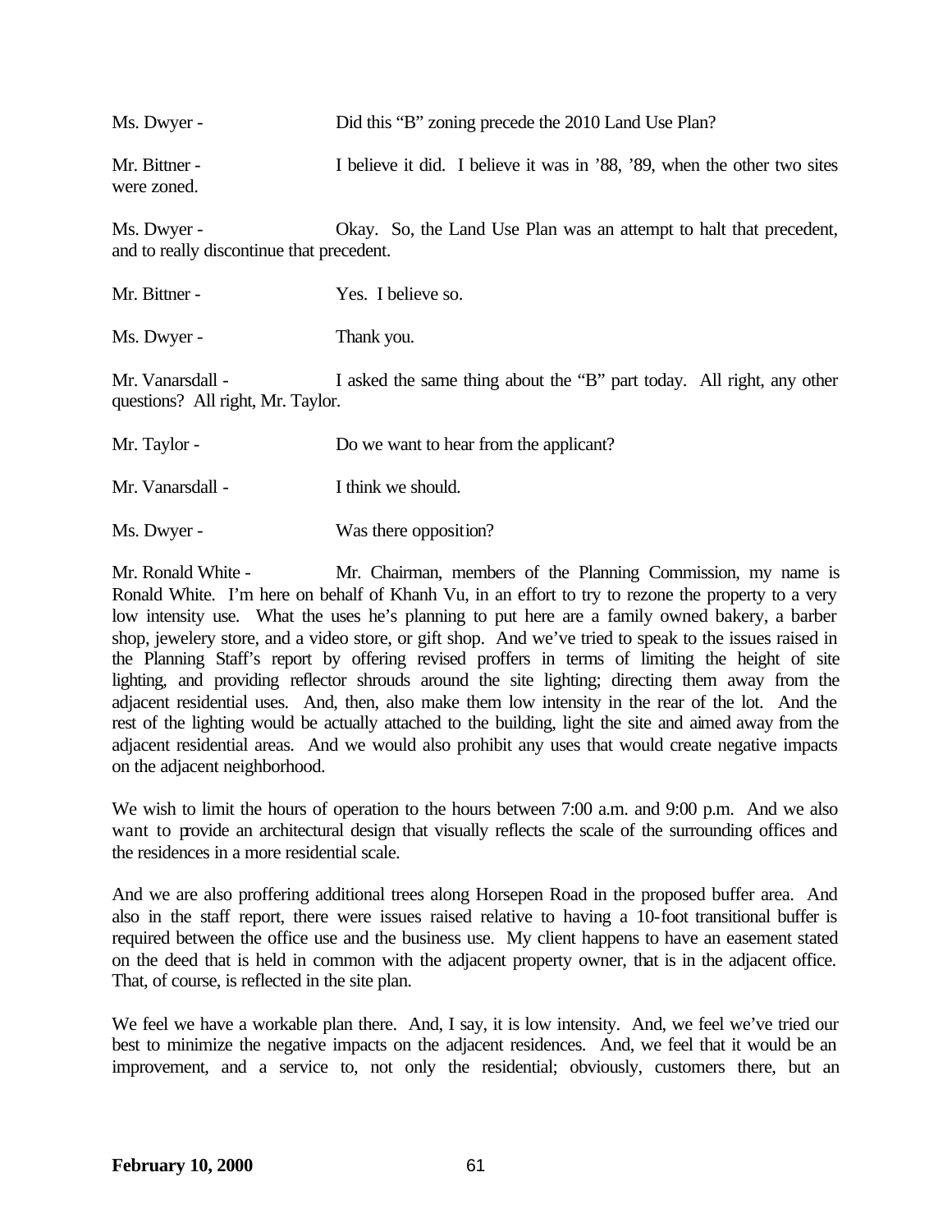Ms. Dwyer - Did this "B" zoning precede the 2010 Land Use Plan?

Mr. Bittner - I believe it did. I believe it was in '88, '89, when the other two sites were zoned.

Ms. Dwyer - Okay. So, the Land Use Plan was an attempt to halt that precedent, and to really discontinue that precedent.

Mr. Bittner - Yes. I believe so.

Ms. Dwyer - Thank you.

Mr. Vanarsdall - I asked the same thing about the "B" part today. All right, any other questions? All right, Mr. Taylor.

Mr. Taylor - Do we want to hear from the applicant?

Mr. Vanarsdall - I think we should.

Ms. Dwyer - Was there opposition?

Mr. Ronald White - Mr. Chairman, members of the Planning Commission, my name is Ronald White. I'm here on behalf of Khanh Vu, in an effort to try to rezone the property to a very low intensity use. What the uses he's planning to put here are a family owned bakery, a barber shop, jewelery store, and a video store, or gift shop. And we've tried to speak to the issues raised in the Planning Staff's report by offering revised proffers in terms of limiting the height of site lighting, and providing reflector shrouds around the site lighting; directing them away from the adjacent residential uses. And, then, also make them low intensity in the rear of the lot. And the rest of the lighting would be actually attached to the building, light the site and aimed away from the adjacent residential areas. And we would also prohibit any uses that would create negative impacts on the adjacent neighborhood.

We wish to limit the hours of operation to the hours between 7:00 a.m. and 9:00 p.m. And we also want to provide an architectural design that visually reflects the scale of the surrounding offices and the residences in a more residential scale.

And we are also proffering additional trees along Horsepen Road in the proposed buffer area. And also in the staff report, there were issues raised relative to having a 10-foot transitional buffer is required between the office use and the business use. My client happens to have an easement stated on the deed that is held in common with the adjacent property owner, that is in the adjacent office. That, of course, is reflected in the site plan.

We feel we have a workable plan there. And, I say, it is low intensity. And, we feel we've tried our best to minimize the negative impacts on the adjacent residences. And, we feel that it would be an improvement, and a service to, not only the residential; obviously, customers there, but an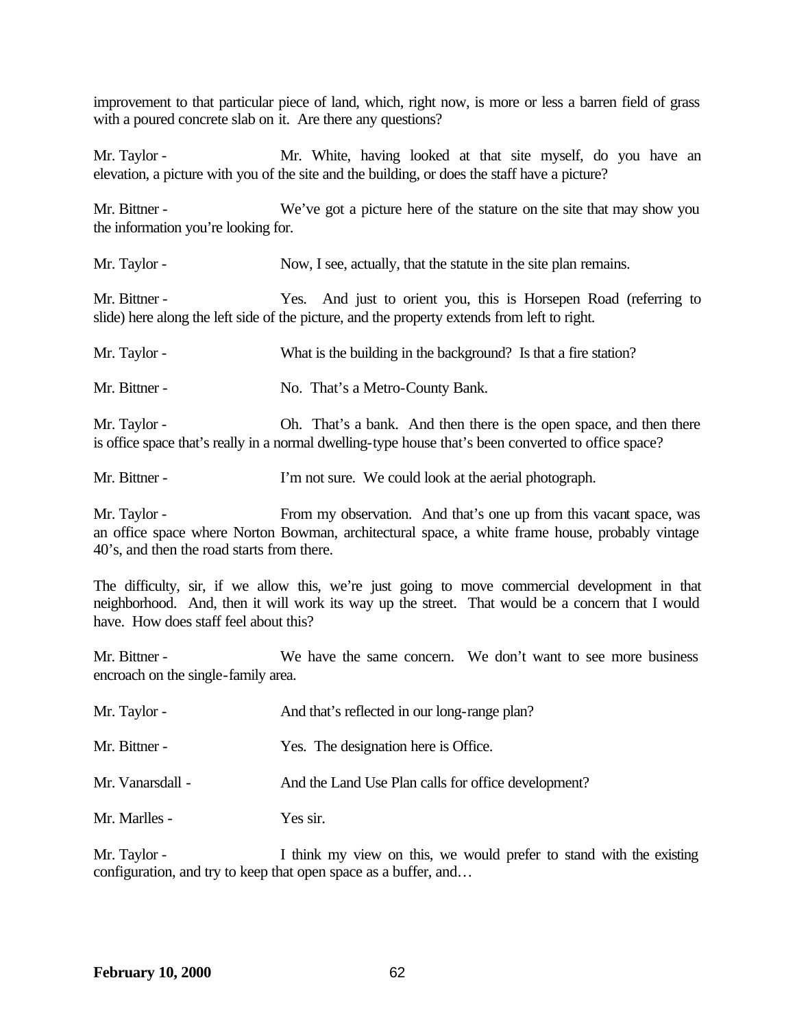improvement to that particular piece of land, which, right now, is more or less a barren field of grass with a poured concrete slab on it. Are there any questions?

Mr. Taylor - Mr. White, having looked at that site myself, do you have an elevation, a picture with you of the site and the building, or does the staff have a picture?

Mr. Bittner - We've got a picture here of the stature on the site that may show you the information you're looking for.

Mr. Taylor - Now, I see, actually, that the statute in the site plan remains.

Mr. Bittner - Yes. And just to orient you, this is Horsepen Road (referring to slide) here along the left side of the picture, and the property extends from left to right.

Mr. Taylor - What is the building in the background? Is that a fire station?

Mr. Bittner - No. That's a Metro-County Bank.

Mr. Taylor - Oh. That's a bank. And then there is the open space, and then there is office space that's really in a normal dwelling-type house that's been converted to office space?

Mr. Bittner - I'm not sure. We could look at the aerial photograph.

Mr. Taylor - From my observation. And that's one up from this vacant space, was an office space where Norton Bowman, architectural space, a white frame house, probably vintage 40's, and then the road starts from there.

The difficulty, sir, if we allow this, we're just going to move commercial development in that neighborhood. And, then it will work its way up the street. That would be a concern that I would have. How does staff feel about this?

Mr. Bittner - We have the same concern. We don't want to see more business encroach on the single-family area.

Mr. Taylor - And that's reflected in our long-range plan?

Mr. Bittner - Yes. The designation here is Office.

Mr. Vanarsdall - And the Land Use Plan calls for office development?

Mr. Marlles - Yes sir.

Mr. Taylor - I think my view on this, we would prefer to stand with the existing configuration, and try to keep that open space as a buffer, and…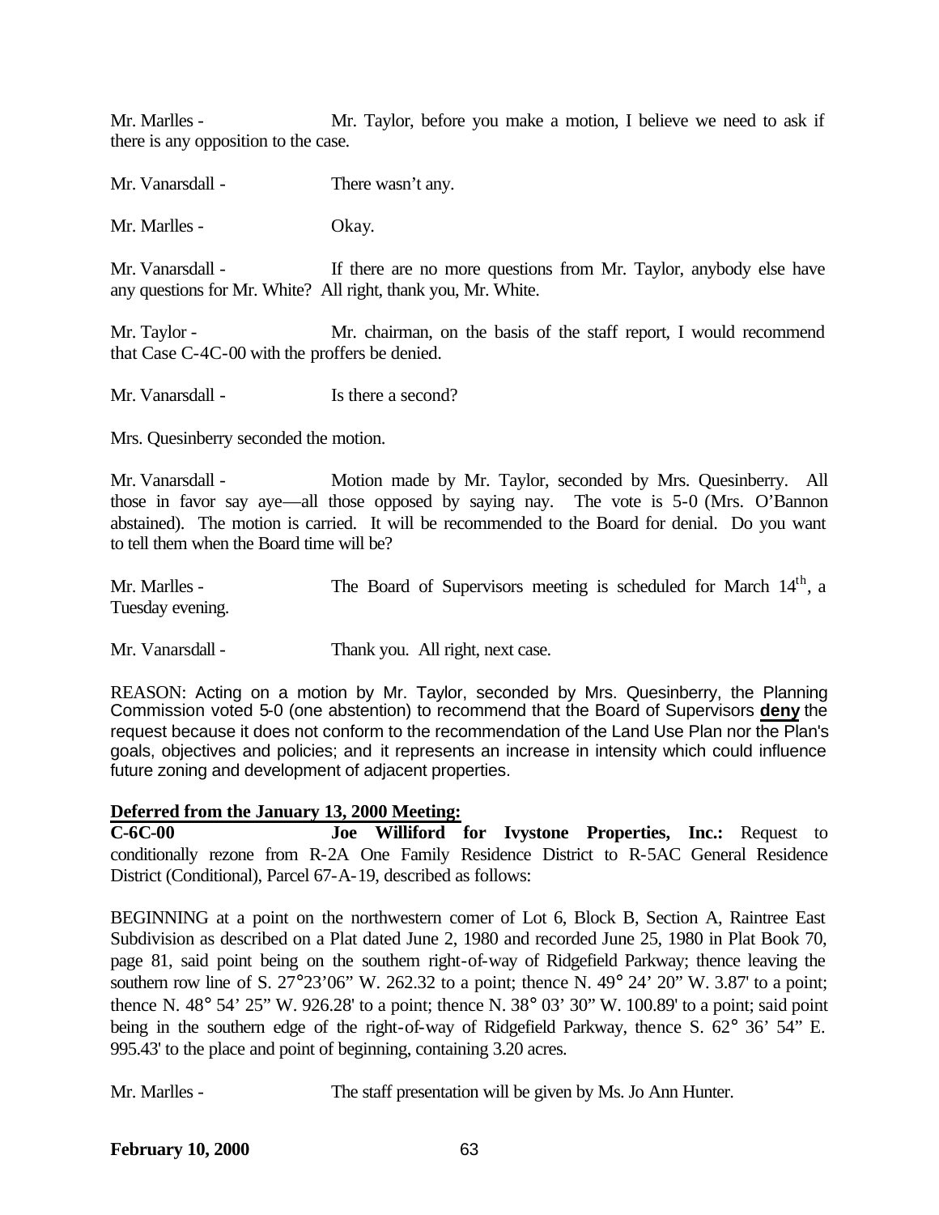Mr. Marlles - Mr. Taylor, before you make a motion, I believe we need to ask if there is any opposition to the case.

Mr. Vanarsdall - There wasn't any.

Mr. Marlles - Okay.

Mr. Vanarsdall - If there are no more questions from Mr. Taylor, anybody else have any questions for Mr. White? All right, thank you, Mr. White.

Mr. Taylor - Mr. chairman, on the basis of the staff report, I would recommend that Case C-4C-00 with the proffers be denied.

Mr. Vanarsdall - Is there a second?

Mrs. Quesinberry seconded the motion.

Mr. Vanarsdall - Motion made by Mr. Taylor, seconded by Mrs. Quesinberry. All those in favor say aye—all those opposed by saying nay. The vote is 5-0 (Mrs. O'Bannon abstained). The motion is carried. It will be recommended to the Board for denial. Do you want to tell them when the Board time will be?

Mr. Marlles - The Board of Supervisors meeting is scheduled for March 14th, a Tuesday evening.

Mr. Vanarsdall - Thank you. All right, next case.

REASON: Acting on a motion by Mr. Taylor, seconded by Mrs. Quesinberry, the Planning Commission voted 5-0 (one abstention) to recommend that the Board of Supervisors **deny** the request because it does not conform to the recommendation of the Land Use Plan nor the Plan's goals, objectives and policies; and it represents an increase in intensity which could influence future zoning and development of adjacent properties.

**Deferred from the January 13, 2000 Meeting:**

**C-6C-00** **Joe Williford for Ivystone Properties, Inc.:** Request to conditionally rezone from R-2A One Family Residence District to R-5AC General Residence District (Conditional), Parcel 67-A-19, described as follows:

BEGINNING at a point on the northwestern comer of Lot 6, Block B, Section A, Raintree East Subdivision as described on a Plat dated June 2, 1980 and recorded June 25, 1980 in Plat Book 70, page 81, said point being on the southem right-of-way of Ridgefield Parkway; thence leaving the southern row line of S. 27°23'06" W. 262.32 to a point; thence N. 49° 24' 20" W. 3.87' to a point; thence N. 48° 54' 25" W. 926.28' to a point; thence N. 38° 03' 30" W. 100.89' to a point; said point being in the southern edge of the right-of-way of Ridgefield Parkway, thence S. 62° 36' 54" E. 995.43' to the place and point of beginning, containing 3.20 acres.

Mr. Marlles - The staff presentation will be given by Ms. Jo Ann Hunter.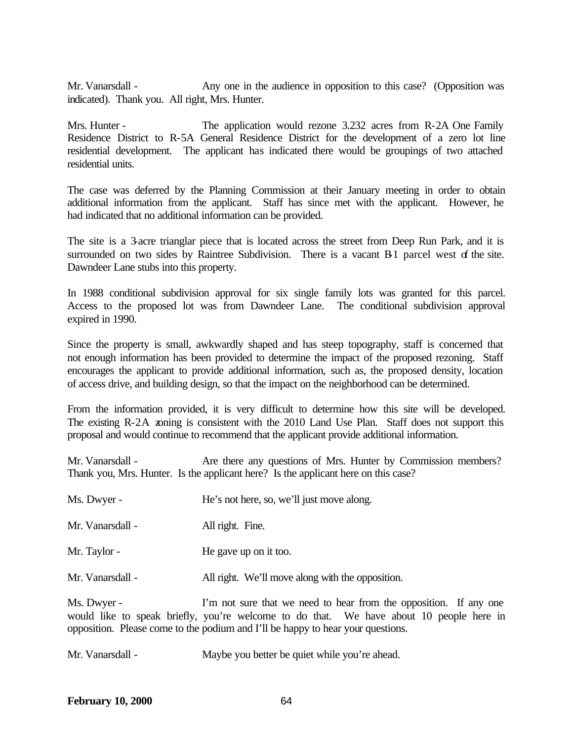Mr. Vanarsdall - Any one in the audience in opposition to this case? (Opposition was indicated). Thank you. All right, Mrs. Hunter.

Mrs. Hunter - The application would rezone 3.232 acres from R-2A One Family Residence District to R-5A General Residence District for the development of a zero lot line residential development. The applicant has indicated there would be groupings of two attached residential units.

The case was deferred by the Planning Commission at their January meeting in order to obtain additional information from the applicant. Staff has since met with the applicant. However, he had indicated that no additional information can be provided.

The site is a 3-acre trianglar piece that is located across the street from Deep Run Park, and it is surrounded on two sides by Raintree Subdivision. There is a vacant B-1 parcel west of the site. Dawndeer Lane stubs into this property.

In 1988 conditional subdivision approval for six single family lots was granted for this parcel. Access to the proposed lot was from Dawndeer Lane. The conditional subdivision approval expired in 1990.

Since the property is small, awkwardly shaped and has steep topography, staff is concerned that not enough information has been provided to determine the impact of the proposed rezoning. Staff encourages the applicant to provide additional information, such as, the proposed density, location of access drive, and building design, so that the impact on the neighborhood can be determined.

From the information provided, it is very difficult to determine how this site will be developed. The existing R-2A zoning is consistent with the 2010 Land Use Plan. Staff does not support this proposal and would continue to recommend that the applicant provide additional information.

Mr. Vanarsdall - Are there any questions of Mrs. Hunter by Commission members? Thank you, Mrs. Hunter. Is the applicant here? Is the applicant here on this case?

Ms. Dwyer - He's not here, so, we'll just move along.

Mr. Vanarsdall - All right. Fine.

Mr. Taylor - He gave up on it too.

Mr. Vanarsdall - All right. We'll move along with the opposition.

Ms. Dwyer - I'm not sure that we need to hear from the opposition. If any one would like to speak briefly, you're welcome to do that. We have about 10 people here in opposition. Please come to the podium and I'll be happy to hear your questions.

Mr. Vanarsdall - Maybe you better be quiet while you're ahead.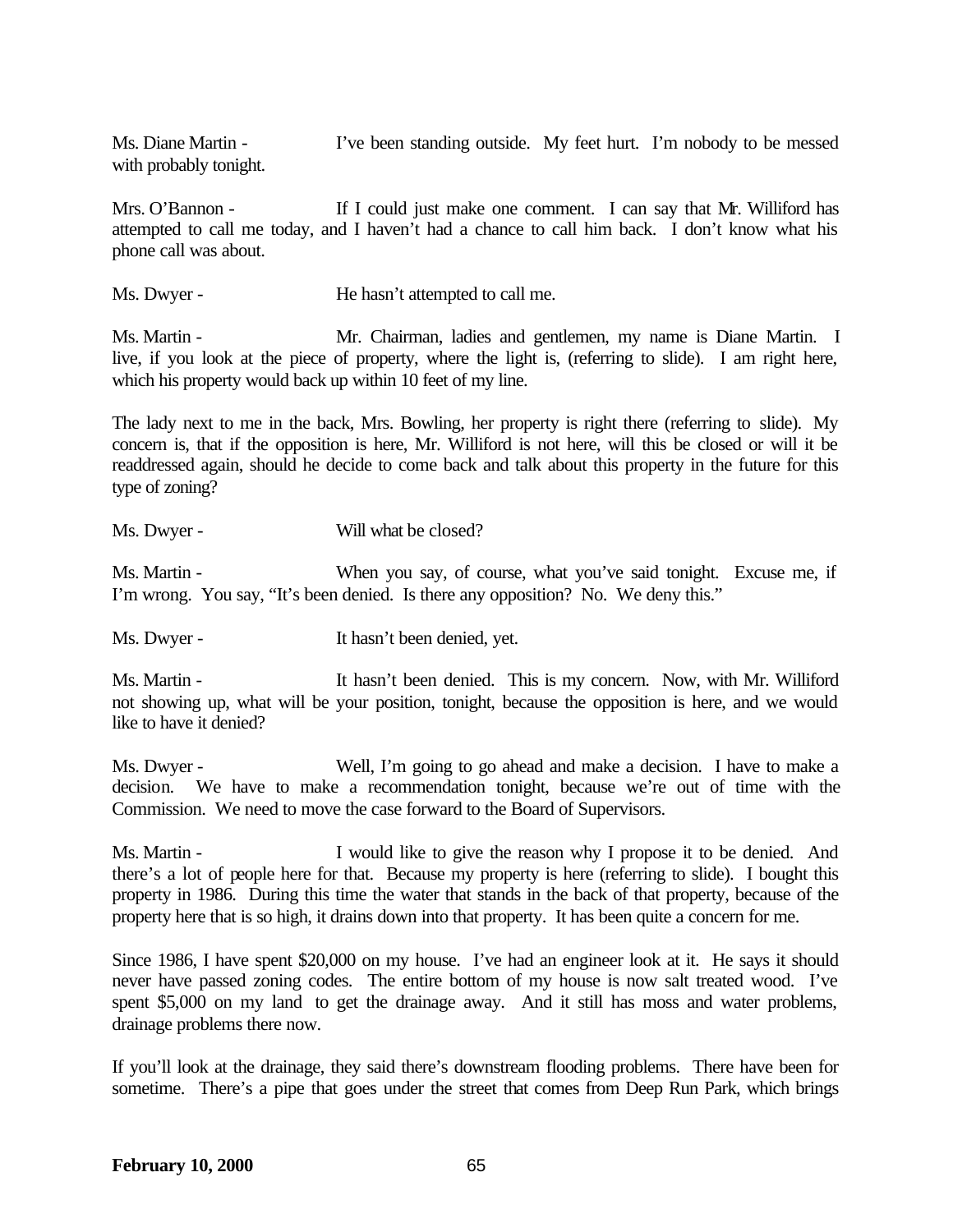Ms. Diane Martin - I've been standing outside. My feet hurt. I'm nobody to be messed with probably tonight.

Mrs. O'Bannon - If I could just make one comment. I can say that Mr. Williford has attempted to call me today, and I haven't had a chance to call him back. I don't know what his phone call was about.

Ms. Dwyer - He hasn't attempted to call me.

Ms. Martin - Mr. Chairman, ladies and gentlemen, my name is Diane Martin. I live, if you look at the piece of property, where the light is, (referring to slide). I am right here, which his property would back up within 10 feet of my line.

The lady next to me in the back, Mrs. Bowling, her property is right there (referring to slide). My concern is, that if the opposition is here, Mr. Williford is not here, will this be closed or will it be readdressed again, should he decide to come back and talk about this property in the future for this type of zoning?

Ms. Dwyer - Will what be closed?

Ms. Martin - When you say, of course, what you've said tonight. Excuse me, if I'm wrong. You say, "It's been denied. Is there any opposition? No. We deny this."

Ms. Dwyer - It hasn't been denied, yet.

Ms. Martin - It hasn't been denied. This is my concern. Now, with Mr. Williford not showing up, what will be your position, tonight, because the opposition is here, and we would like to have it denied?

Ms. Dwyer - Well, I'm going to go ahead and make a decision. I have to make a decision. We have to make a recommendation tonight, because we're out of time with the Commission. We need to move the case forward to the Board of Supervisors.

Ms. Martin - I would like to give the reason why I propose it to be denied. And there's a lot of people here for that. Because my property is here (referring to slide). I bought this property in 1986. During this time the water that stands in the back of that property, because of the property here that is so high, it drains down into that property. It has been quite a concern for me.

Since 1986, I have spent $20,000 on my house. I've had an engineer look at it. He says it should never have passed zoning codes. The entire bottom of my house is now salt treated wood. I've spent $5,000 on my land to get the drainage away. And it still has moss and water problems, drainage problems there now.

If you'll look at the drainage, they said there's downstream flooding problems. There have been for sometime. There's a pipe that goes under the street that comes from Deep Run Park, which brings

**February 10, 2000**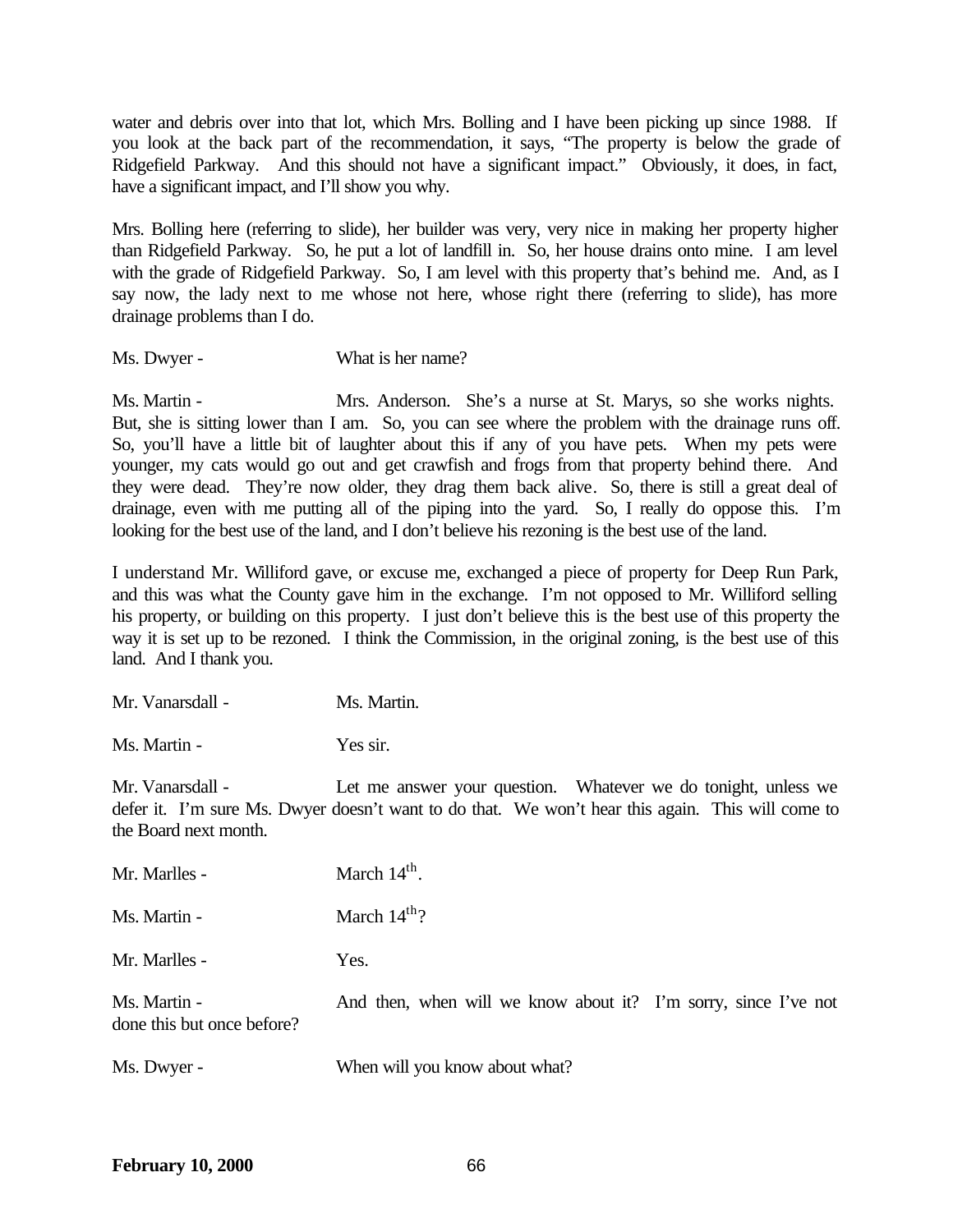water and debris over into that lot, which Mrs. Bolling and I have been picking up since 1988. If you look at the back part of the recommendation, it says, "The property is below the grade of Ridgefield Parkway. And this should not have a significant impact." Obviously, it does, in fact, have a significant impact, and I'll show you why.

Mrs. Bolling here (referring to slide), her builder was very, very nice in making her property higher than Ridgefield Parkway. So, he put a lot of landfill in. So, her house drains onto mine. I am level with the grade of Ridgefield Parkway. So, I am level with this property that's behind me. And, as I say now, the lady next to me whose not here, whose right there (referring to slide), has more drainage problems than I do.

Ms. Dwyer - What is her name?

Ms. Martin - Mrs. Anderson. She's a nurse at St. Marys, so she works nights. But, she is sitting lower than I am. So, you can see where the problem with the drainage runs off. So, you'll have a little bit of laughter about this if any of you have pets. When my pets were younger, my cats would go out and get crawfish and frogs from that property behind there. And they were dead. They're now older, they drag them back alive. So, there is still a great deal of drainage, even with me putting all of the piping into the yard. So, I really do oppose this. I'm looking for the best use of the land, and I don't believe his rezoning is the best use of the land.

I understand Mr. Williford gave, or excuse me, exchanged a piece of property for Deep Run Park, and this was what the County gave him in the exchange. I'm not opposed to Mr. Williford selling his property, or building on this property. I just don't believe this is the best use of this property the way it is set up to be rezoned. I think the Commission, in the original zoning, is the best use of this land. And I thank you.

Mr. Vanarsdall - Ms. Martin.

Ms. Martin - Yes sir.

Mr. Vanarsdall - Let me answer your question. Whatever we do tonight, unless we defer it. I'm sure Ms. Dwyer doesn't want to do that. We won't hear this again. This will come to the Board next month.

Mr. Marlles - March 14th.

Ms. Martin - March 14th?

Mr. Marlles - Yes.

Ms. Martin - And then, when will we know about it? I'm sorry, since I've not done this but once before?

Ms. Dwyer - When will you know about what?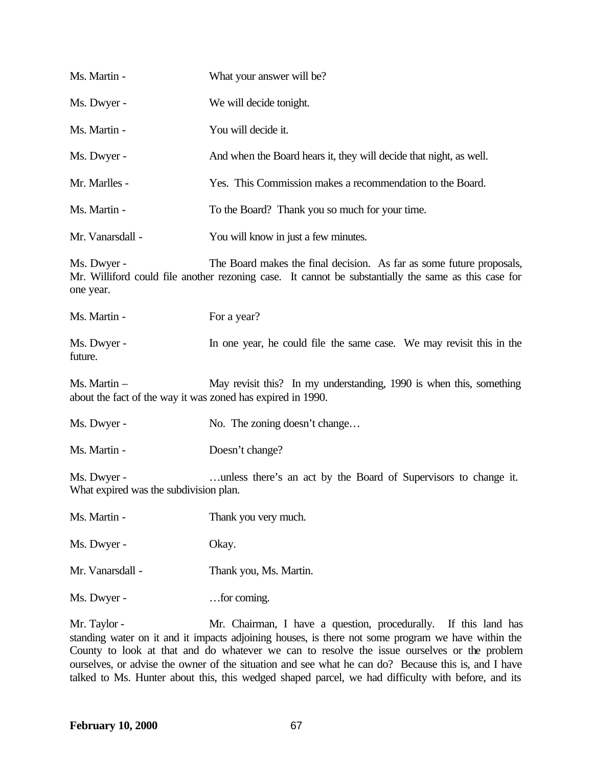Ms. Martin - What your answer will be?

Ms. Dwyer - We will decide tonight.

Ms. Martin - You will decide it.

Ms. Dwyer - And when the Board hears it, they will decide that night, as well.

Mr. Marlles - Yes. This Commission makes a recommendation to the Board.

Ms. Martin - To the Board? Thank you so much for your time.

Mr. Vanarsdall - You will know in just a few minutes.

Ms. Dwyer - The Board makes the final decision. As far as some future proposals, Mr. Williford could file another rezoning case. It cannot be substantially the same as this case for one year.

Ms. Martin - For a year?

Ms. Dwyer - In one year, he could file the same case. We may revisit this in the future.

Ms. Martin – May revisit this? In my understanding, 1990 is when this, something about the fact of the way it was zoned has expired in 1990.

Ms. Dwyer - No. The zoning doesn't change…

Ms. Martin - Doesn't change?

Ms. Dwyer - …unless there's an act by the Board of Supervisors to change it. What expired was the subdivision plan.

Ms. Martin - Thank you very much.

Ms. Dwyer - Okay.

Mr. Vanarsdall - Thank you, Ms. Martin.

Ms. Dwyer - …for coming.

Mr. Taylor - Mr. Chairman, I have a question, procedurally. If this land has standing water on it and it impacts adjoining houses, is there not some program we have within the County to look at that and do whatever we can to resolve the issue ourselves or the problem ourselves, or advise the owner of the situation and see what he can do? Because this is, and I have talked to Ms. Hunter about this, this wedged shaped parcel, we had difficulty with before, and its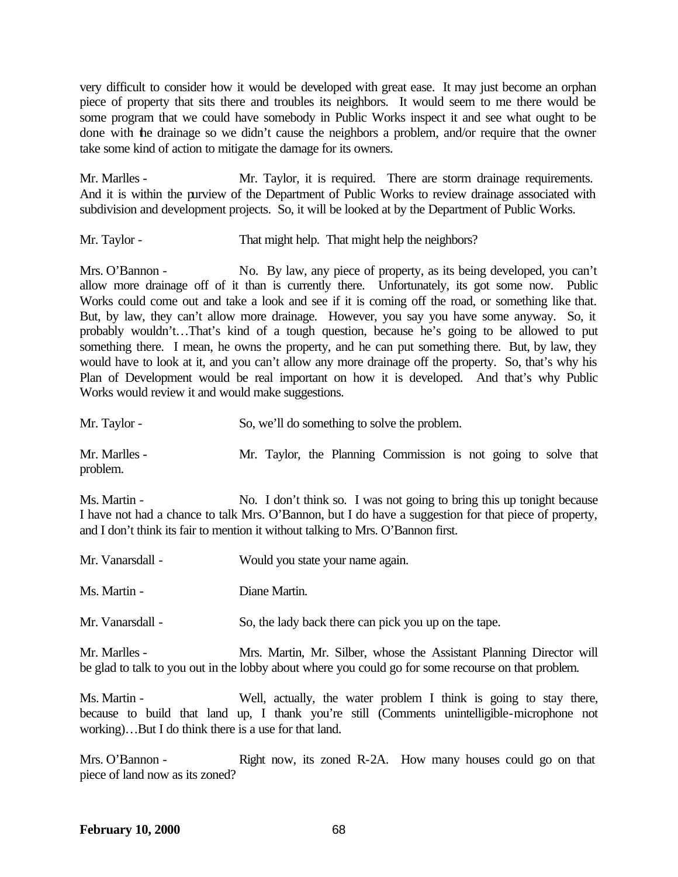very difficult to consider how it would be developed with great ease. It may just become an orphan piece of property that sits there and troubles its neighbors. It would seem to me there would be some program that we could have somebody in Public Works inspect it and see what ought to be done with the drainage so we didn't cause the neighbors a problem, and/or require that the owner take some kind of action to mitigate the damage for its owners.

Mr. Marlles - Mr. Taylor, it is required. There are storm drainage requirements. And it is within the purview of the Department of Public Works to review drainage associated with subdivision and development projects. So, it will be looked at by the Department of Public Works.

Mr. Taylor - That might help. That might help the neighbors?

Mrs. O'Bannon - No. By law, any piece of property, as its being developed, you can't allow more drainage off of it than is currently there. Unfortunately, its got some now. Public Works could come out and take a look and see if it is coming off the road, or something like that. But, by law, they can't allow more drainage. However, you say you have some anyway. So, it probably wouldn't…That's kind of a tough question, because he's going to be allowed to put something there. I mean, he owns the property, and he can put something there. But, by law, they would have to look at it, and you can't allow any more drainage off the property. So, that's why his Plan of Development would be real important on how it is developed. And that's why Public Works would review it and would make suggestions.

Mr. Taylor - So, we'll do something to solve the problem.

Mr. Marlles - Mr. Taylor, the Planning Commission is not going to solve that problem.

Ms. Martin - No. I don't think so. I was not going to bring this up tonight because I have not had a chance to talk Mrs. O'Bannon, but I do have a suggestion for that piece of property, and I don't think its fair to mention it without talking to Mrs. O'Bannon first.

Mr. Vanarsdall - Would you state your name again.

Ms. Martin - Diane Martin.

Mr. Vanarsdall - So, the lady back there can pick you up on the tape.

Mr. Marlles - Mrs. Martin, Mr. Silber, whose the Assistant Planning Director will be glad to talk to you out in the lobby about where you could go for some recourse on that problem.

Ms. Martin - Well, actually, the water problem I think is going to stay there, because to build that land up, I thank you're still (Comments unintelligible-microphone not working)…But I do think there is a use for that land.

Mrs. O'Bannon - Right now, its zoned R-2A. How many houses could go on that piece of land now as its zoned?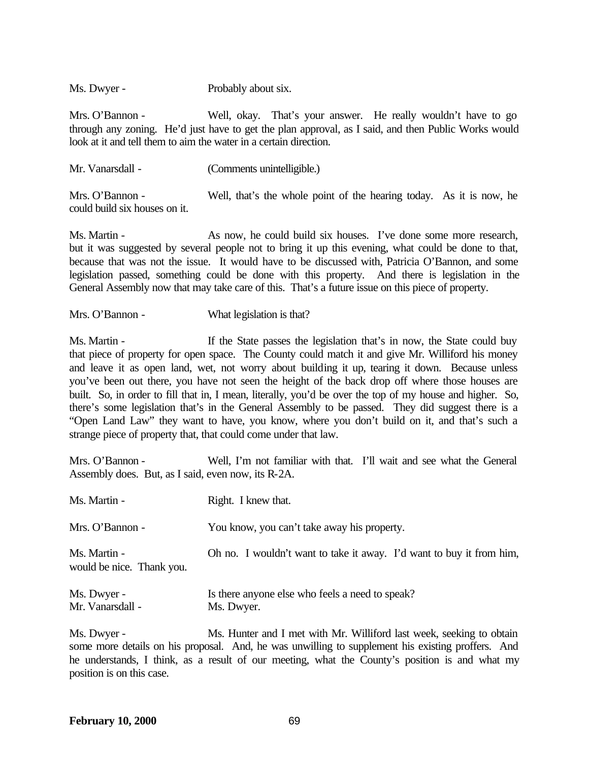Ms. Dwyer - Probably about six.

Mrs. O'Bannon - Well, okay. That's your answer. He really wouldn't have to go through any zoning. He'd just have to get the plan approval, as I said, and then Public Works would look at it and tell them to aim the water in a certain direction.

Mr. Vanarsdall - (Comments unintelligible.)

Mrs. O'Bannon - Well, that's the whole point of the hearing today. As it is now, he could build six houses on it.

Ms. Martin - As now, he could build six houses. I've done some more research, but it was suggested by several people not to bring it up this evening, what could be done to that, because that was not the issue. It would have to be discussed with, Patricia O'Bannon, and some legislation passed, something could be done with this property. And there is legislation in the General Assembly now that may take care of this. That's a future issue on this piece of property.

Mrs. O'Bannon - What legislation is that?

Ms. Martin - If the State passes the legislation that's in now, the State could buy that piece of property for open space. The County could match it and give Mr. Williford his money and leave it as open land, wet, not worry about building it up, tearing it down. Because unless you've been out there, you have not seen the height of the back drop off where those houses are built. So, in order to fill that in, I mean, literally, you'd be over the top of my house and higher. So, there's some legislation that's in the General Assembly to be passed. They did suggest there is a "Open Land Law" they want to have, you know, where you don't build on it, and that's such a strange piece of property that, that could come under that law.

Mrs. O'Bannon - Well, I'm not familiar with that. I'll wait and see what the General Assembly does. But, as I said, even now, its R-2A.

Ms. Martin - Right. I knew that.

Mrs. O'Bannon - You know, you can't take away his property.

Ms. Martin - Oh no. I wouldn't want to take it away. I'd want to buy it from him, would be nice. Thank you.

Ms. Dwyer - Is there anyone else who feels a need to speak?

Mr. Vanarsdall - Ms. Dwyer.

Ms. Dwyer - Ms. Hunter and I met with Mr. Williford last week, seeking to obtain some more details on his proposal. And, he was unwilling to supplement his existing proffers. And he understands, I think, as a result of our meeting, what the County's position is and what my position is on this case.

**February 10, 2000**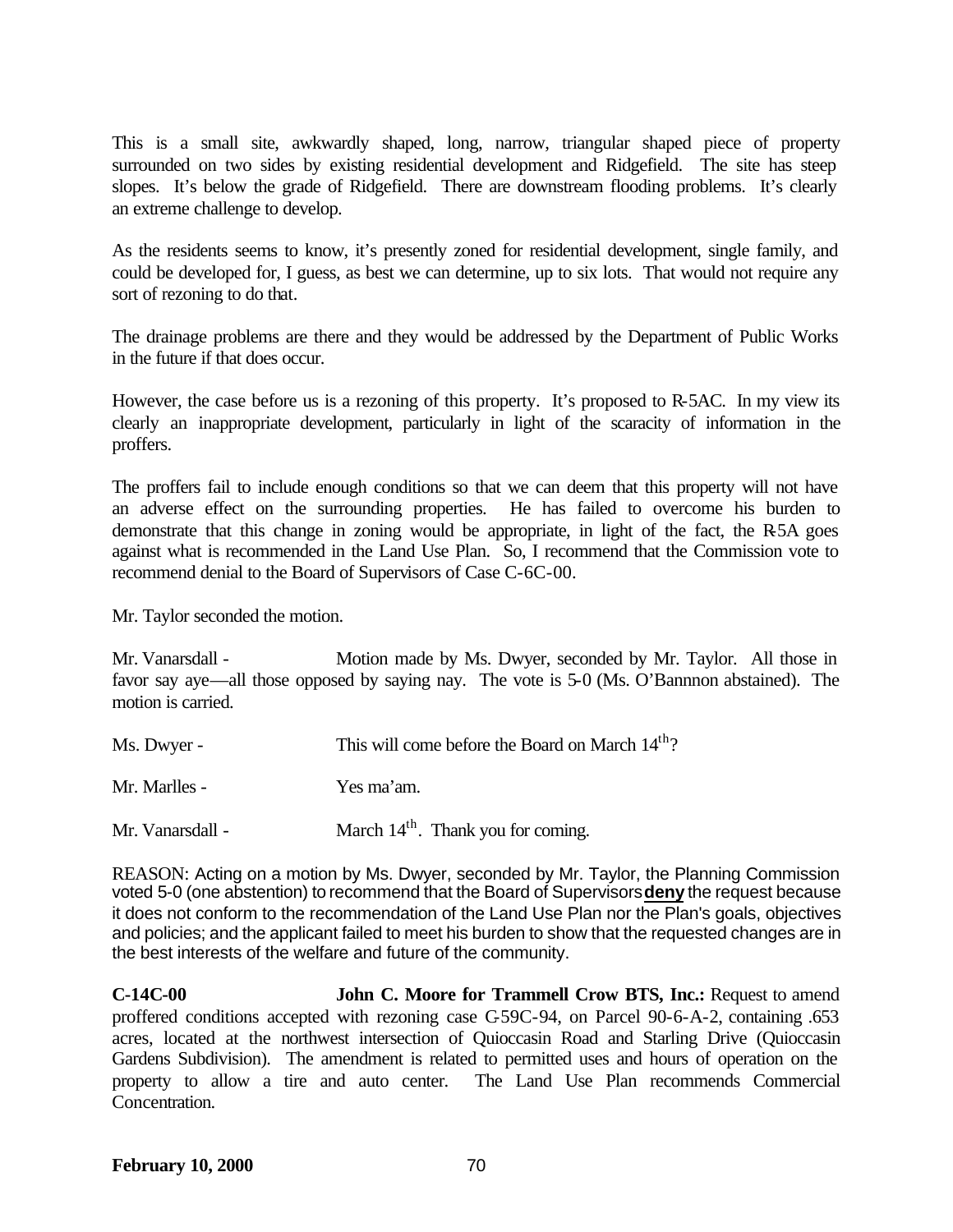This is a small site, awkwardly shaped, long, narrow, triangular shaped piece of property surrounded on two sides by existing residential development and Ridgefield. The site has steep slopes. It's below the grade of Ridgefield. There are downstream flooding problems. It's clearly an extreme challenge to develop.

As the residents seems to know, it's presently zoned for residential development, single family, and could be developed for, I guess, as best we can determine, up to six lots. That would not require any sort of rezoning to do that.

The drainage problems are there and they would be addressed by the Department of Public Works in the future if that does occur.

However, the case before us is a rezoning of this property. It's proposed to R-5AC. In my view its clearly an inappropriate development, particularly in light of the scaracity of information in the proffers.

The proffers fail to include enough conditions so that we can deem that this property will not have an adverse effect on the surrounding properties. He has failed to overcome his burden to demonstrate that this change in zoning would be appropriate, in light of the fact, the R-5A goes against what is recommended in the Land Use Plan. So, I recommend that the Commission vote to recommend denial to the Board of Supervisors of Case C-6C-00.

Mr. Taylor seconded the motion.

Mr. Vanarsdall - Motion made by Ms. Dwyer, seconded by Mr. Taylor. All those in favor say aye—all those opposed by saying nay. The vote is 5-0 (Ms. O'Bannnon abstained). The motion is carried.

Ms. Dwyer - This will come before the Board on March 14th?

Mr. Marlles - Yes ma'am.

Mr. Vanarsdall - March 14th. Thank you for coming.

REASON: Acting on a motion by Ms. Dwyer, seconded by Mr. Taylor, the Planning Commission voted 5-0 (one abstention) to recommend that the Board of Supervisors **deny** the request because it does not conform to the recommendation of the Land Use Plan nor the Plan's goals, objectives and policies; and the applicant failed to meet his burden to show that the requested changes are in the best interests of the welfare and future of the community.

**C-14C-00** **John C. Moore for Trammell Crow BTS, Inc.:** Request to amend proffered conditions accepted with rezoning case C-59C-94, on Parcel 90-6-A-2, containing .653 acres, located at the northwest intersection of Quioccasin Road and Starling Drive (Quioccasin Gardens Subdivision). The amendment is related to permitted uses and hours of operation on the property to allow a tire and auto center. The Land Use Plan recommends Commercial Concentration.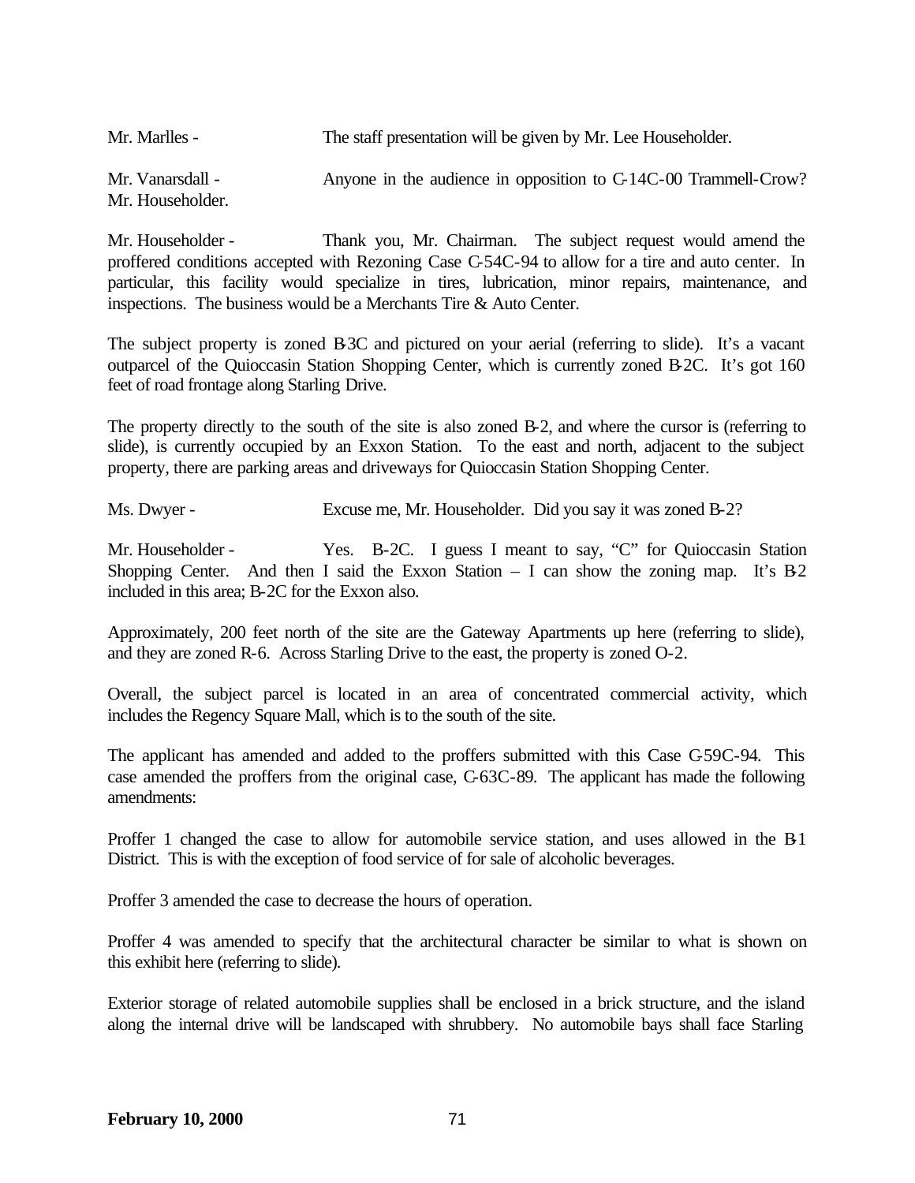Mr. Marlles - The staff presentation will be given by Mr. Lee Householder.

Mr. Vanarsdall - Anyone in the audience in opposition to C-14C-00 Trammell-Crow? Mr. Householder.

Mr. Householder - Thank you, Mr. Chairman. The subject request would amend the proffered conditions accepted with Rezoning Case C-54C-94 to allow for a tire and auto center. In particular, this facility would specialize in tires, lubrication, minor repairs, maintenance, and inspections. The business would be a Merchants Tire & Auto Center.

The subject property is zoned B-3C and pictured on your aerial (referring to slide). It's a vacant outparcel of the Quioccasin Station Shopping Center, which is currently zoned B-2C. It's got 160 feet of road frontage along Starling Drive.

The property directly to the south of the site is also zoned B-2, and where the cursor is (referring to slide), is currently occupied by an Exxon Station. To the east and north, adjacent to the subject property, there are parking areas and driveways for Quioccasin Station Shopping Center.

Ms. Dwyer - Excuse me, Mr. Householder. Did you say it was zoned B-2?

Mr. Householder - Yes. B-2C. I guess I meant to say, "C" for Quioccasin Station Shopping Center. And then I said the Exxon Station – I can show the zoning map. It's B-2 included in this area; B-2C for the Exxon also.

Approximately, 200 feet north of the site are the Gateway Apartments up here (referring to slide), and they are zoned R-6. Across Starling Drive to the east, the property is zoned O-2.

Overall, the subject parcel is located in an area of concentrated commercial activity, which includes the Regency Square Mall, which is to the south of the site.

The applicant has amended and added to the proffers submitted with this Case C-59C-94. This case amended the proffers from the original case, C-63C-89. The applicant has made the following amendments:

Proffer 1 changed the case to allow for automobile service station, and uses allowed in the B-1 District. This is with the exception of food service of for sale of alcoholic beverages.

Proffer 3 amended the case to decrease the hours of operation.

Proffer 4 was amended to specify that the architectural character be similar to what is shown on this exhibit here (referring to slide).

Exterior storage of related automobile supplies shall be enclosed in a brick structure, and the island along the internal drive will be landscaped with shrubbery. No automobile bays shall face Starling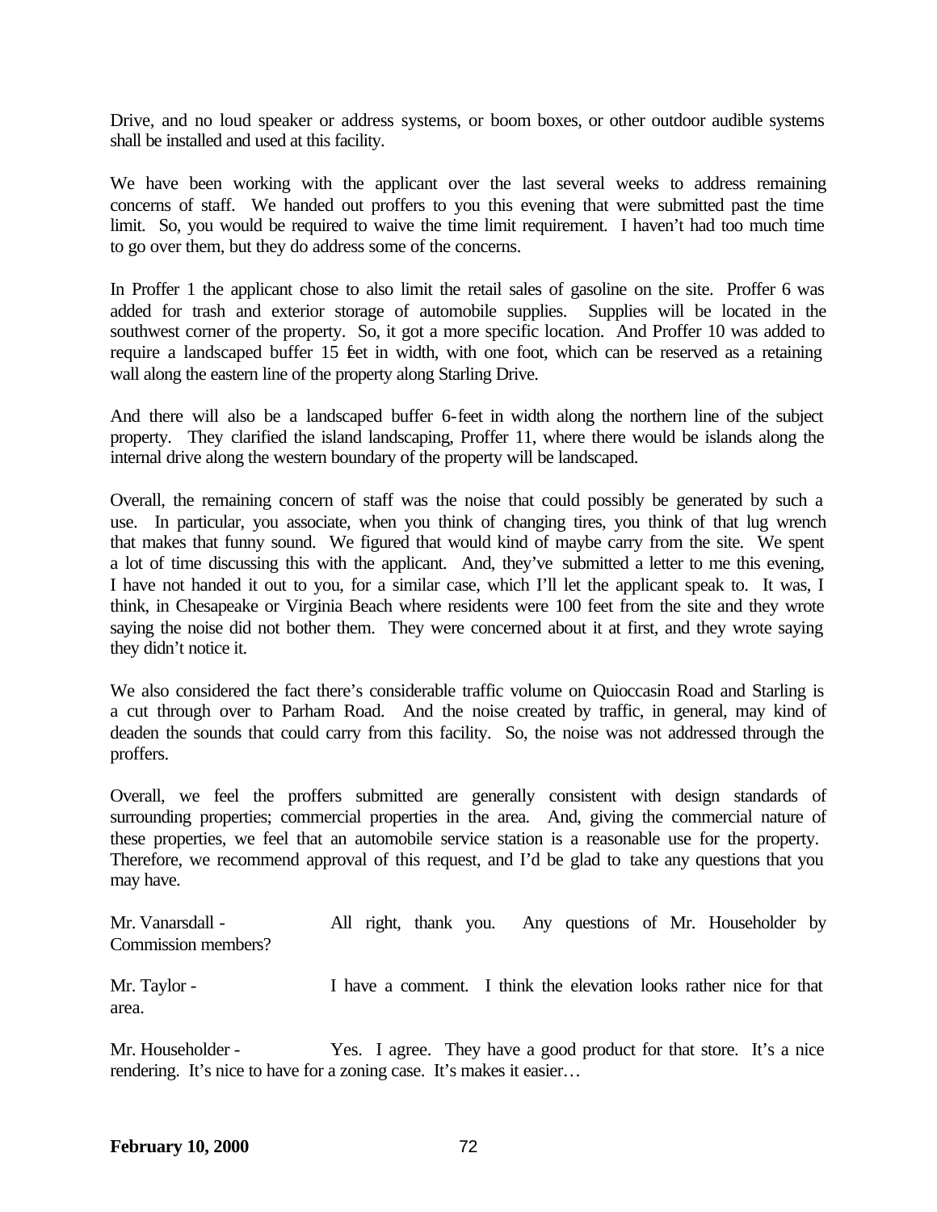Drive, and no loud speaker or address systems, or boom boxes, or other outdoor audible systems shall be installed and used at this facility.

We have been working with the applicant over the last several weeks to address remaining concerns of staff. We handed out proffers to you this evening that were submitted past the time limit. So, you would be required to waive the time limit requirement. I haven't had too much time to go over them, but they do address some of the concerns.

In Proffer 1 the applicant chose to also limit the retail sales of gasoline on the site. Proffer 6 was added for trash and exterior storage of automobile supplies. Supplies will be located in the southwest corner of the property. So, it got a more specific location. And Proffer 10 was added to require a landscaped buffer 15 feet in width, with one foot, which can be reserved as a retaining wall along the eastern line of the property along Starling Drive.

And there will also be a landscaped buffer 6-feet in width along the northern line of the subject property. They clarified the island landscaping, Proffer 11, where there would be islands along the internal drive along the western boundary of the property will be landscaped.

Overall, the remaining concern of staff was the noise that could possibly be generated by such a use. In particular, you associate, when you think of changing tires, you think of that lug wrench that makes that funny sound. We figured that would kind of maybe carry from the site. We spent a lot of time discussing this with the applicant. And, they've submitted a letter to me this evening, I have not handed it out to you, for a similar case, which I'll let the applicant speak to. It was, I think, in Chesapeake or Virginia Beach where residents were 100 feet from the site and they wrote saying the noise did not bother them. They were concerned about it at first, and they wrote saying they didn't notice it.

We also considered the fact there's considerable traffic volume on Quioccasin Road and Starling is a cut through over to Parham Road. And the noise created by traffic, in general, may kind of deaden the sounds that could carry from this facility. So, the noise was not addressed through the proffers.

Overall, we feel the proffers submitted are generally consistent with design standards of surrounding properties; commercial properties in the area. And, giving the commercial nature of these properties, we feel that an automobile service station is a reasonable use for the property. Therefore, we recommend approval of this request, and I'd be glad to take any questions that you may have.

Mr. Vanarsdall - All right, thank you. Any questions of Mr. Householder by Commission members?

Mr. Taylor - I have a comment. I think the elevation looks rather nice for that area.

Mr. Householder - Yes. I agree. They have a good product for that store. It's a nice rendering. It's nice to have for a zoning case. It's makes it easier…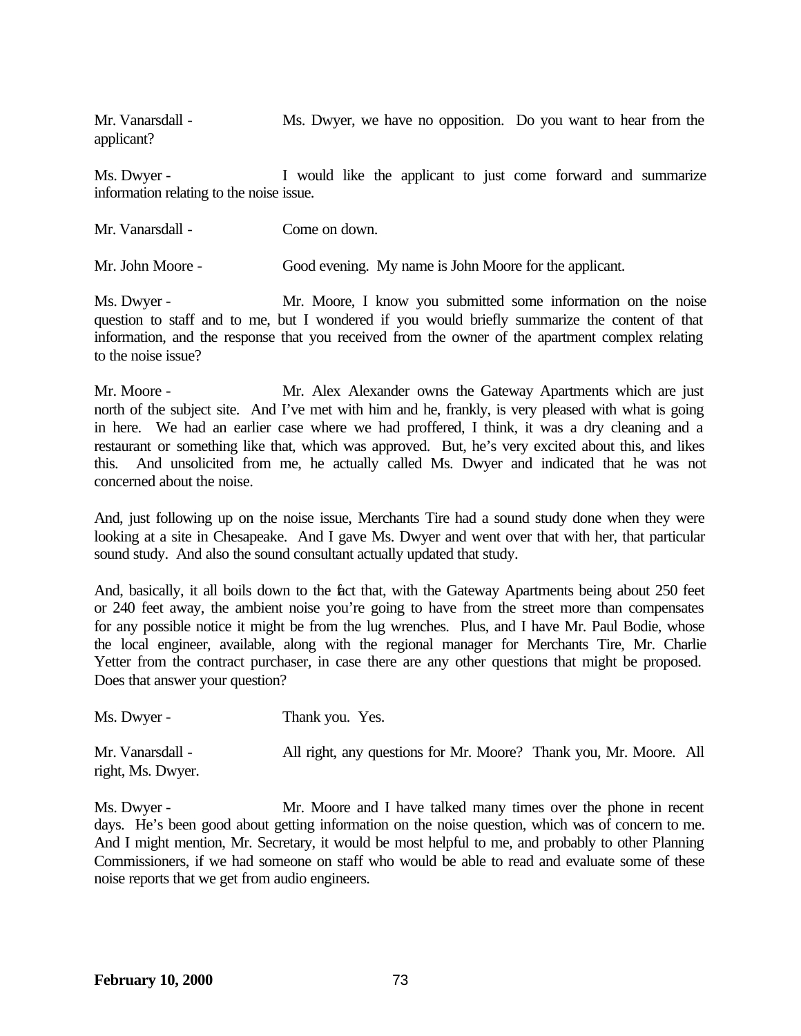Mr. Vanarsdall - Ms. Dwyer, we have no opposition. Do you want to hear from the applicant?

Ms. Dwyer - I would like the applicant to just come forward and summarize information relating to the noise issue.

Mr. Vanarsdall - Come on down.

Mr. John Moore - Good evening. My name is John Moore for the applicant.

Ms. Dwyer - Mr. Moore, I know you submitted some information on the noise question to staff and to me, but I wondered if you would briefly summarize the content of that information, and the response that you received from the owner of the apartment complex relating to the noise issue?

Mr. Moore - Mr. Alex Alexander owns the Gateway Apartments which are just north of the subject site. And I've met with him and he, frankly, is very pleased with what is going in here. We had an earlier case where we had proffered, I think, it was a dry cleaning and a restaurant or something like that, which was approved. But, he's very excited about this, and likes this. And unsolicited from me, he actually called Ms. Dwyer and indicated that he was not concerned about the noise.

And, just following up on the noise issue, Merchants Tire had a sound study done when they were looking at a site in Chesapeake. And I gave Ms. Dwyer and went over that with her, that particular sound study. And also the sound consultant actually updated that study.

And, basically, it all boils down to the fact that, with the Gateway Apartments being about 250 feet or 240 feet away, the ambient noise you're going to have from the street more than compensates for any possible notice it might be from the lug wrenches. Plus, and I have Mr. Paul Bodie, whose the local engineer, available, along with the regional manager for Merchants Tire, Mr. Charlie Yetter from the contract purchaser, in case there are any other questions that might be proposed. Does that answer your question?

Ms. Dwyer - Thank you. Yes.

Mr. Vanarsdall - All right, any questions for Mr. Moore? Thank you, Mr. Moore. All right, Ms. Dwyer.

Ms. Dwyer - Mr. Moore and I have talked many times over the phone in recent days. He's been good about getting information on the noise question, which was of concern to me. And I might mention, Mr. Secretary, it would be most helpful to me, and probably to other Planning Commissioners, if we had someone on staff who would be able to read and evaluate some of these noise reports that we get from audio engineers.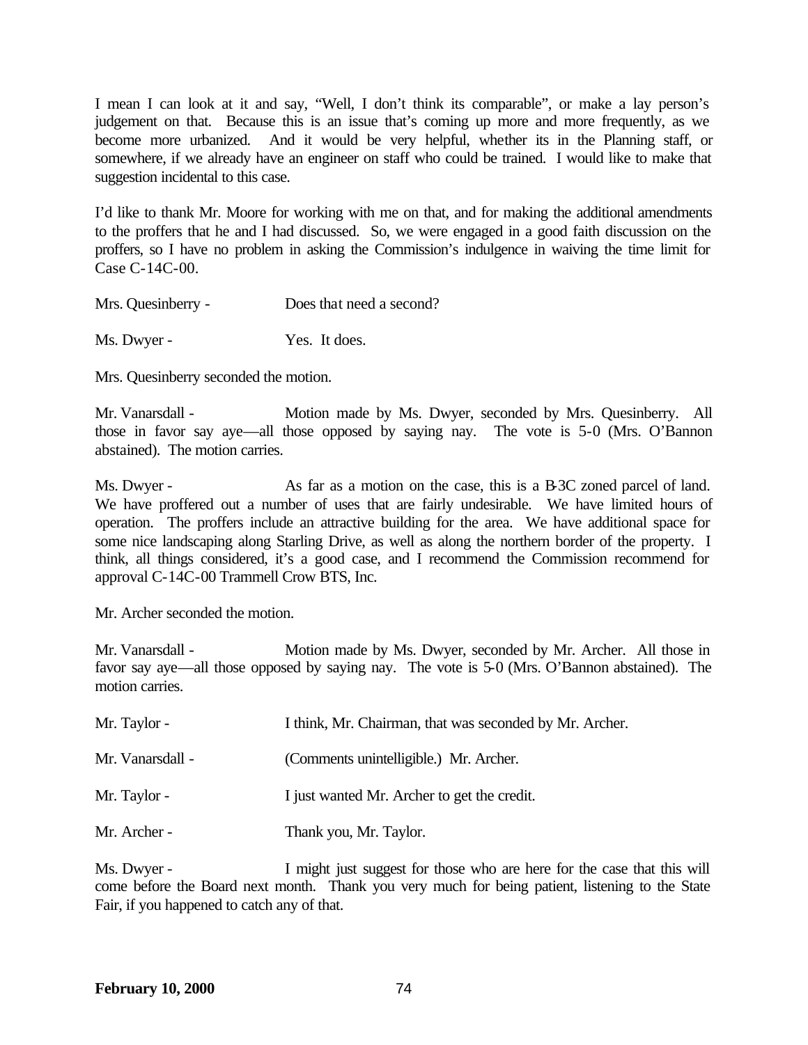I mean I can look at it and say, "Well, I don't think its comparable", or make a lay person's judgement on that. Because this is an issue that's coming up more and more frequently, as we become more urbanized. And it would be very helpful, whether its in the Planning staff, or somewhere, if we already have an engineer on staff who could be trained. I would like to make that suggestion incidental to this case.

I'd like to thank Mr. Moore for working with me on that, and for making the additional amendments to the proffers that he and I had discussed. So, we were engaged in a good faith discussion on the proffers, so I have no problem in asking the Commission's indulgence in waiving the time limit for Case C-14C-00.

Mrs. Quesinberry - Does that need a second?

Ms. Dwyer - Yes. It does.

Mrs. Quesinberry seconded the motion.

Mr. Vanarsdall - Motion made by Ms. Dwyer, seconded by Mrs. Quesinberry. All those in favor say aye—all those opposed by saying nay. The vote is 5-0 (Mrs. O'Bannon abstained). The motion carries.

Ms. Dwyer - As far as a motion on the case, this is a B-3C zoned parcel of land. We have proffered out a number of uses that are fairly undesirable. We have limited hours of operation. The proffers include an attractive building for the area. We have additional space for some nice landscaping along Starling Drive, as well as along the northern border of the property. I think, all things considered, it's a good case, and I recommend the Commission recommend for approval C-14C-00 Trammell Crow BTS, Inc.

Mr. Archer seconded the motion.

Mr. Vanarsdall - Motion made by Ms. Dwyer, seconded by Mr. Archer. All those in favor say aye—all those opposed by saying nay. The vote is 5-0 (Mrs. O'Bannon abstained). The motion carries.

Mr. Taylor - I think, Mr. Chairman, that was seconded by Mr. Archer.

Mr. Vanarsdall - (Comments unintelligible.) Mr. Archer.

Mr. Taylor - I just wanted Mr. Archer to get the credit.

Mr. Archer - Thank you, Mr. Taylor.

Ms. Dwyer - I might just suggest for those who are here for the case that this will come before the Board next month. Thank you very much for being patient, listening to the State Fair, if you happened to catch any of that.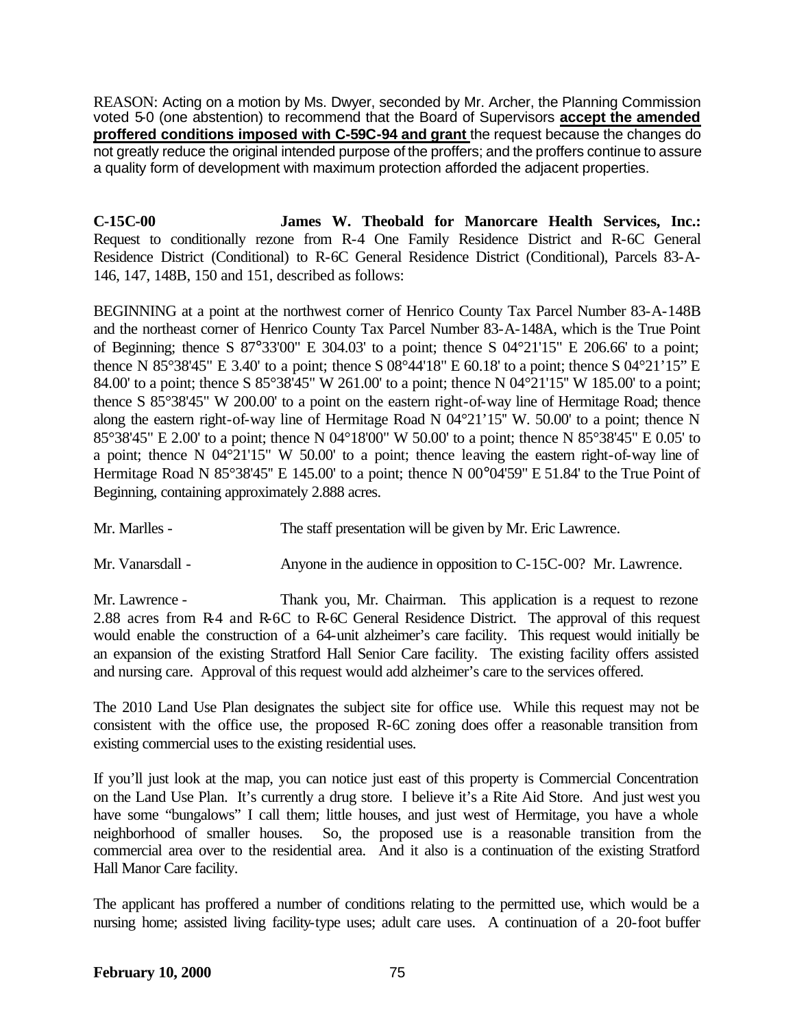REASON: Acting on a motion by Ms. Dwyer, seconded by Mr. Archer, the Planning Commission voted 5-0 (one abstention) to recommend that the Board of Supervisors **accept the amended proffered conditions imposed with C-59C-94 and grant** the request because the changes do not greatly reduce the original intended purpose of the proffers; and the proffers continue to assure a quality form of development with maximum protection afforded the adjacent properties.

**C-15C-00 James W. Theobald for Manorcare Health Services, Inc.:** Request to conditionally rezone from R-4 One Family Residence District and R-6C General Residence District (Conditional) to R-6C General Residence District (Conditional), Parcels 83-A-146, 147, 148B, 150 and 151, described as follows:

BEGINNING at a point at the northwest corner of Henrico County Tax Parcel Number 83-A-148B and the northeast corner of Henrico County Tax Parcel Number 83-A-148A, which is the True Point of Beginning; thence S 87°33'00" E 304.03' to a point; thence S 04°21'15" E 206.66' to a point; thence N 85°38'45" E 3.40' to a point; thence S 08°44'18" E 60.18' to a point; thence S 04°21'15" E 84.00' to a point; thence S 85°38'45" W 261.00' to a point; thence N 04°21'15" W 185.00' to a point; thence S 85°38'45" W 200.00' to a point on the eastern right-of-way line of Hermitage Road; thence along the eastern right-of-way line of Hermitage Road N 04°21'15" W. 50.00' to a point; thence N 85°38'45" E 2.00' to a point; thence N 04°18'00" W 50.00' to a point; thence N 85°38'45" E 0.05' to a point; thence N 04°21'15" W 50.00' to a point; thence leaving the eastern right-of-way line of Hermitage Road N 85°38'45" E 145.00' to a point; thence N 00°04'59" E 51.84' to the True Point of Beginning, containing approximately 2.888 acres.

Mr. Marlles - The staff presentation will be given by Mr. Eric Lawrence.

Mr. Vanarsdall - Anyone in the audience in opposition to C-15C-00? Mr. Lawrence.

Mr. Lawrence - Thank you, Mr. Chairman. This application is a request to rezone 2.88 acres from R-4 and R-6C to R-6C General Residence District. The approval of this request would enable the construction of a 64-unit alzheimer's care facility. This request would initially be an expansion of the existing Stratford Hall Senior Care facility. The existing facility offers assisted and nursing care. Approval of this request would add alzheimer's care to the services offered.

The 2010 Land Use Plan designates the subject site for office use. While this request may not be consistent with the office use, the proposed R-6C zoning does offer a reasonable transition from existing commercial uses to the existing residential uses.

If you'll just look at the map, you can notice just east of this property is Commercial Concentration on the Land Use Plan. It's currently a drug store. I believe it's a Rite Aid Store. And just west you have some "bungalows" I call them; little houses, and just west of Hermitage, you have a whole neighborhood of smaller houses. So, the proposed use is a reasonable transition from the commercial area over to the residential area. And it also is a continuation of the existing Stratford Hall Manor Care facility.

The applicant has proffered a number of conditions relating to the permitted use, which would be a nursing home; assisted living facility-type uses; adult care uses. A continuation of a 20-foot buffer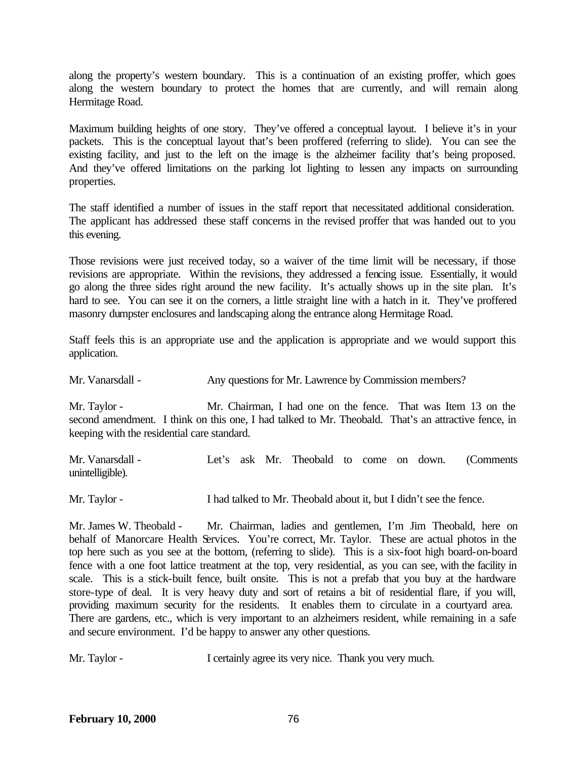along the property's western boundary. This is a continuation of an existing proffer, which goes along the western boundary to protect the homes that are currently, and will remain along Hermitage Road.

Maximum building heights of one story. They've offered a conceptual layout. I believe it's in your packets. This is the conceptual layout that's been proffered (referring to slide). You can see the existing facility, and just to the left on the image is the alzheimer facility that's being proposed. And they've offered limitations on the parking lot lighting to lessen any impacts on surrounding properties.

The staff identified a number of issues in the staff report that necessitated additional consideration. The applicant has addressed these staff concerns in the revised proffer that was handed out to you this evening.

Those revisions were just received today, so a waiver of the time limit will be necessary, if those revisions are appropriate. Within the revisions, they addressed a fencing issue. Essentially, it would go along the three sides right around the new facility. It's actually shows up in the site plan. It's hard to see. You can see it on the corners, a little straight line with a hatch in it. They've proffered masonry dumpster enclosures and landscaping along the entrance along Hermitage Road.

Staff feels this is an appropriate use and the application is appropriate and we would support this application.

Mr. Vanarsdall - Any questions for Mr. Lawrence by Commission members?

Mr. Taylor - Mr. Chairman, I had one on the fence. That was Item 13 on the second amendment. I think on this one, I had talked to Mr. Theobald. That's an attractive fence, in keeping with the residential care standard.

Mr. Vanarsdall - Let's ask Mr. Theobald to come on down. (Comments unintelligible).

Mr. Taylor - I had talked to Mr. Theobald about it, but I didn't see the fence.

Mr. James W. Theobald - Mr. Chairman, ladies and gentlemen, I'm Jim Theobald, here on behalf of Manorcare Health Services. You're correct, Mr. Taylor. These are actual photos in the top here such as you see at the bottom, (referring to slide). This is a six-foot high board-on-board fence with a one foot lattice treatment at the top, very residential, as you can see, with the facility in scale. This is a stick-built fence, built onsite. This is not a prefab that you buy at the hardware store-type of deal. It is very heavy duty and sort of retains a bit of residential flare, if you will, providing maximum security for the residents. It enables them to circulate in a courtyard area. There are gardens, etc., which is very important to an alzheimers resident, while remaining in a safe and secure environment. I'd be happy to answer any other questions.

Mr. Taylor - I certainly agree its very nice. Thank you very much.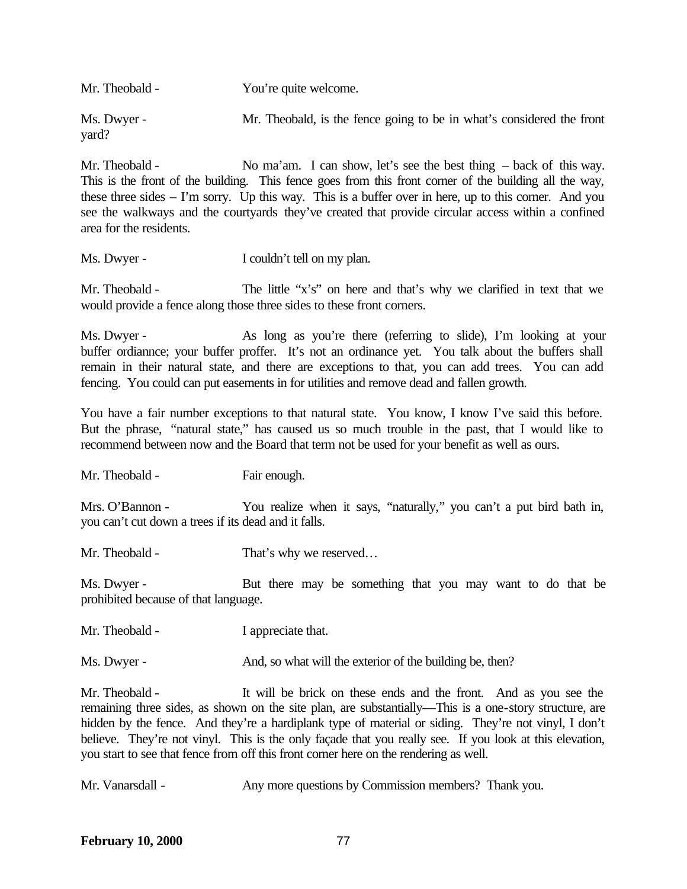Mr. Theobald - You're quite welcome.

Ms. Dwyer - Mr. Theobald, is the fence going to be in what's considered the front yard?

Mr. Theobald - No ma'am. I can show, let's see the best thing – back of this way. This is the front of the building. This fence goes from this front corner of the building all the way, these three sides – I'm sorry. Up this way. This is a buffer over in here, up to this corner. And you see the walkways and the courtyards they've created that provide circular access within a confined area for the residents.

Ms. Dwyer - I couldn't tell on my plan.

Mr. Theobald - The little "x's" on here and that's why we clarified in text that we would provide a fence along those three sides to these front corners.

Ms. Dwyer - As long as you're there (referring to slide), I'm looking at your buffer ordiannce; your buffer proffer. It's not an ordinance yet. You talk about the buffers shall remain in their natural state, and there are exceptions to that, you can add trees. You can add fencing. You could can put easements in for utilities and remove dead and fallen growth.

You have a fair number exceptions to that natural state. You know, I know I've said this before. But the phrase, "natural state," has caused us so much trouble in the past, that I would like to recommend between now and the Board that term not be used for your benefit as well as ours.

Mr. Theobald - Fair enough.

Mrs. O'Bannon - You realize when it says, "naturally," you can't a put bird bath in, you can't cut down a trees if its dead and it falls.

Mr. Theobald - That's why we reserved…

Ms. Dwyer - But there may be something that you may want to do that be prohibited because of that language.

Mr. Theobald - I appreciate that.

Ms. Dwyer - And, so what will the exterior of the building be, then?

Mr. Theobald - It will be brick on these ends and the front. And as you see the remaining three sides, as shown on the site plan, are substantially—This is a one-story structure, are hidden by the fence. And they're a hardiplank type of material or siding. They're not vinyl, I don't believe. They're not vinyl. This is the only façade that you really see. If you look at this elevation, you start to see that fence from off this front corner here on the rendering as well.

Mr. Vanarsdall - Any more questions by Commission members? Thank you.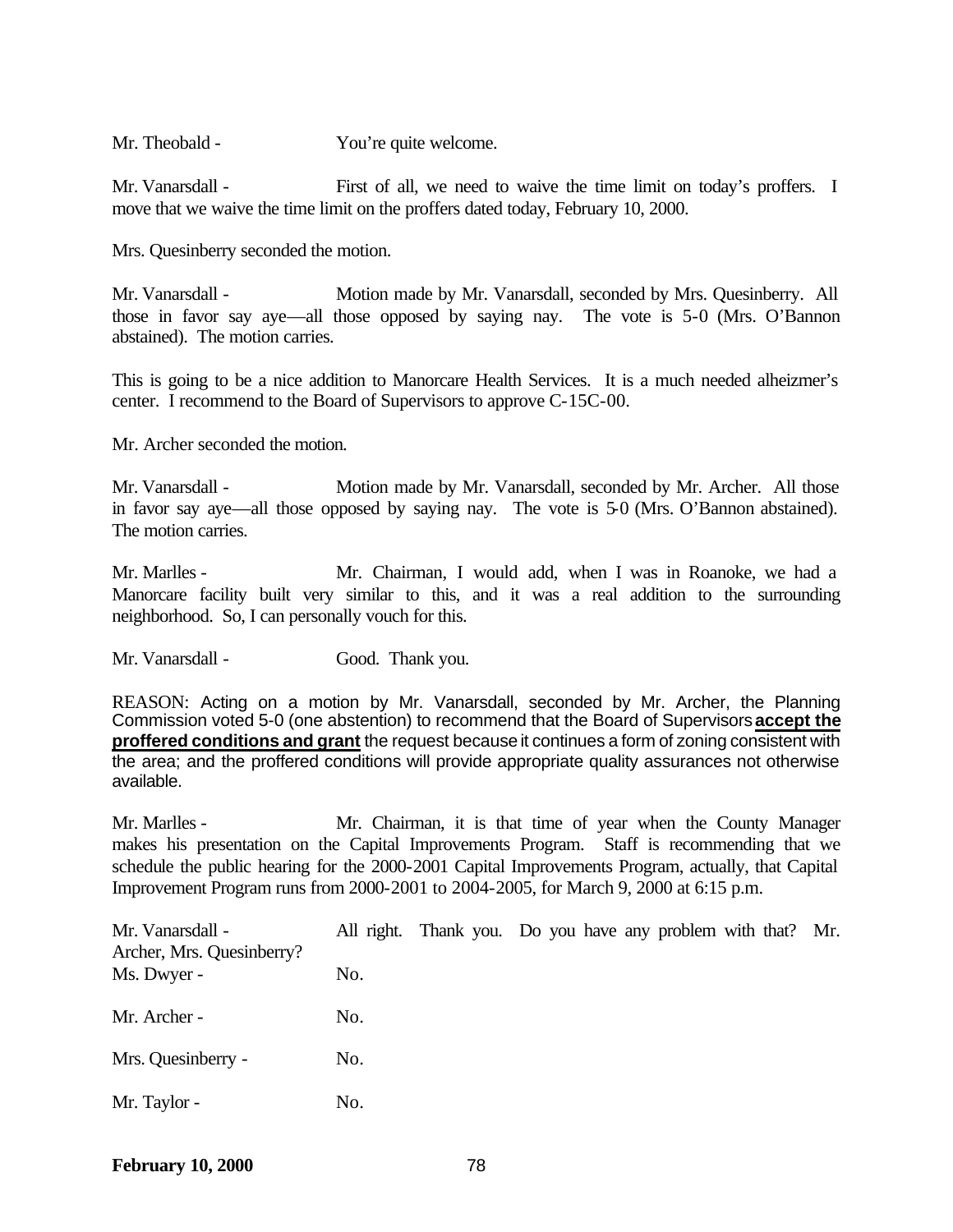Mr. Theobald - You're quite welcome.

Mr. Vanarsdall - First of all, we need to waive the time limit on today's proffers. I move that we waive the time limit on the proffers dated today, February 10, 2000.

Mrs. Quesinberry seconded the motion.

Mr. Vanarsdall - Motion made by Mr. Vanarsdall, seconded by Mrs. Quesinberry. All those in favor say aye—all those opposed by saying nay. The vote is 5-0 (Mrs. O'Bannon abstained). The motion carries.

This is going to be a nice addition to Manorcare Health Services. It is a much needed alheizmer's center. I recommend to the Board of Supervisors to approve C-15C-00.

Mr. Archer seconded the motion.

Mr. Vanarsdall - Motion made by Mr. Vanarsdall, seconded by Mr. Archer. All those in favor say aye—all those opposed by saying nay. The vote is 5-0 (Mrs. O'Bannon abstained). The motion carries.

Mr. Marlles - Mr. Chairman, I would add, when I was in Roanoke, we had a Manorcare facility built very similar to this, and it was a real addition to the surrounding neighborhood. So, I can personally vouch for this.

Mr. Vanarsdall - Good. Thank you.

REASON: Acting on a motion by Mr. Vanarsdall, seconded by Mr. Archer, the Planning Commission voted 5-0 (one abstention) to recommend that the Board of Supervisors **accept the proffered conditions and grant** the request because it continues a form of zoning consistent with the area; and the proffered conditions will provide appropriate quality assurances not otherwise available.

Mr. Marlles - Mr. Chairman, it is that time of year when the County Manager makes his presentation on the Capital Improvements Program. Staff is recommending that we schedule the public hearing for the 2000-2001 Capital Improvements Program, actually, that Capital Improvement Program runs from 2000-2001 to 2004-2005, for March 9, 2000 at 6:15 p.m.

Mr. Vanarsdall - All right. Thank you. Do you have any problem with that? Mr. Archer, Mrs. Quesinberry?

Ms. Dwyer - No.

Mr. Archer - No.

Mrs. Quesinberry - No.

Mr. Taylor - No.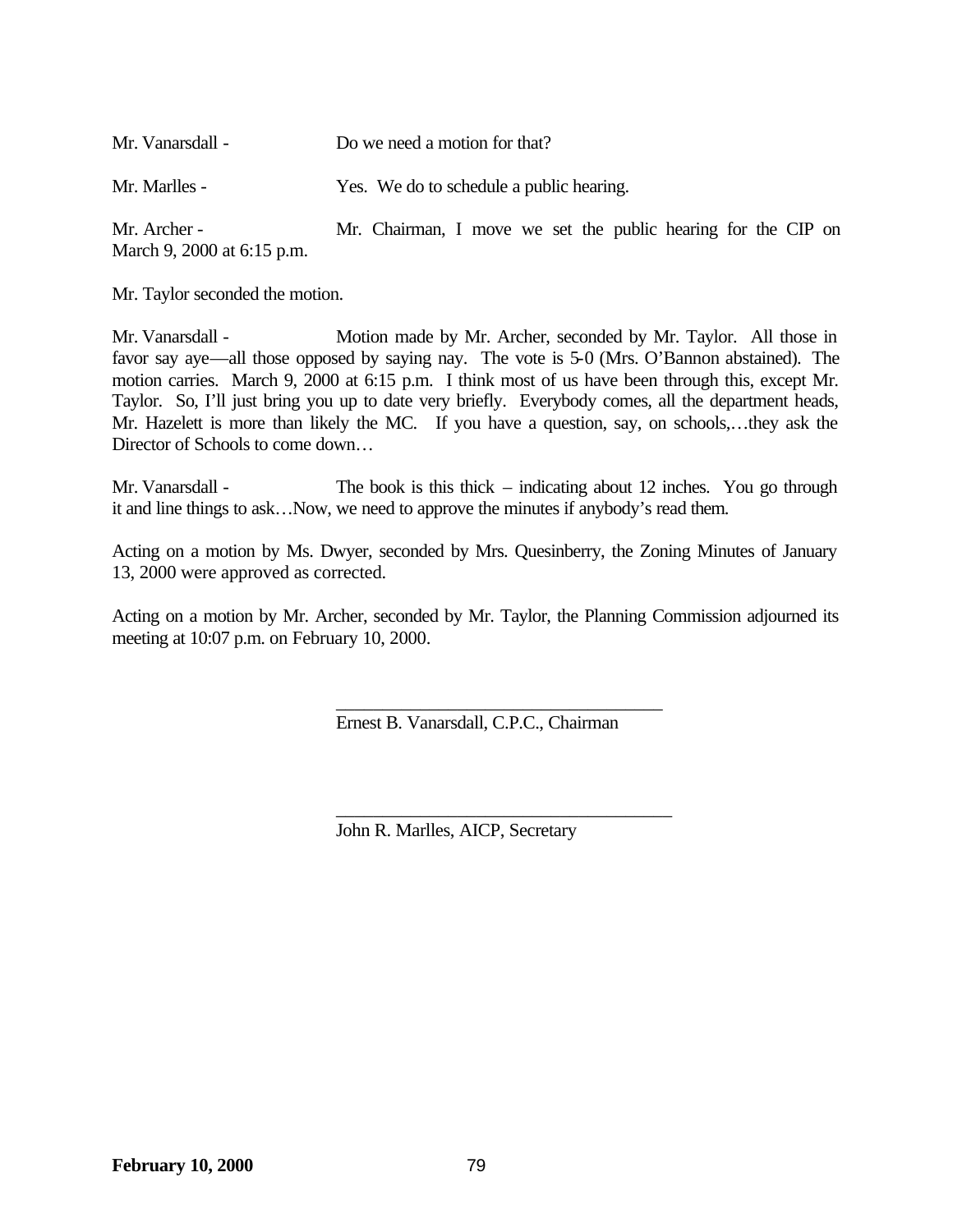Mr. Vanarsdall - Do we need a motion for that?

Mr. Marlles - Yes. We do to schedule a public hearing.

Mr. Archer - Mr. Chairman, I move we set the public hearing for the CIP on March 9, 2000 at 6:15 p.m.

Mr. Taylor seconded the motion.

Mr. Vanarsdall - Motion made by Mr. Archer, seconded by Mr. Taylor. All those in favor say aye—all those opposed by saying nay. The vote is 5-0 (Mrs. O'Bannon abstained). The motion carries. March 9, 2000 at 6:15 p.m. I think most of us have been through this, except Mr. Taylor. So, I'll just bring you up to date very briefly. Everybody comes, all the department heads, Mr. Hazelett is more than likely the MC. If you have a question, say, on schools,…they ask the Director of Schools to come down…

Mr. Vanarsdall - The book is this thick – indicating about 12 inches. You go through it and line things to ask…Now, we need to approve the minutes if anybody's read them.

Acting on a motion by Ms. Dwyer, seconded by Mrs. Quesinberry, the Zoning Minutes of January 13, 2000 were approved as corrected.

Acting on a motion by Mr. Archer, seconded by Mr. Taylor, the Planning Commission adjourned its meeting at 10:07 p.m. on February 10, 2000.

\_\_\_\_\_\_\_\_\_\_\_\_\_\_\_\_\_\_\_\_\_\_\_\_\_\_\_\_\_\_\_\_\_\_\_\_

Ernest B. Vanarsdall, C.P.C., Chairman

\_\_\_\_\_\_\_\_\_\_\_\_\_\_\_\_\_\_\_\_\_\_\_\_\_\_\_\_\_\_\_\_\_\_\_\_

John R. Marlles, AICP, Secretary